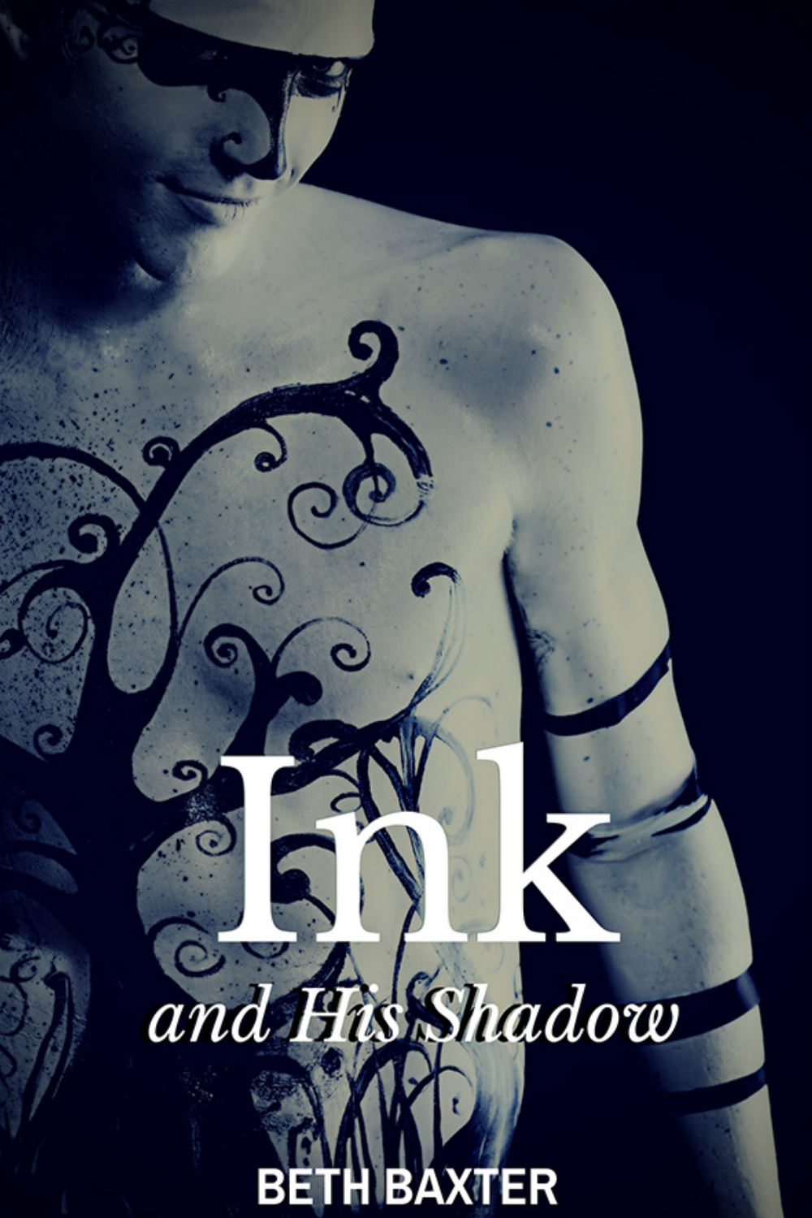# Ink

## *and His Shadow*

BETH BAXTER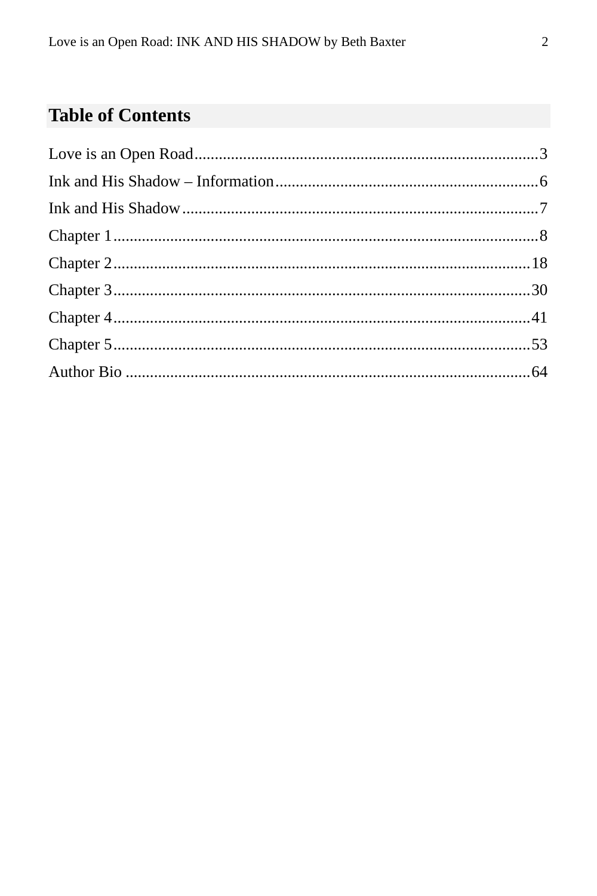## Table of Contents

Love is an Open Road....................................................................................3
Ink and His Shadow – Information.................................................................6
Ink and His Shadow.......................................................................................7
Chapter 1........................................................................................................8
Chapter 2......................................................................................................18
Chapter 3......................................................................................................30
Chapter 4......................................................................................................41
Chapter 5......................................................................................................53
Author Bio ....................................................................................................64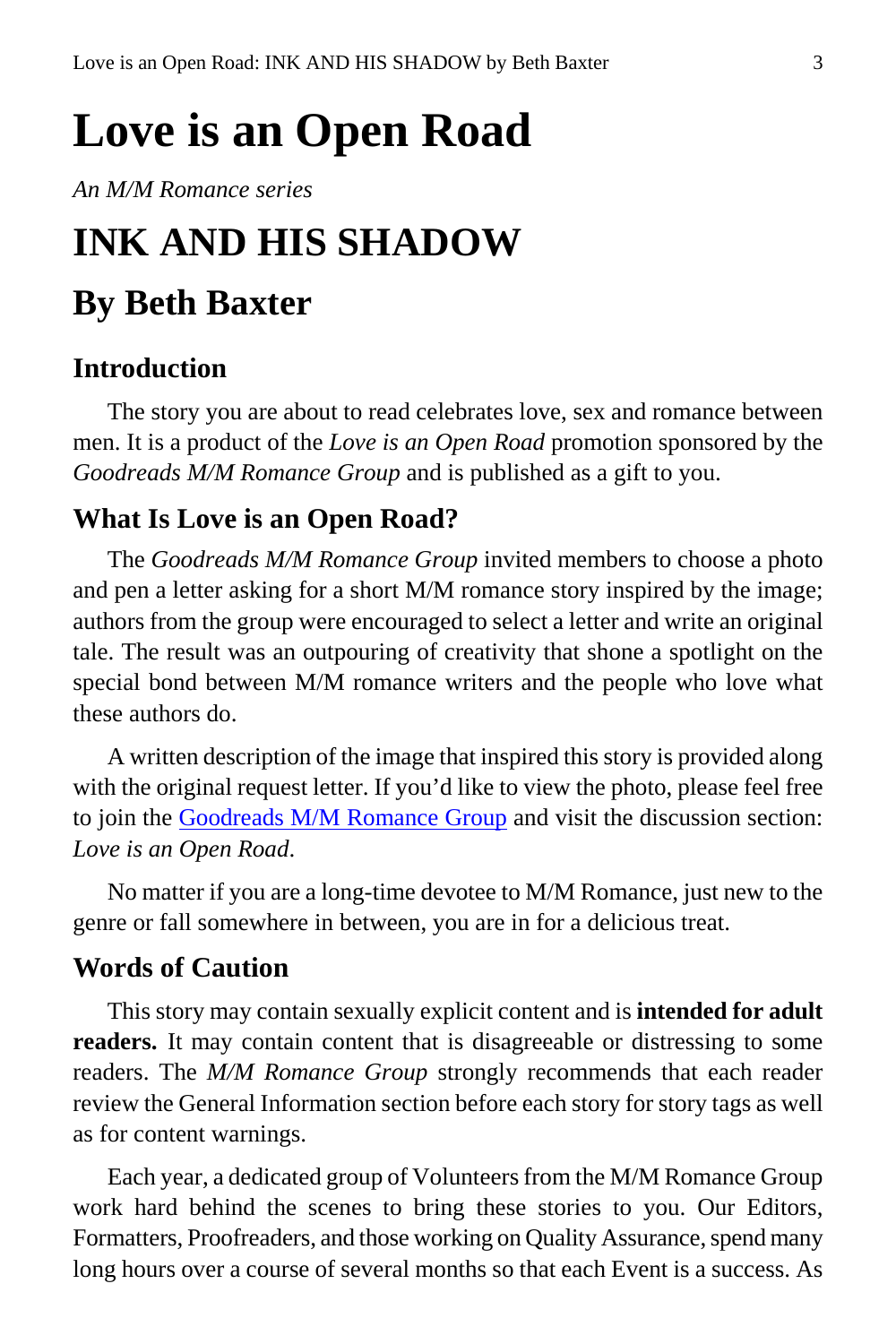# Love is an Open Road

*An M/M Romance series*

# INK AND HIS SHADOW

## By Beth Baxter

### Introduction

The story you are about to read celebrates love, sex and romance between men. It is a product of the *Love is an Open Road* promotion sponsored by the *Goodreads M/M Romance Group* and is published as a gift to you.

### What Is Love is an Open Road?

The *Goodreads M/M Romance Group* invited members to choose a photo and pen a letter asking for a short M/M romance story inspired by the image; authors from the group were encouraged to select a letter and write an original tale. The result was an outpouring of creativity that shone a spotlight on the special bond between M/M romance writers and the people who love what these authors do.

A written description of the image that inspired this story is provided along with the original request letter. If you'd like to view the photo, please feel free to join the Goodreads M/M Romance Group and visit the discussion section: *Love is an Open Road*.

No matter if you are a long-time devotee to M/M Romance, just new to the genre or fall somewhere in between, you are in for a delicious treat.

### Words of Caution

This story may contain sexually explicit content and is **intended for adult readers.** It may contain content that is disagreeable or distressing to some readers. The *M/M Romance Group* strongly recommends that each reader review the General Information section before each story for story tags as well as for content warnings.

Each year, a dedicated group of Volunteers from the M/M Romance Group work hard behind the scenes to bring these stories to you. Our Editors, Formatters, Proofreaders, and those working on Quality Assurance, spend many long hours over a course of several months so that each Event is a success. As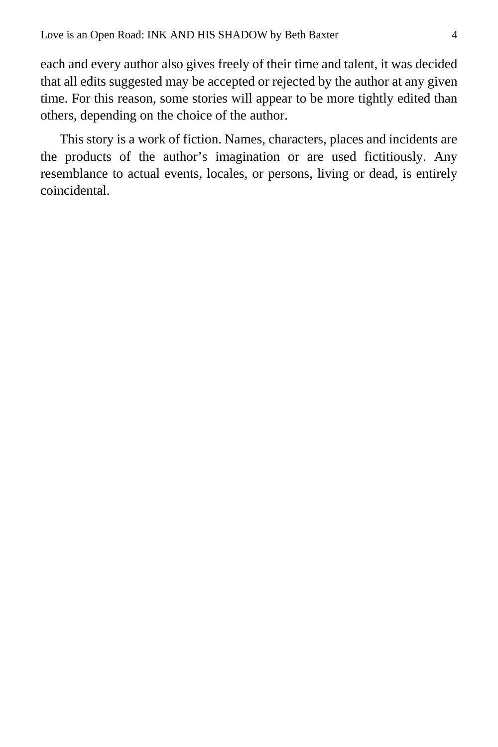each and every author also gives freely of their time and talent, it was decided that all edits suggested may be accepted or rejected by the author at any given time. For this reason, some stories will appear to be more tightly edited than others, depending on the choice of the author.

This story is a work of fiction. Names, characters, places and incidents are the products of the author's imagination or are used fictitiously. Any resemblance to actual events, locales, or persons, living or dead, is entirely coincidental.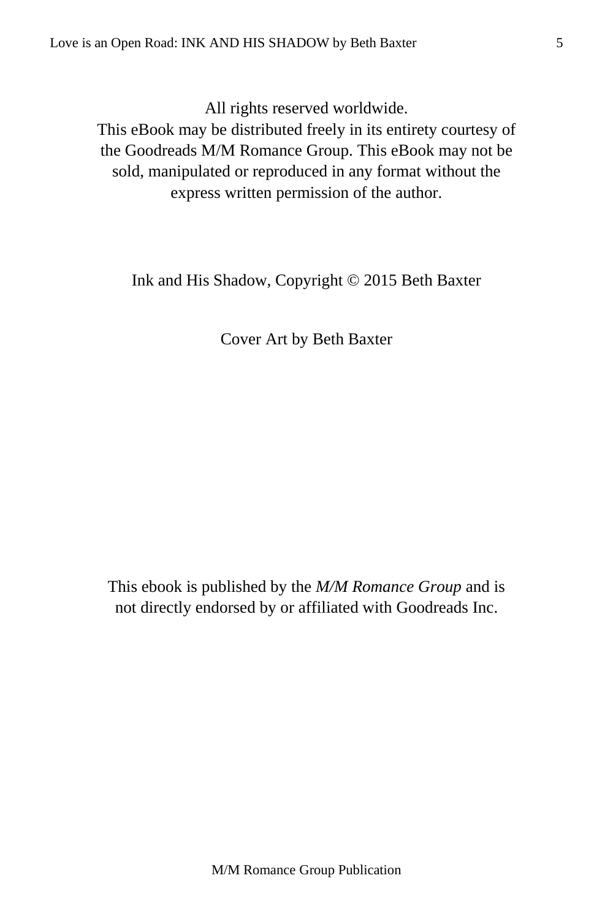All rights reserved worldwide.
This eBook may be distributed freely in its entirety courtesy of the Goodreads M/M Romance Group. This eBook may not be sold, manipulated or reproduced in any format without the express written permission of the author.

Ink and His Shadow, Copyright © 2015 Beth Baxter

Cover Art by Beth Baxter

This ebook is published by the *M/M Romance Group* and is not directly endorsed by or affiliated with Goodreads Inc.

M/M Romance Group Publication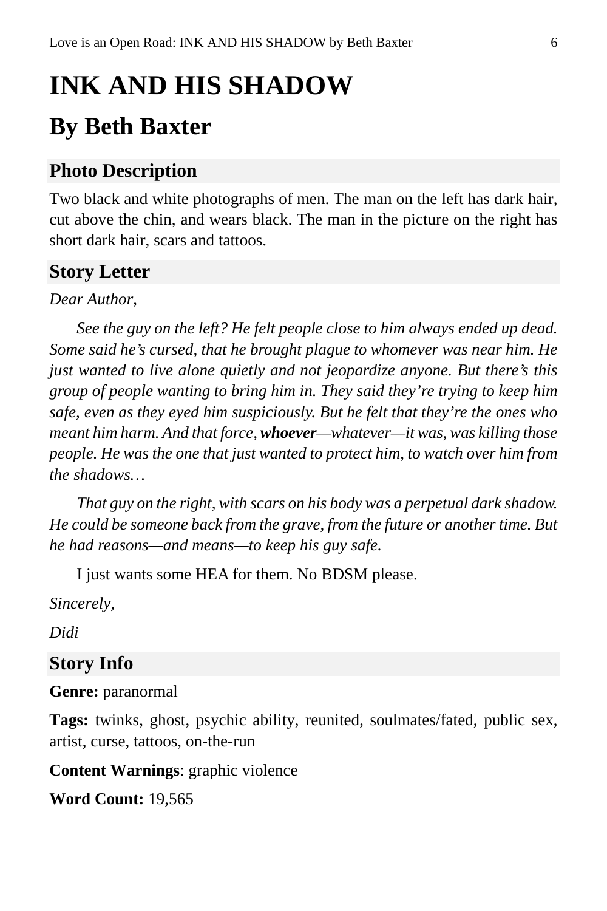# INK AND HIS SHADOW

## By Beth Baxter

### Photo Description

Two black and white photographs of men. The man on the left has dark hair, cut above the chin, and wears black. The man in the picture on the right has short dark hair, scars and tattoos.

### Story Letter

*Dear Author,*

*See the guy on the left? He felt people close to him always ended up dead. Some said he's cursed, that he brought plague to whomever was near him. He just wanted to live alone quietly and not jeopardize anyone. But there's this group of people wanting to bring him in. They said they're trying to keep him safe, even as they eyed him suspiciously. But he felt that they're the ones who meant him harm. And that force,* ***whoever****—whatever—it was, was killing those people. He was the one that just wanted to protect him, to watch over him from the shadows…*

*That guy on the right, with scars on his body was a perpetual dark shadow. He could be someone back from the grave, from the future or another time. But he had reasons—and means—to keep his guy safe.*

I just wants some HEA for them. No BDSM please.

*Sincerely,*

*Didi*

### Story Info

**Genre:** paranormal

**Tags:** twinks, ghost, psychic ability, reunited, soulmates/fated, public sex, artist, curse, tattoos, on-the-run

**Content Warnings**: graphic violence

**Word Count:** 19,565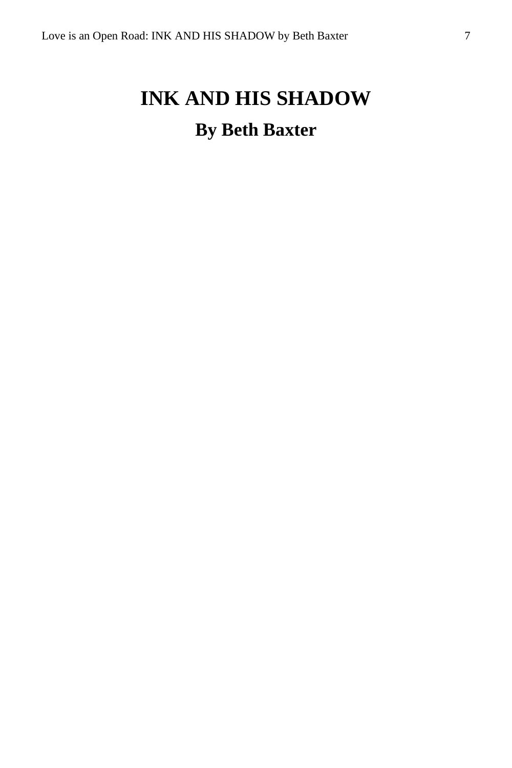# INK AND HIS SHADOW

## By Beth Baxter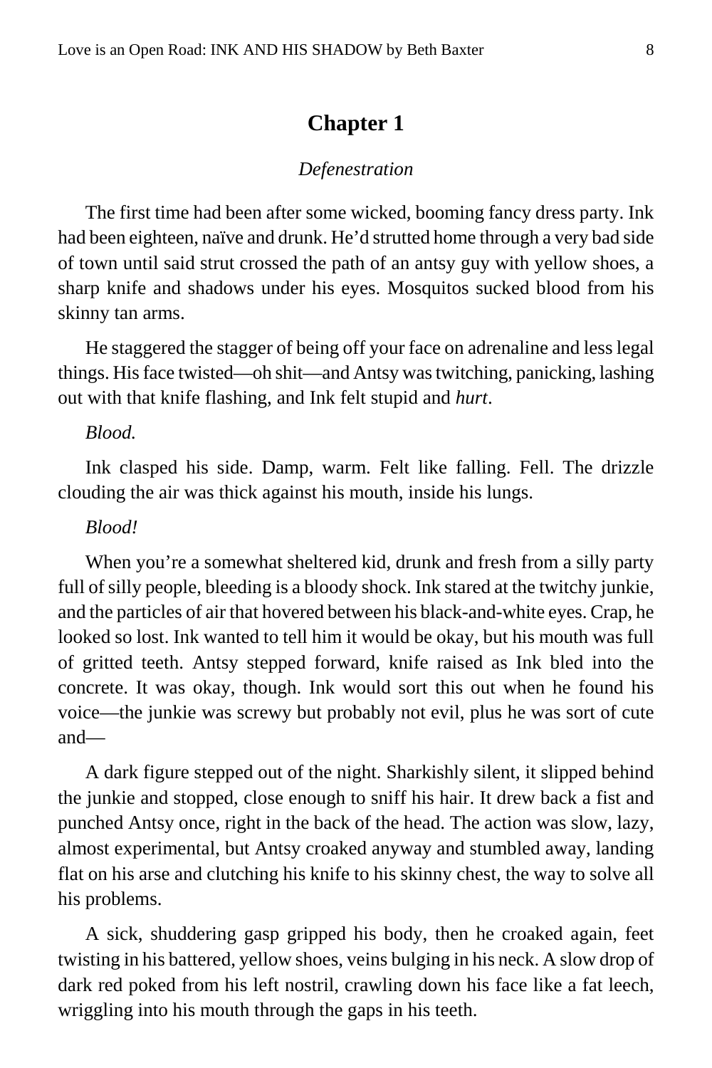# Chapter 1

*Defenestration*

The first time had been after some wicked, booming fancy dress party. Ink had been eighteen, naïve and drunk. He'd strutted home through a very bad side of town until said strut crossed the path of an antsy guy with yellow shoes, a sharp knife and shadows under his eyes. Mosquitos sucked blood from his skinny tan arms.

He staggered the stagger of being off your face on adrenaline and less legal things. His face twisted—oh shit—and Antsy was twitching, panicking, lashing out with that knife flashing, and Ink felt stupid and *hurt*.

*Blood.*

Ink clasped his side. Damp, warm. Felt like falling. Fell. The drizzle clouding the air was thick against his mouth, inside his lungs.

*Blood!*

When you're a somewhat sheltered kid, drunk and fresh from a silly party full of silly people, bleeding is a bloody shock. Ink stared at the twitchy junkie, and the particles of air that hovered between his black-and-white eyes. Crap, he looked so lost. Ink wanted to tell him it would be okay, but his mouth was full of gritted teeth. Antsy stepped forward, knife raised as Ink bled into the concrete. It was okay, though. Ink would sort this out when he found his voice—the junkie was screwy but probably not evil, plus he was sort of cute and—

A dark figure stepped out of the night. Sharkishly silent, it slipped behind the junkie and stopped, close enough to sniff his hair. It drew back a fist and punched Antsy once, right in the back of the head. The action was slow, lazy, almost experimental, but Antsy croaked anyway and stumbled away, landing flat on his arse and clutching his knife to his skinny chest, the way to solve all his problems.

A sick, shuddering gasp gripped his body, then he croaked again, feet twisting in his battered, yellow shoes, veins bulging in his neck. A slow drop of dark red poked from his left nostril, crawling down his face like a fat leech, wriggling into his mouth through the gaps in his teeth.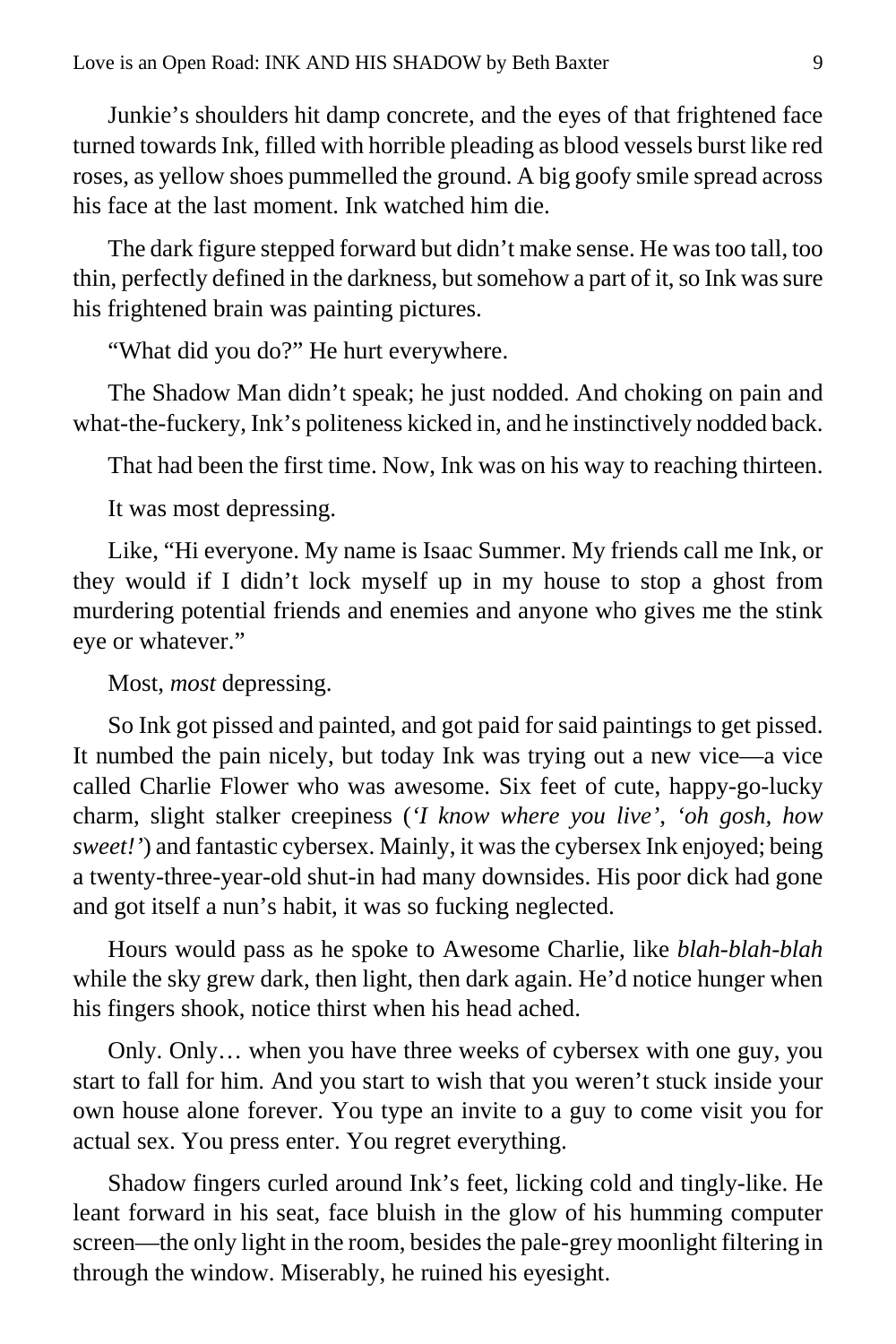Junkie's shoulders hit damp concrete, and the eyes of that frightened face turned towards Ink, filled with horrible pleading as blood vessels burst like red roses, as yellow shoes pummelled the ground. A big goofy smile spread across his face at the last moment. Ink watched him die.

The dark figure stepped forward but didn't make sense. He was too tall, too thin, perfectly defined in the darkness, but somehow a part of it, so Ink was sure his frightened brain was painting pictures.

"What did you do?" He hurt everywhere.

The Shadow Man didn't speak; he just nodded. And choking on pain and what-the-fuckery, Ink's politeness kicked in, and he instinctively nodded back.

That had been the first time. Now, Ink was on his way to reaching thirteen.

It was most depressing.

Like, "Hi everyone. My name is Isaac Summer. My friends call me Ink, or they would if I didn't lock myself up in my house to stop a ghost from murdering potential friends and enemies and anyone who gives me the stink eye or whatever."

Most, *most* depressing.

So Ink got pissed and painted, and got paid for said paintings to get pissed. It numbed the pain nicely, but today Ink was trying out a new vice—a vice called Charlie Flower who was awesome. Six feet of cute, happy-go-lucky charm, slight stalker creepiness (*'I know where you live'*, *'oh gosh, how sweet!'*) and fantastic cybersex. Mainly, it was the cybersex Ink enjoyed; being a twenty-three-year-old shut-in had many downsides. His poor dick had gone and got itself a nun's habit, it was so fucking neglected.

Hours would pass as he spoke to Awesome Charlie, like *blah-blah-blah* while the sky grew dark, then light, then dark again. He'd notice hunger when his fingers shook, notice thirst when his head ached.

Only. Only… when you have three weeks of cybersex with one guy, you start to fall for him. And you start to wish that you weren't stuck inside your own house alone forever. You type an invite to a guy to come visit you for actual sex. You press enter. You regret everything.

Shadow fingers curled around Ink's feet, licking cold and tingly-like. He leant forward in his seat, face bluish in the glow of his humming computer screen—the only light in the room, besides the pale-grey moonlight filtering in through the window. Miserably, he ruined his eyesight.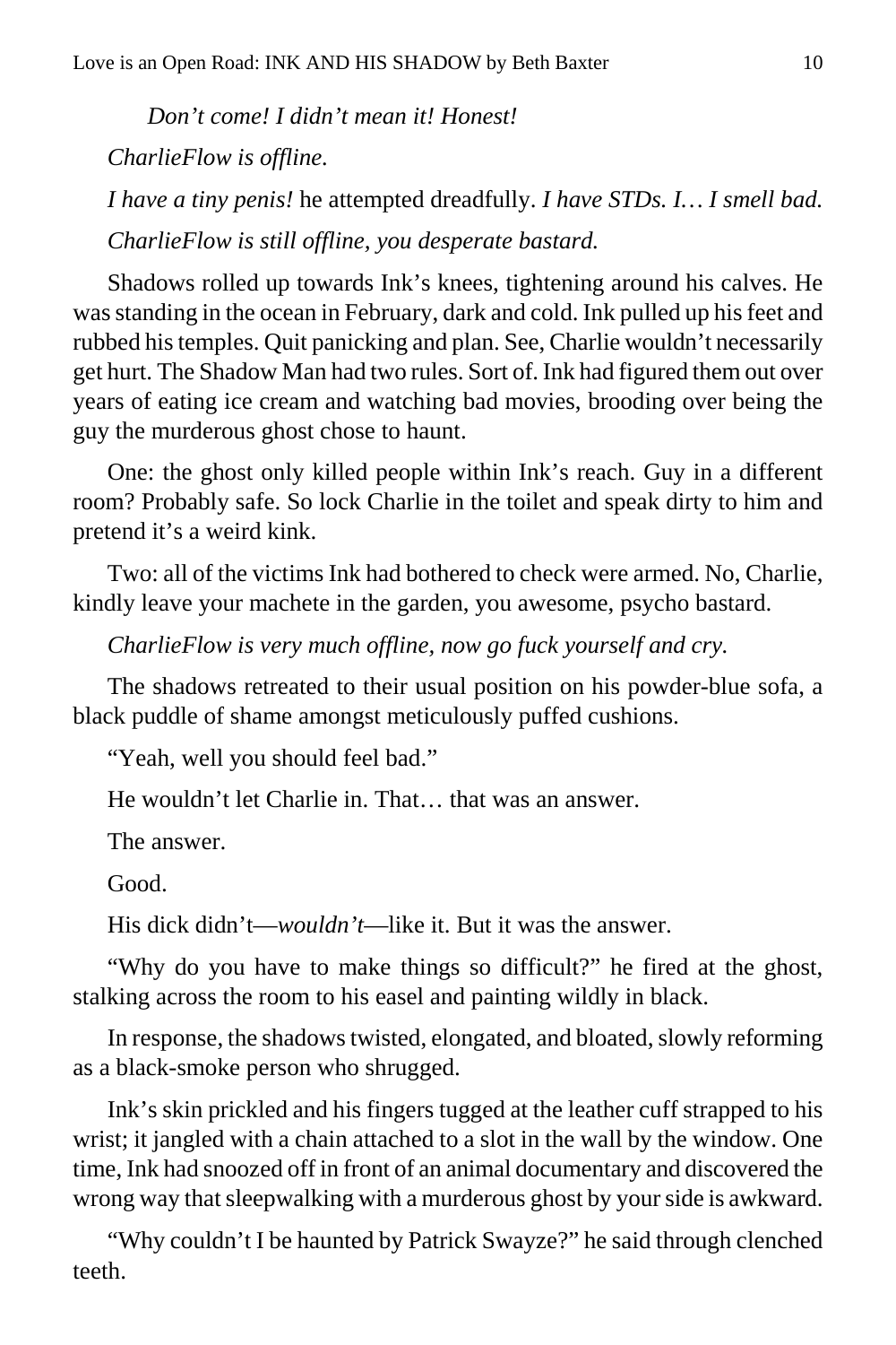*Don't come! I didn't mean it! Honest!*

*CharlieFlow is offline.*

*I have a tiny penis!* he attempted dreadfully. *I have STDs. I… I smell bad.*

*CharlieFlow is still offline, you desperate bastard.*

Shadows rolled up towards Ink's knees, tightening around his calves. He was standing in the ocean in February, dark and cold. Ink pulled up his feet and rubbed his temples. Quit panicking and plan. See, Charlie wouldn't necessarily get hurt. The Shadow Man had two rules. Sort of. Ink had figured them out over years of eating ice cream and watching bad movies, brooding over being the guy the murderous ghost chose to haunt.

One: the ghost only killed people within Ink's reach. Guy in a different room? Probably safe. So lock Charlie in the toilet and speak dirty to him and pretend it's a weird kink.

Two: all of the victims Ink had bothered to check were armed. No, Charlie, kindly leave your machete in the garden, you awesome, psycho bastard.

*CharlieFlow is very much offline, now go fuck yourself and cry.*

The shadows retreated to their usual position on his powder-blue sofa, a black puddle of shame amongst meticulously puffed cushions.

"Yeah, well you should feel bad."

He wouldn't let Charlie in. That… that was an answer.

The answer.

Good.

His dick didn't—*wouldn't*—like it. But it was the answer.

"Why do you have to make things so difficult?" he fired at the ghost, stalking across the room to his easel and painting wildly in black.

In response, the shadows twisted, elongated, and bloated, slowly reforming as a black-smoke person who shrugged.

Ink's skin prickled and his fingers tugged at the leather cuff strapped to his wrist; it jangled with a chain attached to a slot in the wall by the window. One time, Ink had snoozed off in front of an animal documentary and discovered the wrong way that sleepwalking with a murderous ghost by your side is awkward.

"Why couldn't I be haunted by Patrick Swayze?" he said through clenched teeth.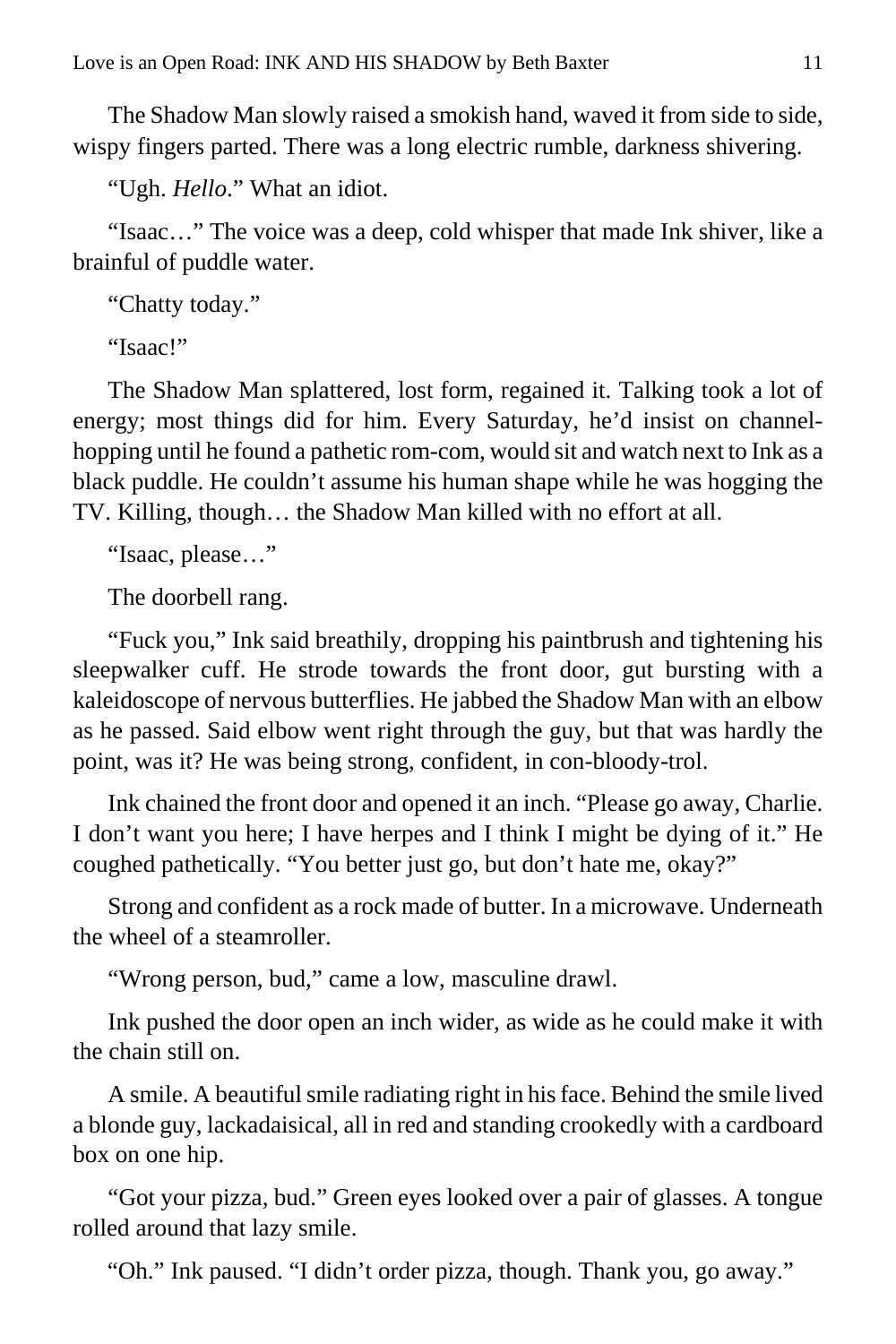The Shadow Man slowly raised a smokish hand, waved it from side to side, wispy fingers parted. There was a long electric rumble, darkness shivering.

"Ugh. *Hello*." What an idiot.

"Isaac…" The voice was a deep, cold whisper that made Ink shiver, like a brainful of puddle water.

"Chatty today."

"Isaac!"

The Shadow Man splattered, lost form, regained it. Talking took a lot of energy; most things did for him. Every Saturday, he'd insist on channel-hopping until he found a pathetic rom-com, would sit and watch next to Ink as a black puddle. He couldn't assume his human shape while he was hogging the TV. Killing, though… the Shadow Man killed with no effort at all.

"Isaac, please…"

The doorbell rang.

"Fuck you," Ink said breathily, dropping his paintbrush and tightening his sleepwalker cuff. He strode towards the front door, gut bursting with a kaleidoscope of nervous butterflies. He jabbed the Shadow Man with an elbow as he passed. Said elbow went right through the guy, but that was hardly the point, was it? He was being strong, confident, in con-bloody-trol.

Ink chained the front door and opened it an inch. "Please go away, Charlie. I don't want you here; I have herpes and I think I might be dying of it." He coughed pathetically. "You better just go, but don't hate me, okay?"

Strong and confident as a rock made of butter. In a microwave. Underneath the wheel of a steamroller.

"Wrong person, bud," came a low, masculine drawl.

Ink pushed the door open an inch wider, as wide as he could make it with the chain still on.

A smile. A beautiful smile radiating right in his face. Behind the smile lived a blonde guy, lackadaisical, all in red and standing crookedly with a cardboard box on one hip.

"Got your pizza, bud." Green eyes looked over a pair of glasses. A tongue rolled around that lazy smile.

"Oh." Ink paused. "I didn't order pizza, though. Thank you, go away."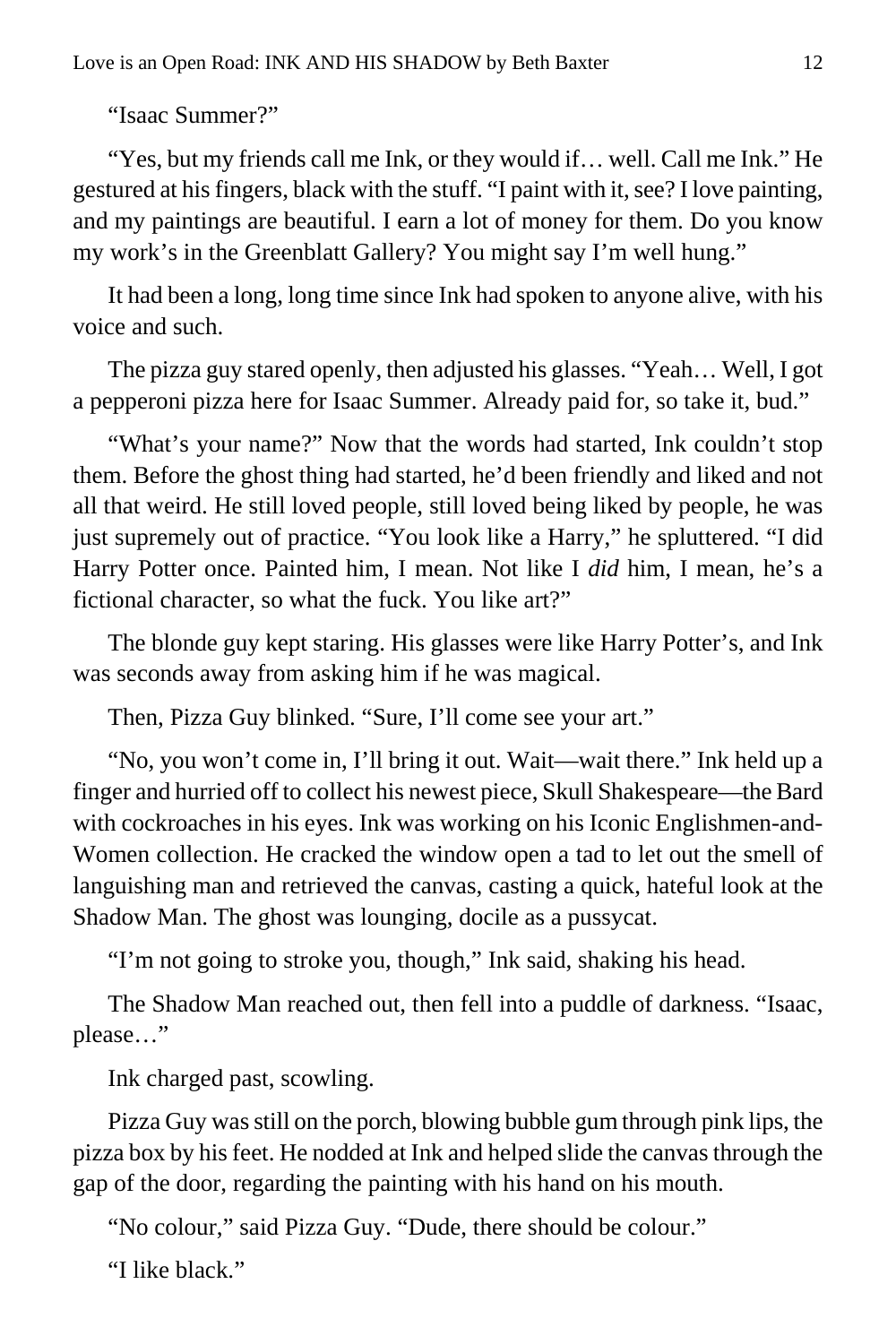"Isaac Summer?"

"Yes, but my friends call me Ink, or they would if… well. Call me Ink." He gestured at his fingers, black with the stuff. "I paint with it, see? I love painting, and my paintings are beautiful. I earn a lot of money for them. Do you know my work's in the Greenblatt Gallery? You might say I'm well hung."

It had been a long, long time since Ink had spoken to anyone alive, with his voice and such.

The pizza guy stared openly, then adjusted his glasses. "Yeah… Well, I got a pepperoni pizza here for Isaac Summer. Already paid for, so take it, bud."

"What's your name?" Now that the words had started, Ink couldn't stop them. Before the ghost thing had started, he'd been friendly and liked and not all that weird. He still loved people, still loved being liked by people, he was just supremely out of practice. "You look like a Harry," he spluttered. "I did Harry Potter once. Painted him, I mean. Not like I *did* him, I mean, he's a fictional character, so what the fuck. You like art?"

The blonde guy kept staring. His glasses were like Harry Potter's, and Ink was seconds away from asking him if he was magical.

Then, Pizza Guy blinked. "Sure, I'll come see your art."

"No, you won't come in, I'll bring it out. Wait—wait there." Ink held up a finger and hurried off to collect his newest piece, Skull Shakespeare—the Bard with cockroaches in his eyes. Ink was working on his Iconic Englishmen-and-Women collection. He cracked the window open a tad to let out the smell of languishing man and retrieved the canvas, casting a quick, hateful look at the Shadow Man. The ghost was lounging, docile as a pussycat.

"I'm not going to stroke you, though," Ink said, shaking his head.

The Shadow Man reached out, then fell into a puddle of darkness. "Isaac, please…"

Ink charged past, scowling.

Pizza Guy was still on the porch, blowing bubble gum through pink lips, the pizza box by his feet. He nodded at Ink and helped slide the canvas through the gap of the door, regarding the painting with his hand on his mouth.

"No colour," said Pizza Guy. "Dude, there should be colour."

"I like black."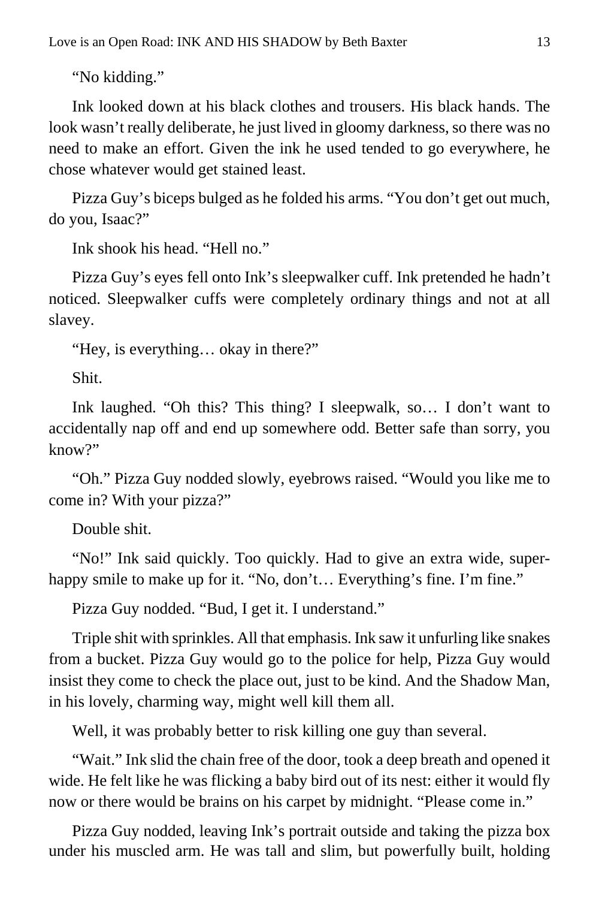"No kidding."

Ink looked down at his black clothes and trousers. His black hands. The look wasn't really deliberate, he just lived in gloomy darkness, so there was no need to make an effort. Given the ink he used tended to go everywhere, he chose whatever would get stained least.

Pizza Guy's biceps bulged as he folded his arms. "You don't get out much, do you, Isaac?"

Ink shook his head. "Hell no."

Pizza Guy's eyes fell onto Ink's sleepwalker cuff. Ink pretended he hadn't noticed. Sleepwalker cuffs were completely ordinary things and not at all slavey.

"Hey, is everything… okay in there?"

Shit.

Ink laughed. "Oh this? This thing? I sleepwalk, so… I don't want to accidentally nap off and end up somewhere odd. Better safe than sorry, you know?"

"Oh." Pizza Guy nodded slowly, eyebrows raised. "Would you like me to come in? With your pizza?"

Double shit.

"No!" Ink said quickly. Too quickly. Had to give an extra wide, super-happy smile to make up for it. "No, don't… Everything's fine. I'm fine."

Pizza Guy nodded. "Bud, I get it. I understand."

Triple shit with sprinkles. All that emphasis. Ink saw it unfurling like snakes from a bucket. Pizza Guy would go to the police for help, Pizza Guy would insist they come to check the place out, just to be kind. And the Shadow Man, in his lovely, charming way, might well kill them all.

Well, it was probably better to risk killing one guy than several.

"Wait." Ink slid the chain free of the door, took a deep breath and opened it wide. He felt like he was flicking a baby bird out of its nest: either it would fly now or there would be brains on his carpet by midnight. "Please come in."

Pizza Guy nodded, leaving Ink's portrait outside and taking the pizza box under his muscled arm. He was tall and slim, but powerfully built, holding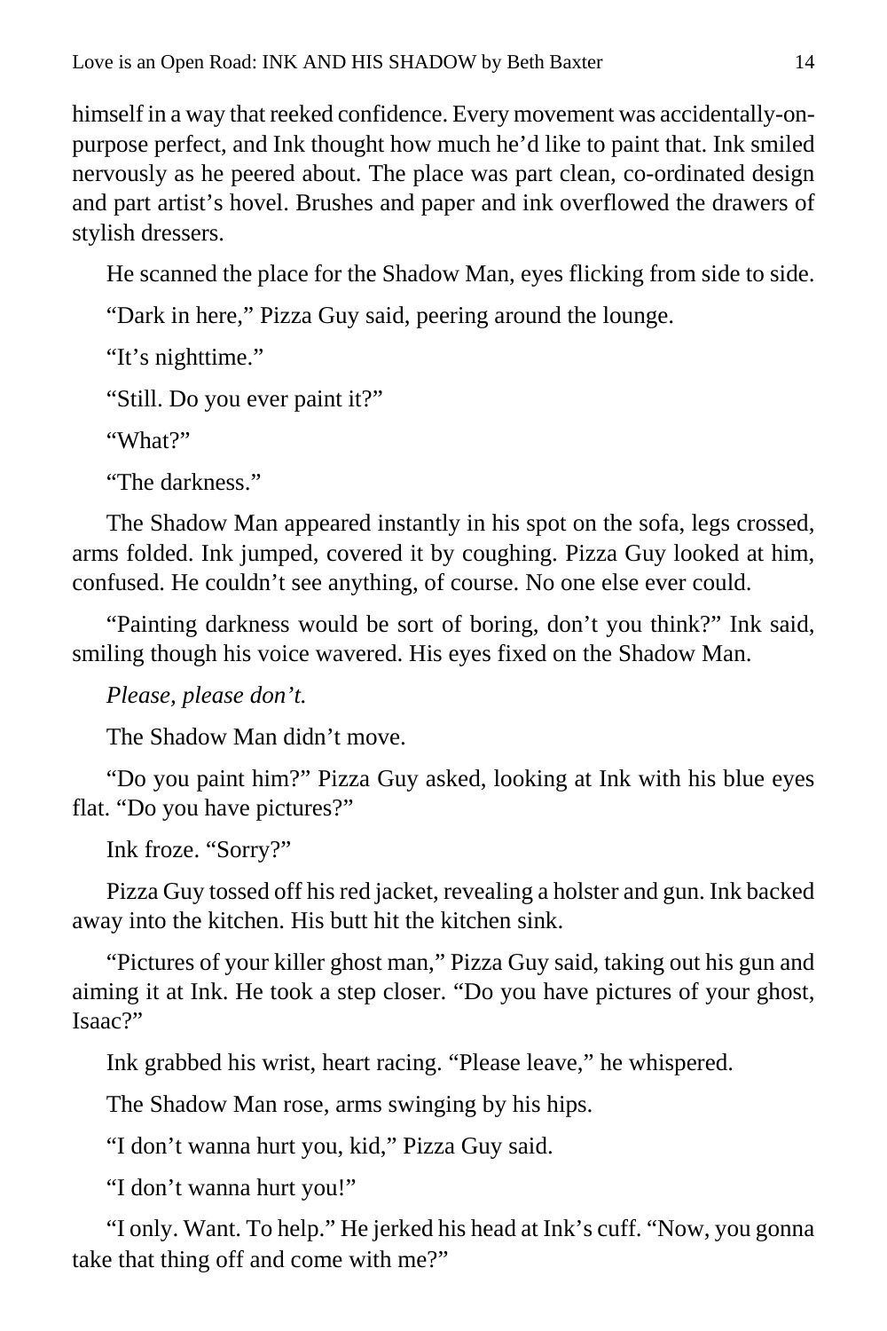himself in a way that reeked confidence. Every movement was accidentally-on-purpose perfect, and Ink thought how much he'd like to paint that. Ink smiled nervously as he peered about. The place was part clean, co-ordinated design and part artist's hovel. Brushes and paper and ink overflowed the drawers of stylish dressers.

He scanned the place for the Shadow Man, eyes flicking from side to side.

"Dark in here," Pizza Guy said, peering around the lounge.

"It's nighttime."

"Still. Do you ever paint it?"

"What?"

"The darkness."

The Shadow Man appeared instantly in his spot on the sofa, legs crossed, arms folded. Ink jumped, covered it by coughing. Pizza Guy looked at him, confused. He couldn't see anything, of course. No one else ever could.

"Painting darkness would be sort of boring, don't you think?" Ink said, smiling though his voice wavered. His eyes fixed on the Shadow Man.

*Please, please don't.*

The Shadow Man didn't move.

"Do you paint him?" Pizza Guy asked, looking at Ink with his blue eyes flat. "Do you have pictures?"

Ink froze. "Sorry?"

Pizza Guy tossed off his red jacket, revealing a holster and gun. Ink backed away into the kitchen. His butt hit the kitchen sink.

"Pictures of your killer ghost man," Pizza Guy said, taking out his gun and aiming it at Ink. He took a step closer. "Do you have pictures of your ghost, Isaac?"

Ink grabbed his wrist, heart racing. "Please leave," he whispered.

The Shadow Man rose, arms swinging by his hips.

"I don't wanna hurt you, kid," Pizza Guy said.

"I don't wanna hurt you!"

"I only. Want. To help." He jerked his head at Ink's cuff. "Now, you gonna take that thing off and come with me?"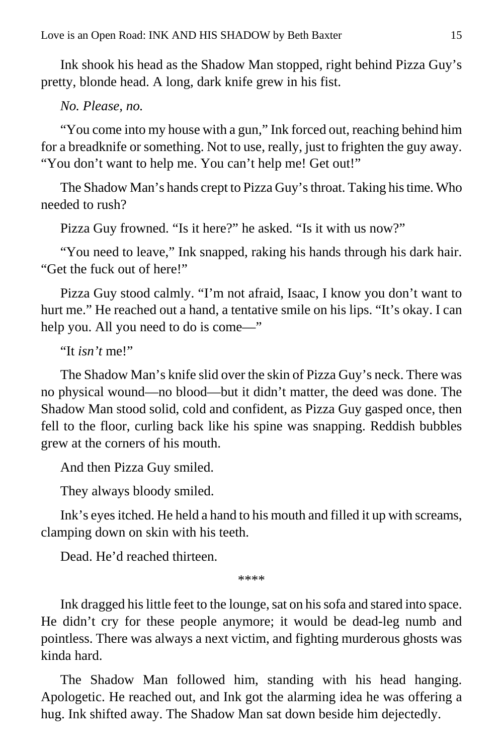Ink shook his head as the Shadow Man stopped, right behind Pizza Guy's pretty, blonde head. A long, dark knife grew in his fist.

*No. Please, no.*

"You come into my house with a gun," Ink forced out, reaching behind him for a breadknife or something. Not to use, really, just to frighten the guy away. "You don't want to help me. You can't help me! Get out!"

The Shadow Man's hands crept to Pizza Guy's throat. Taking his time. Who needed to rush?

Pizza Guy frowned. "Is it here?" he asked. "Is it with us now?"

"You need to leave," Ink snapped, raking his hands through his dark hair. "Get the fuck out of here!"

Pizza Guy stood calmly. "I'm not afraid, Isaac, I know you don't want to hurt me." He reached out a hand, a tentative smile on his lips. "It's okay. I can help you. All you need to do is come—"

"It *isn't* me!"

The Shadow Man's knife slid over the skin of Pizza Guy's neck. There was no physical wound—no blood—but it didn't matter, the deed was done. The Shadow Man stood solid, cold and confident, as Pizza Guy gasped once, then fell to the floor, curling back like his spine was snapping. Reddish bubbles grew at the corners of his mouth.

And then Pizza Guy smiled.

They always bloody smiled.

Ink's eyes itched. He held a hand to his mouth and filled it up with screams, clamping down on skin with his teeth.

Dead. He'd reached thirteen.

****

Ink dragged his little feet to the lounge, sat on his sofa and stared into space. He didn't cry for these people anymore; it would be dead-leg numb and pointless. There was always a next victim, and fighting murderous ghosts was kinda hard.

The Shadow Man followed him, standing with his head hanging. Apologetic. He reached out, and Ink got the alarming idea he was offering a hug. Ink shifted away. The Shadow Man sat down beside him dejectedly.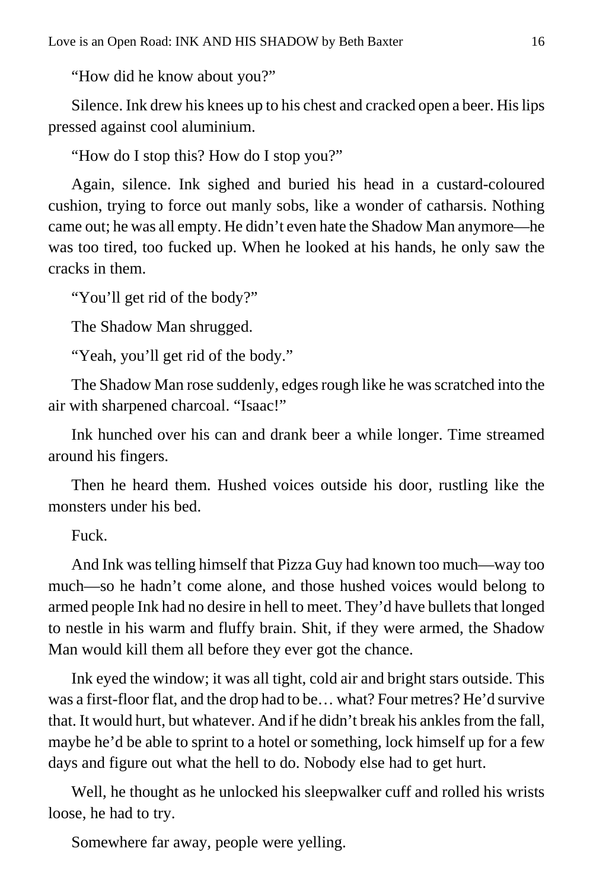"How did he know about you?"

Silence. Ink drew his knees up to his chest and cracked open a beer. His lips pressed against cool aluminium.

"How do I stop this? How do I stop you?"

Again, silence. Ink sighed and buried his head in a custard-coloured cushion, trying to force out manly sobs, like a wonder of catharsis. Nothing came out; he was all empty. He didn't even hate the Shadow Man anymore—he was too tired, too fucked up. When he looked at his hands, he only saw the cracks in them.

"You'll get rid of the body?"

The Shadow Man shrugged.

"Yeah, you'll get rid of the body."

The Shadow Man rose suddenly, edges rough like he was scratched into the air with sharpened charcoal. "Isaac!"

Ink hunched over his can and drank beer a while longer. Time streamed around his fingers.

Then he heard them. Hushed voices outside his door, rustling like the monsters under his bed.

Fuck.

And Ink was telling himself that Pizza Guy had known too much—way too much—so he hadn't come alone, and those hushed voices would belong to armed people Ink had no desire in hell to meet. They'd have bullets that longed to nestle in his warm and fluffy brain. Shit, if they were armed, the Shadow Man would kill them all before they ever got the chance.

Ink eyed the window; it was all tight, cold air and bright stars outside. This was a first-floor flat, and the drop had to be… what? Four metres? He'd survive that. It would hurt, but whatever. And if he didn't break his ankles from the fall, maybe he'd be able to sprint to a hotel or something, lock himself up for a few days and figure out what the hell to do. Nobody else had to get hurt.

Well, he thought as he unlocked his sleepwalker cuff and rolled his wrists loose, he had to try.

Somewhere far away, people were yelling.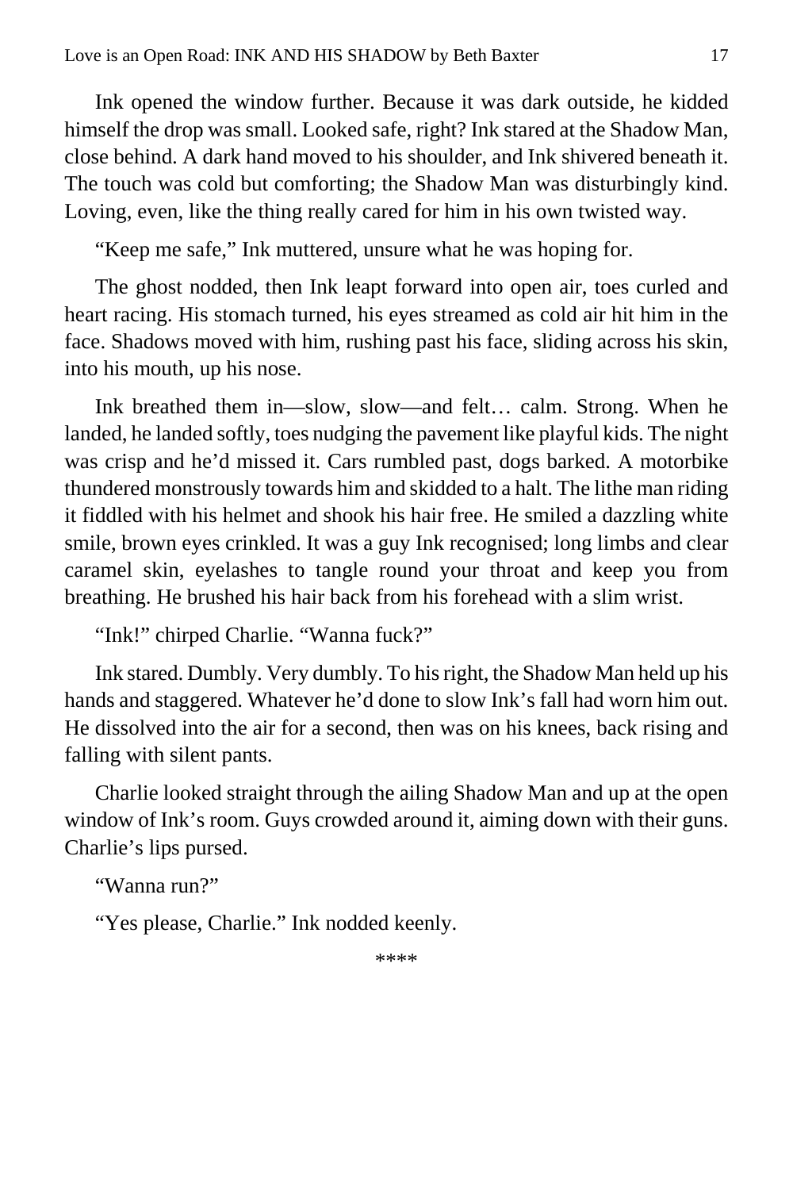Ink opened the window further. Because it was dark outside, he kidded himself the drop was small. Looked safe, right? Ink stared at the Shadow Man, close behind. A dark hand moved to his shoulder, and Ink shivered beneath it. The touch was cold but comforting; the Shadow Man was disturbingly kind. Loving, even, like the thing really cared for him in his own twisted way.

“Keep me safe,” Ink muttered, unsure what he was hoping for.

The ghost nodded, then Ink leapt forward into open air, toes curled and heart racing. His stomach turned, his eyes streamed as cold air hit him in the face. Shadows moved with him, rushing past his face, sliding across his skin, into his mouth, up his nose.

Ink breathed them in—slow, slow—and felt… calm. Strong. When he landed, he landed softly, toes nudging the pavement like playful kids. The night was crisp and he’d missed it. Cars rumbled past, dogs barked. A motorbike thundered monstrously towards him and skidded to a halt. The lithe man riding it fiddled with his helmet and shook his hair free. He smiled a dazzling white smile, brown eyes crinkled. It was a guy Ink recognised; long limbs and clear caramel skin, eyelashes to tangle round your throat and keep you from breathing. He brushed his hair back from his forehead with a slim wrist.

“Ink!” chirped Charlie. “Wanna fuck?”

Ink stared. Dumbly. Very dumbly. To his right, the Shadow Man held up his hands and staggered. Whatever he’d done to slow Ink’s fall had worn him out. He dissolved into the air for a second, then was on his knees, back rising and falling with silent pants.

Charlie looked straight through the ailing Shadow Man and up at the open window of Ink’s room. Guys crowded around it, aiming down with their guns. Charlie’s lips pursed.

“Wanna run?”

“Yes please, Charlie.” Ink nodded keenly.

****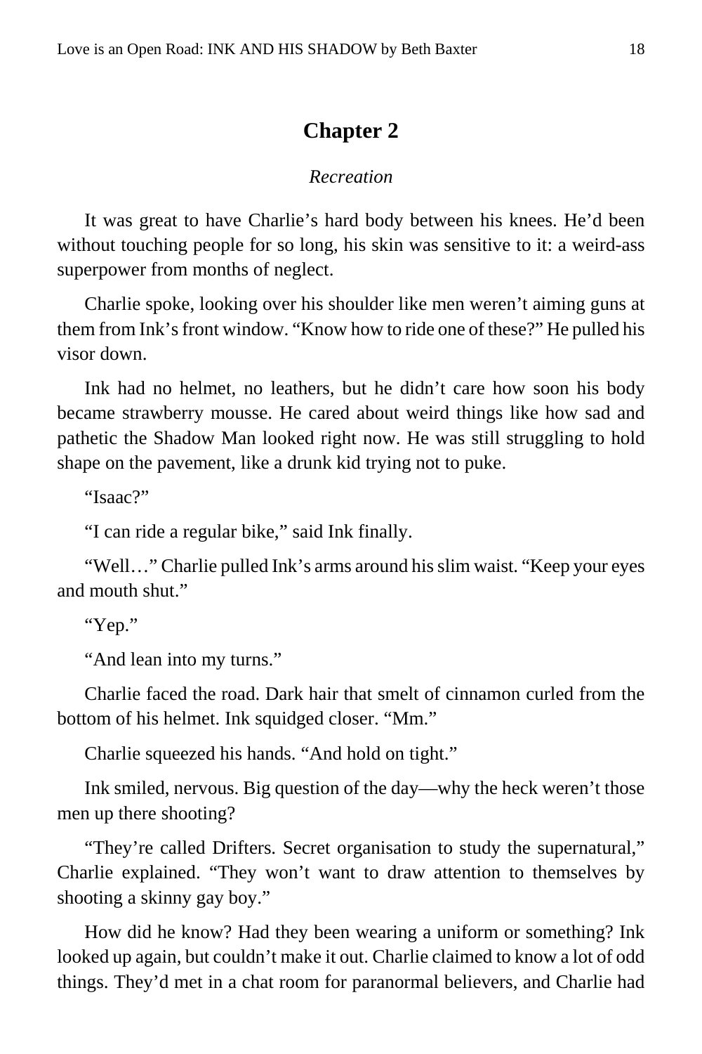## Chapter 2

*Recreation*

It was great to have Charlie's hard body between his knees. He'd been without touching people for so long, his skin was sensitive to it: a weird-ass superpower from months of neglect.

Charlie spoke, looking over his shoulder like men weren't aiming guns at them from Ink's front window. "Know how to ride one of these?" He pulled his visor down.

Ink had no helmet, no leathers, but he didn't care how soon his body became strawberry mousse. He cared about weird things like how sad and pathetic the Shadow Man looked right now. He was still struggling to hold shape on the pavement, like a drunk kid trying not to puke.

"Isaac?"

"I can ride a regular bike," said Ink finally.

"Well…" Charlie pulled Ink's arms around his slim waist. "Keep your eyes and mouth shut."

"Yep."

"And lean into my turns."

Charlie faced the road. Dark hair that smelt of cinnamon curled from the bottom of his helmet. Ink squidged closer. "Mm."

Charlie squeezed his hands. "And hold on tight."

Ink smiled, nervous. Big question of the day—why the heck weren't those men up there shooting?

"They're called Drifters. Secret organisation to study the supernatural," Charlie explained. "They won't want to draw attention to themselves by shooting a skinny gay boy."

How did he know? Had they been wearing a uniform or something? Ink looked up again, but couldn't make it out. Charlie claimed to know a lot of odd things. They'd met in a chat room for paranormal believers, and Charlie had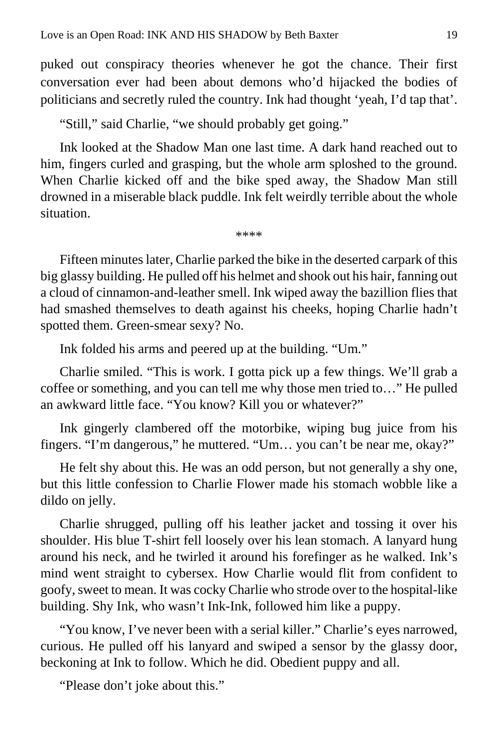puked out conspiracy theories whenever he got the chance. Their first conversation ever had been about demons who'd hijacked the bodies of politicians and secretly ruled the country. Ink had thought 'yeah, I'd tap that'.

"Still," said Charlie, "we should probably get going."

Ink looked at the Shadow Man one last time. A dark hand reached out to him, fingers curled and grasping, but the whole arm sploshed to the ground. When Charlie kicked off and the bike sped away, the Shadow Man still drowned in a miserable black puddle. Ink felt weirdly terrible about the whole situation.

****

Fifteen minutes later, Charlie parked the bike in the deserted carpark of this big glassy building. He pulled off his helmet and shook out his hair, fanning out a cloud of cinnamon-and-leather smell. Ink wiped away the bazillion flies that had smashed themselves to death against his cheeks, hoping Charlie hadn't spotted them. Green-smear sexy? No.

Ink folded his arms and peered up at the building. "Um."

Charlie smiled. "This is work. I gotta pick up a few things. We'll grab a coffee or something, and you can tell me why those men tried to…" He pulled an awkward little face. "You know? Kill you or whatever?"

Ink gingerly clambered off the motorbike, wiping bug juice from his fingers. "I'm dangerous," he muttered. "Um… you can't be near me, okay?"

He felt shy about this. He was an odd person, but not generally a shy one, but this little confession to Charlie Flower made his stomach wobble like a dildo on jelly.

Charlie shrugged, pulling off his leather jacket and tossing it over his shoulder. His blue T-shirt fell loosely over his lean stomach. A lanyard hung around his neck, and he twirled it around his forefinger as he walked. Ink's mind went straight to cybersex. How Charlie would flit from confident to goofy, sweet to mean. It was cocky Charlie who strode over to the hospital-like building. Shy Ink, who wasn't Ink-Ink, followed him like a puppy.

"You know, I've never been with a serial killer." Charlie's eyes narrowed, curious. He pulled off his lanyard and swiped a sensor by the glassy door, beckoning at Ink to follow. Which he did. Obedient puppy and all.

"Please don't joke about this."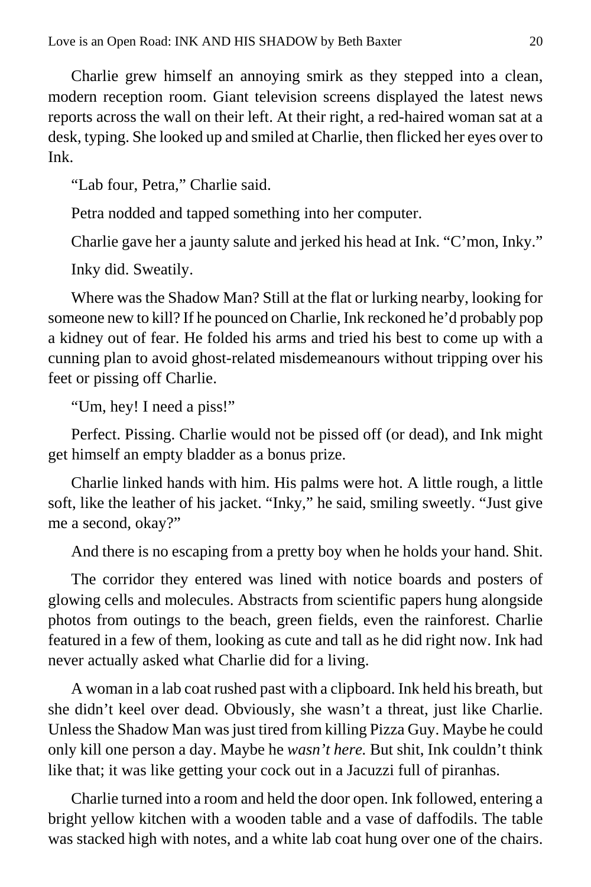Charlie grew himself an annoying smirk as they stepped into a clean, modern reception room. Giant television screens displayed the latest news reports across the wall on their left. At their right, a red-haired woman sat at a desk, typing. She looked up and smiled at Charlie, then flicked her eyes over to Ink.

"Lab four, Petra," Charlie said.

Petra nodded and tapped something into her computer.

Charlie gave her a jaunty salute and jerked his head at Ink. "C'mon, Inky."

Inky did. Sweatily.

Where was the Shadow Man? Still at the flat or lurking nearby, looking for someone new to kill? If he pounced on Charlie, Ink reckoned he'd probably pop a kidney out of fear. He folded his arms and tried his best to come up with a cunning plan to avoid ghost-related misdemeanours without tripping over his feet or pissing off Charlie.

"Um, hey! I need a piss!"

Perfect. Pissing. Charlie would not be pissed off (or dead), and Ink might get himself an empty bladder as a bonus prize.

Charlie linked hands with him. His palms were hot. A little rough, a little soft, like the leather of his jacket. "Inky," he said, smiling sweetly. "Just give me a second, okay?"

And there is no escaping from a pretty boy when he holds your hand. Shit.

The corridor they entered was lined with notice boards and posters of glowing cells and molecules. Abstracts from scientific papers hung alongside photos from outings to the beach, green fields, even the rainforest. Charlie featured in a few of them, looking as cute and tall as he did right now. Ink had never actually asked what Charlie did for a living.

A woman in a lab coat rushed past with a clipboard. Ink held his breath, but she didn't keel over dead. Obviously, she wasn't a threat, just like Charlie. Unless the Shadow Man was just tired from killing Pizza Guy. Maybe he could only kill one person a day. Maybe he *wasn't here.* But shit, Ink couldn't think like that; it was like getting your cock out in a Jacuzzi full of piranhas.

Charlie turned into a room and held the door open. Ink followed, entering a bright yellow kitchen with a wooden table and a vase of daffodils. The table was stacked high with notes, and a white lab coat hung over one of the chairs.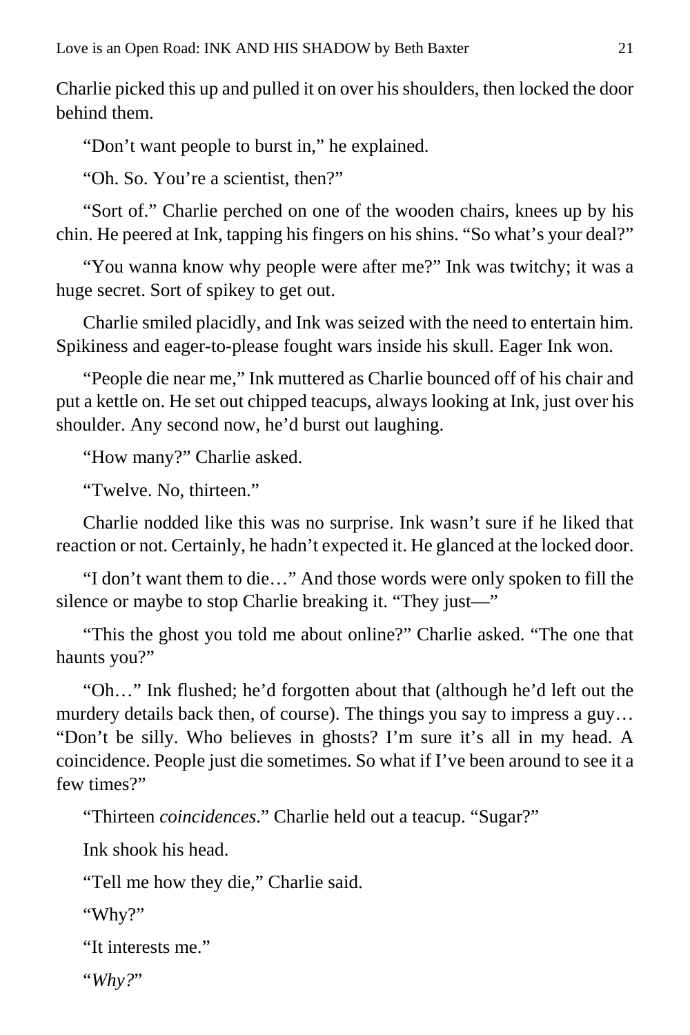Charlie picked this up and pulled it on over his shoulders, then locked the door behind them.

"Don't want people to burst in," he explained.

"Oh. So. You're a scientist, then?"

"Sort of." Charlie perched on one of the wooden chairs, knees up by his chin. He peered at Ink, tapping his fingers on his shins. "So what's your deal?"

"You wanna know why people were after me?" Ink was twitchy; it was a huge secret. Sort of spikey to get out.

Charlie smiled placidly, and Ink was seized with the need to entertain him. Spikiness and eager-to-please fought wars inside his skull. Eager Ink won.

"People die near me," Ink muttered as Charlie bounced off of his chair and put a kettle on. He set out chipped teacups, always looking at Ink, just over his shoulder. Any second now, he'd burst out laughing.

"How many?" Charlie asked.

"Twelve. No, thirteen."

Charlie nodded like this was no surprise. Ink wasn't sure if he liked that reaction or not. Certainly, he hadn't expected it. He glanced at the locked door.

"I don't want them to die…" And those words were only spoken to fill the silence or maybe to stop Charlie breaking it. "They just—"

"This the ghost you told me about online?" Charlie asked. "The one that haunts you?"

"Oh…" Ink flushed; he'd forgotten about that (although he'd left out the murdery details back then, of course). The things you say to impress a guy… "Don't be silly. Who believes in ghosts? I'm sure it's all in my head. A coincidence. People just die sometimes. So what if I've been around to see it a few times?"

"Thirteen *coincidences*." Charlie held out a teacup. "Sugar?"

Ink shook his head.

"Tell me how they die," Charlie said.

"Why?"

"It interests me."

"*Why?*"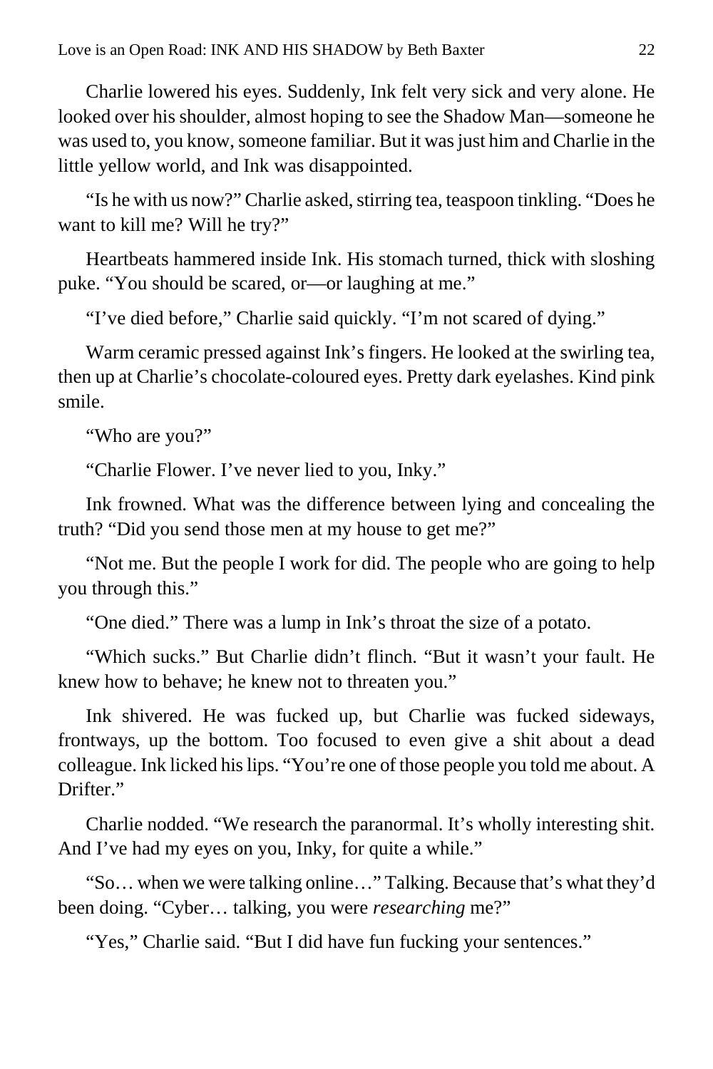Charlie lowered his eyes. Suddenly, Ink felt very sick and very alone. He looked over his shoulder, almost hoping to see the Shadow Man—someone he was used to, you know, someone familiar. But it was just him and Charlie in the little yellow world, and Ink was disappointed.

"Is he with us now?" Charlie asked, stirring tea, teaspoon tinkling. "Does he want to kill me? Will he try?"

Heartbeats hammered inside Ink. His stomach turned, thick with sloshing puke. "You should be scared, or—or laughing at me."

"I've died before," Charlie said quickly. "I'm not scared of dying."

Warm ceramic pressed against Ink's fingers. He looked at the swirling tea, then up at Charlie's chocolate-coloured eyes. Pretty dark eyelashes. Kind pink smile.

"Who are you?"

"Charlie Flower. I've never lied to you, Inky."

Ink frowned. What was the difference between lying and concealing the truth? "Did you send those men at my house to get me?"

"Not me. But the people I work for did. The people who are going to help you through this."

"One died." There was a lump in Ink's throat the size of a potato.

"Which sucks." But Charlie didn't flinch. "But it wasn't your fault. He knew how to behave; he knew not to threaten you."

Ink shivered. He was fucked up, but Charlie was fucked sideways, frontways, up the bottom. Too focused to even give a shit about a dead colleague. Ink licked his lips. "You're one of those people you told me about. A Drifter."

Charlie nodded. "We research the paranormal. It's wholly interesting shit. And I've had my eyes on you, Inky, for quite a while."

"So… when we were talking online…" Talking. Because that's what they'd been doing. "Cyber… talking, you were *researching* me?"

"Yes," Charlie said. "But I did have fun fucking your sentences."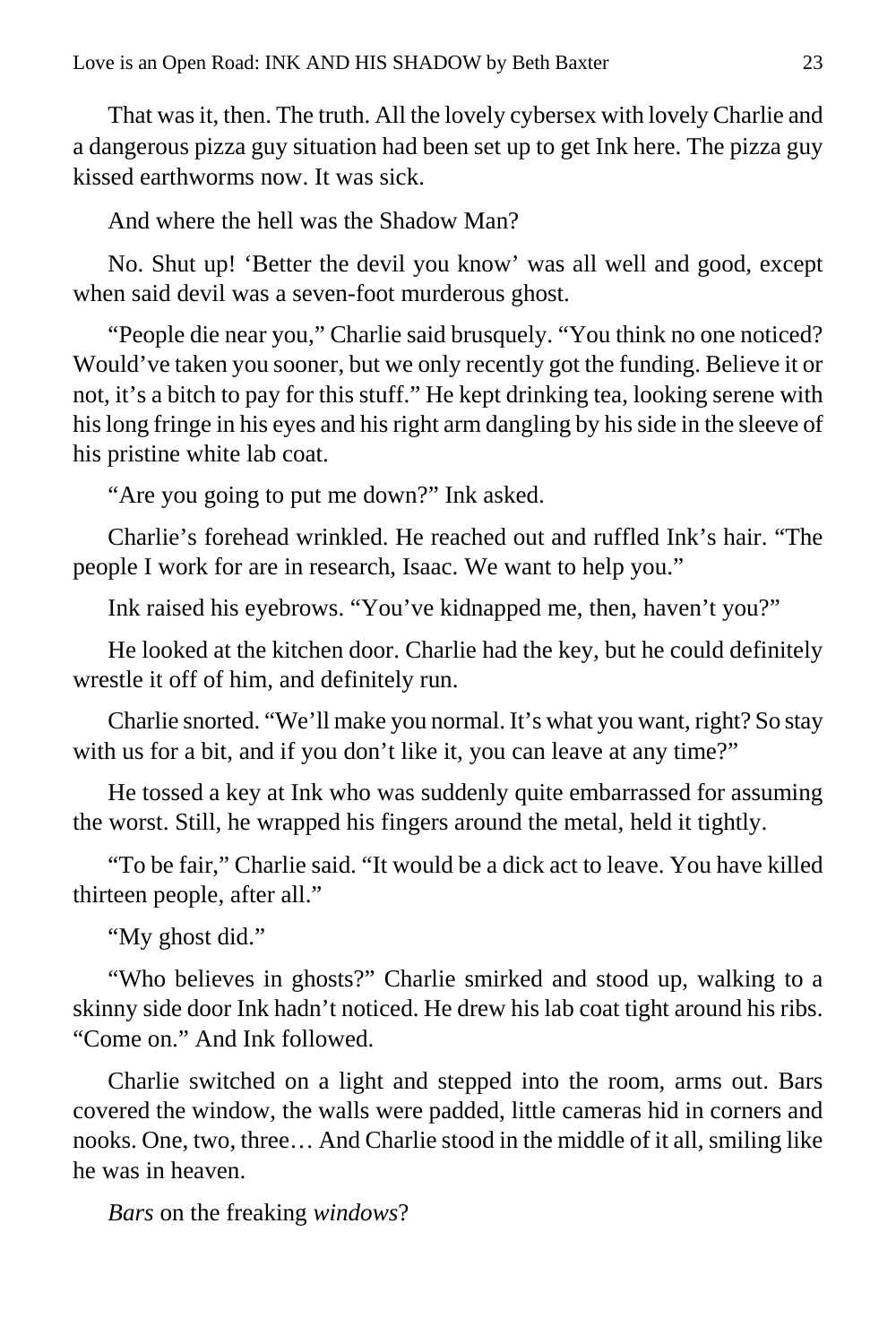That was it, then. The truth. All the lovely cybersex with lovely Charlie and a dangerous pizza guy situation had been set up to get Ink here. The pizza guy kissed earthworms now. It was sick.

And where the hell was the Shadow Man?

No. Shut up! 'Better the devil you know' was all well and good, except when said devil was a seven-foot murderous ghost.

"People die near you," Charlie said brusquely. "You think no one noticed? Would've taken you sooner, but we only recently got the funding. Believe it or not, it's a bitch to pay for this stuff." He kept drinking tea, looking serene with his long fringe in his eyes and his right arm dangling by his side in the sleeve of his pristine white lab coat.

"Are you going to put me down?" Ink asked.

Charlie's forehead wrinkled. He reached out and ruffled Ink's hair. "The people I work for are in research, Isaac. We want to help you."

Ink raised his eyebrows. "You've kidnapped me, then, haven't you?"

He looked at the kitchen door. Charlie had the key, but he could definitely wrestle it off of him, and definitely run.

Charlie snorted. "We'll make you normal. It's what you want, right? So stay with us for a bit, and if you don't like it, you can leave at any time?"

He tossed a key at Ink who was suddenly quite embarrassed for assuming the worst. Still, he wrapped his fingers around the metal, held it tightly.

"To be fair," Charlie said. "It would be a dick act to leave. You have killed thirteen people, after all."

"My ghost did."

"Who believes in ghosts?" Charlie smirked and stood up, walking to a skinny side door Ink hadn't noticed. He drew his lab coat tight around his ribs. "Come on." And Ink followed.

Charlie switched on a light and stepped into the room, arms out. Bars covered the window, the walls were padded, little cameras hid in corners and nooks. One, two, three… And Charlie stood in the middle of it all, smiling like he was in heaven.

*Bars* on the freaking *windows*?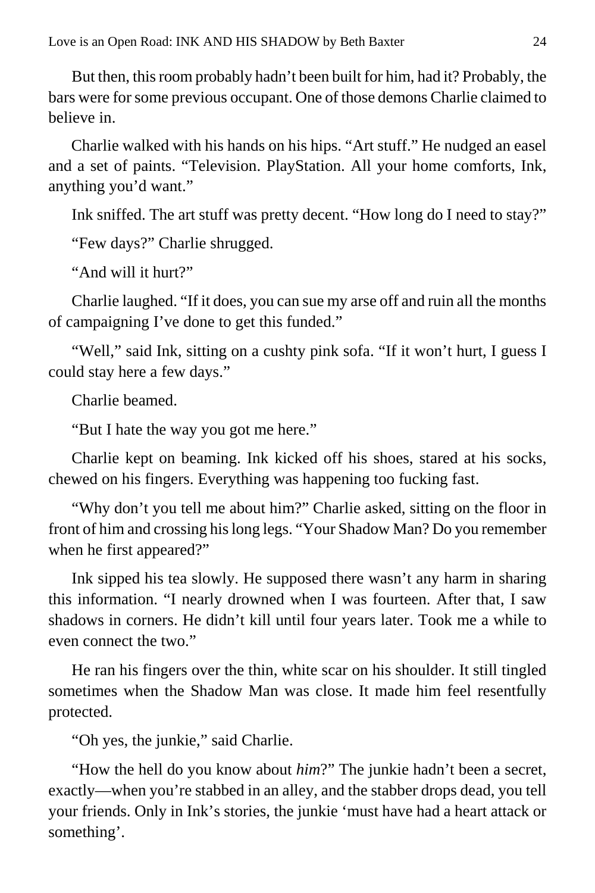But then, this room probably hadn't been built for him, had it? Probably, the bars were for some previous occupant. One of those demons Charlie claimed to believe in.

Charlie walked with his hands on his hips. "Art stuff." He nudged an easel and a set of paints. "Television. PlayStation. All your home comforts, Ink, anything you'd want."

Ink sniffed. The art stuff was pretty decent. "How long do I need to stay?"

"Few days?" Charlie shrugged.

"And will it hurt?"

Charlie laughed. "If it does, you can sue my arse off and ruin all the months of campaigning I've done to get this funded."

"Well," said Ink, sitting on a cushty pink sofa. "If it won't hurt, I guess I could stay here a few days."

Charlie beamed.

"But I hate the way you got me here."

Charlie kept on beaming. Ink kicked off his shoes, stared at his socks, chewed on his fingers. Everything was happening too fucking fast.

"Why don't you tell me about him?" Charlie asked, sitting on the floor in front of him and crossing his long legs. "Your Shadow Man? Do you remember when he first appeared?"

Ink sipped his tea slowly. He supposed there wasn't any harm in sharing this information. "I nearly drowned when I was fourteen. After that, I saw shadows in corners. He didn't kill until four years later. Took me a while to even connect the two."

He ran his fingers over the thin, white scar on his shoulder. It still tingled sometimes when the Shadow Man was close. It made him feel resentfully protected.

"Oh yes, the junkie," said Charlie.

"How the hell do you know about *him*?" The junkie hadn't been a secret, exactly—when you're stabbed in an alley, and the stabber drops dead, you tell your friends. Only in Ink's stories, the junkie 'must have had a heart attack or something'.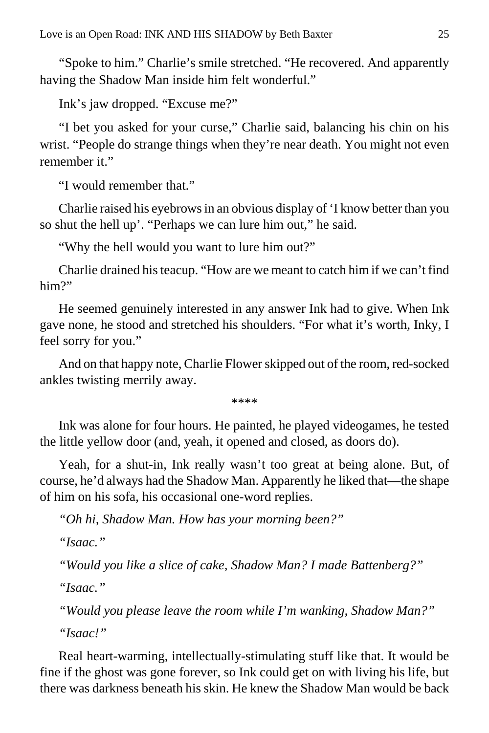"Spoke to him." Charlie's smile stretched. "He recovered. And apparently having the Shadow Man inside him felt wonderful."

Ink's jaw dropped. "Excuse me?"

"I bet you asked for your curse," Charlie said, balancing his chin on his wrist. "People do strange things when they're near death. You might not even remember it."

"I would remember that."

Charlie raised his eyebrows in an obvious display of 'I know better than you so shut the hell up'. "Perhaps we can lure him out," he said.

"Why the hell would you want to lure him out?"

Charlie drained his teacup. "How are we meant to catch him if we can't find him?"

He seemed genuinely interested in any answer Ink had to give. When Ink gave none, he stood and stretched his shoulders. "For what it's worth, Inky, I feel sorry for you."

And on that happy note, Charlie Flower skipped out of the room, red-socked ankles twisting merrily away.

\*\*\*\*

Ink was alone for four hours. He painted, he played videogames, he tested the little yellow door (and, yeah, it opened and closed, as doors do).

Yeah, for a shut-in, Ink really wasn't too great at being alone. But, of course, he'd always had the Shadow Man. Apparently he liked that—the shape of him on his sofa, his occasional one-word replies.

*"Oh hi, Shadow Man. How has your morning been?"*

*"Isaac."*

*"Would you like a slice of cake, Shadow Man? I made Battenberg?"*

*"Isaac."*

*"Would you please leave the room while I'm wanking, Shadow Man?"*

*"Isaac!"*

Real heart-warming, intellectually-stimulating stuff like that. It would be fine if the ghost was gone forever, so Ink could get on with living his life, but there was darkness beneath his skin. He knew the Shadow Man would be back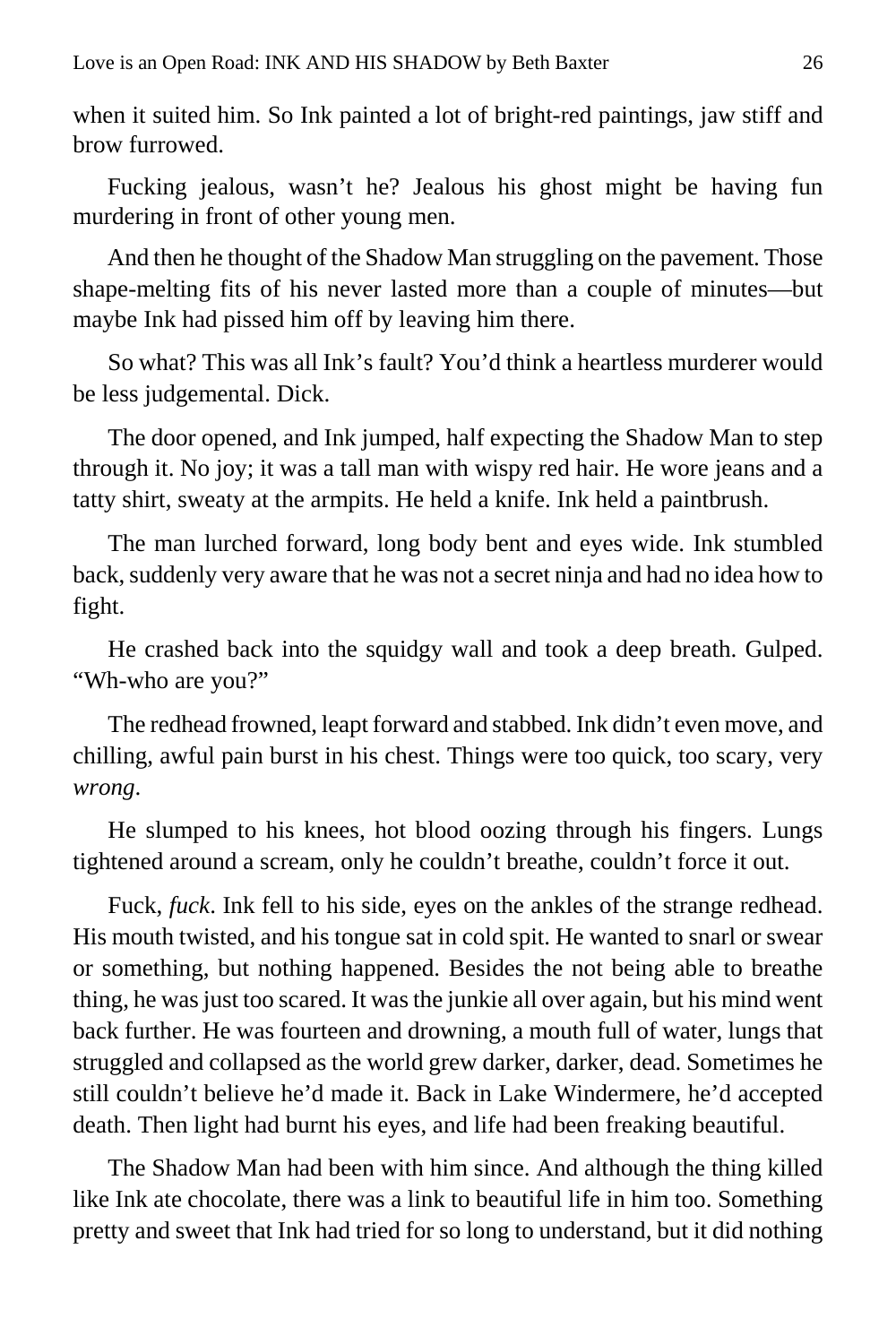when it suited him. So Ink painted a lot of bright-red paintings, jaw stiff and brow furrowed.

Fucking jealous, wasn't he? Jealous his ghost might be having fun murdering in front of other young men.

And then he thought of the Shadow Man struggling on the pavement. Those shape-melting fits of his never lasted more than a couple of minutes—but maybe Ink had pissed him off by leaving him there.

So what? This was all Ink's fault? You'd think a heartless murderer would be less judgemental. Dick.

The door opened, and Ink jumped, half expecting the Shadow Man to step through it. No joy; it was a tall man with wispy red hair. He wore jeans and a tatty shirt, sweaty at the armpits. He held a knife. Ink held a paintbrush.

The man lurched forward, long body bent and eyes wide. Ink stumbled back, suddenly very aware that he was not a secret ninja and had no idea how to fight.

He crashed back into the squidgy wall and took a deep breath. Gulped. "Wh-who are you?"

The redhead frowned, leapt forward and stabbed. Ink didn't even move, and chilling, awful pain burst in his chest. Things were too quick, too scary, very *wrong*.

He slumped to his knees, hot blood oozing through his fingers. Lungs tightened around a scream, only he couldn't breathe, couldn't force it out.

Fuck, *fuck*. Ink fell to his side, eyes on the ankles of the strange redhead. His mouth twisted, and his tongue sat in cold spit. He wanted to snarl or swear or something, but nothing happened. Besides the not being able to breathe thing, he was just too scared. It was the junkie all over again, but his mind went back further. He was fourteen and drowning, a mouth full of water, lungs that struggled and collapsed as the world grew darker, darker, dead. Sometimes he still couldn't believe he'd made it. Back in Lake Windermere, he'd accepted death. Then light had burnt his eyes, and life had been freaking beautiful.

The Shadow Man had been with him since. And although the thing killed like Ink ate chocolate, there was a link to beautiful life in him too. Something pretty and sweet that Ink had tried for so long to understand, but it did nothing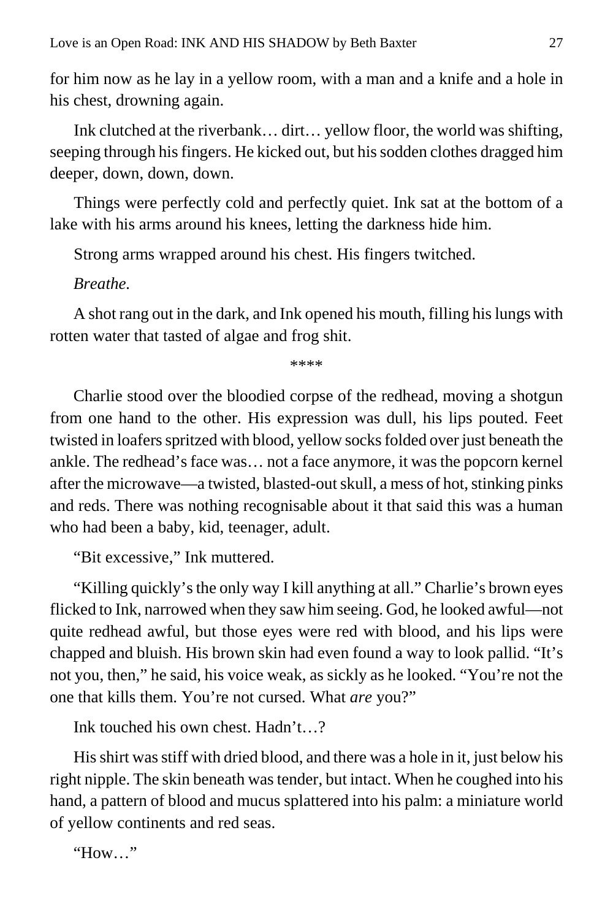for him now as he lay in a yellow room, with a man and a knife and a hole in his chest, drowning again.

Ink clutched at the riverbank… dirt… yellow floor, the world was shifting, seeping through his fingers. He kicked out, but his sodden clothes dragged him deeper, down, down, down.

Things were perfectly cold and perfectly quiet. Ink sat at the bottom of a lake with his arms around his knees, letting the darkness hide him.

Strong arms wrapped around his chest. His fingers twitched.

*Breathe.*

A shot rang out in the dark, and Ink opened his mouth, filling his lungs with rotten water that tasted of algae and frog shit.

****

Charlie stood over the bloodied corpse of the redhead, moving a shotgun from one hand to the other. His expression was dull, his lips pouted. Feet twisted in loafers spritzed with blood, yellow socks folded over just beneath the ankle. The redhead's face was… not a face anymore, it was the popcorn kernel after the microwave—a twisted, blasted-out skull, a mess of hot, stinking pinks and reds. There was nothing recognisable about it that said this was a human who had been a baby, kid, teenager, adult.

"Bit excessive," Ink muttered.

"Killing quickly's the only way I kill anything at all." Charlie's brown eyes flicked to Ink, narrowed when they saw him seeing. God, he looked awful—not quite redhead awful, but those eyes were red with blood, and his lips were chapped and bluish. His brown skin had even found a way to look pallid. "It's not you, then," he said, his voice weak, as sickly as he looked. "You're not the one that kills them. You're not cursed. What *are* you?"

Ink touched his own chest. Hadn't…?

His shirt was stiff with dried blood, and there was a hole in it, just below his right nipple. The skin beneath was tender, but intact. When he coughed into his hand, a pattern of blood and mucus splattered into his palm: a miniature world of yellow continents and red seas.

"How…"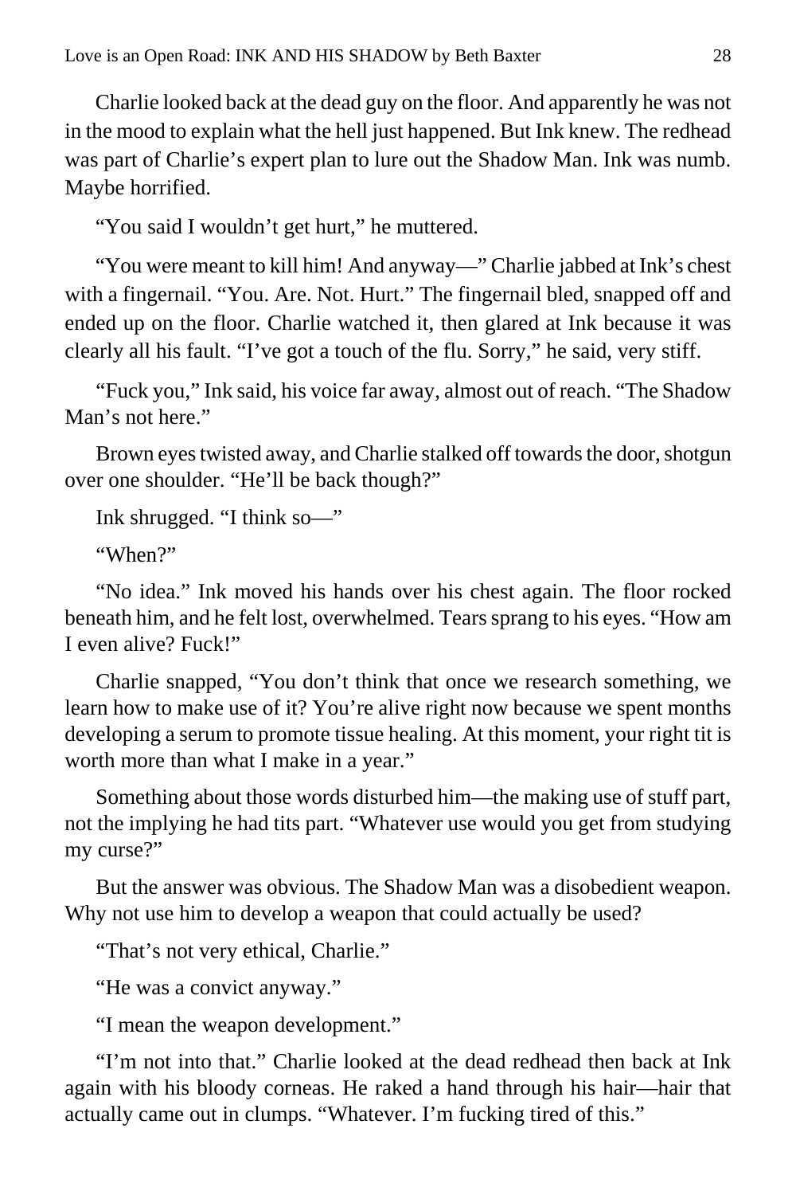Charlie looked back at the dead guy on the floor. And apparently he was not in the mood to explain what the hell just happened. But Ink knew. The redhead was part of Charlie's expert plan to lure out the Shadow Man. Ink was numb. Maybe horrified.

"You said I wouldn't get hurt," he muttered.

"You were meant to kill him! And anyway—" Charlie jabbed at Ink's chest with a fingernail. "You. Are. Not. Hurt." The fingernail bled, snapped off and ended up on the floor. Charlie watched it, then glared at Ink because it was clearly all his fault. "I've got a touch of the flu. Sorry," he said, very stiff.

"Fuck you," Ink said, his voice far away, almost out of reach. "The Shadow Man's not here."

Brown eyes twisted away, and Charlie stalked off towards the door, shotgun over one shoulder. "He'll be back though?"

Ink shrugged. "I think so—"

"When?"

"No idea." Ink moved his hands over his chest again. The floor rocked beneath him, and he felt lost, overwhelmed. Tears sprang to his eyes. "How am I even alive? Fuck!"

Charlie snapped, "You don't think that once we research something, we learn how to make use of it? You're alive right now because we spent months developing a serum to promote tissue healing. At this moment, your right tit is worth more than what I make in a year."

Something about those words disturbed him—the making use of stuff part, not the implying he had tits part. "Whatever use would you get from studying my curse?"

But the answer was obvious. The Shadow Man was a disobedient weapon. Why not use him to develop a weapon that could actually be used?

"That's not very ethical, Charlie."

"He was a convict anyway."

"I mean the weapon development."

"I'm not into that." Charlie looked at the dead redhead then back at Ink again with his bloody corneas. He raked a hand through his hair—hair that actually came out in clumps. "Whatever. I'm fucking tired of this."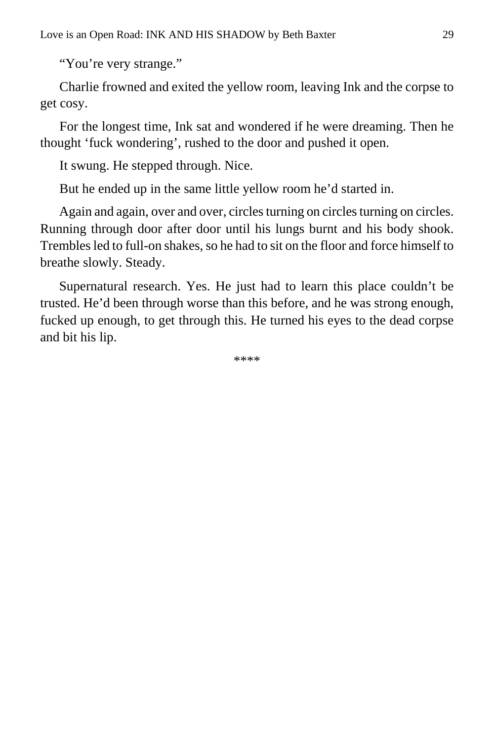"You're very strange."

Charlie frowned and exited the yellow room, leaving Ink and the corpse to get cosy.

For the longest time, Ink sat and wondered if he were dreaming. Then he thought 'fuck wondering', rushed to the door and pushed it open.

It swung. He stepped through. Nice.

But he ended up in the same little yellow room he'd started in.

Again and again, over and over, circles turning on circles turning on circles. Running through door after door until his lungs burnt and his body shook. Trembles led to full-on shakes, so he had to sit on the floor and force himself to breathe slowly. Steady.

Supernatural research. Yes. He just had to learn this place couldn't be trusted. He'd been through worse than this before, and he was strong enough, fucked up enough, to get through this. He turned his eyes to the dead corpse and bit his lip.

****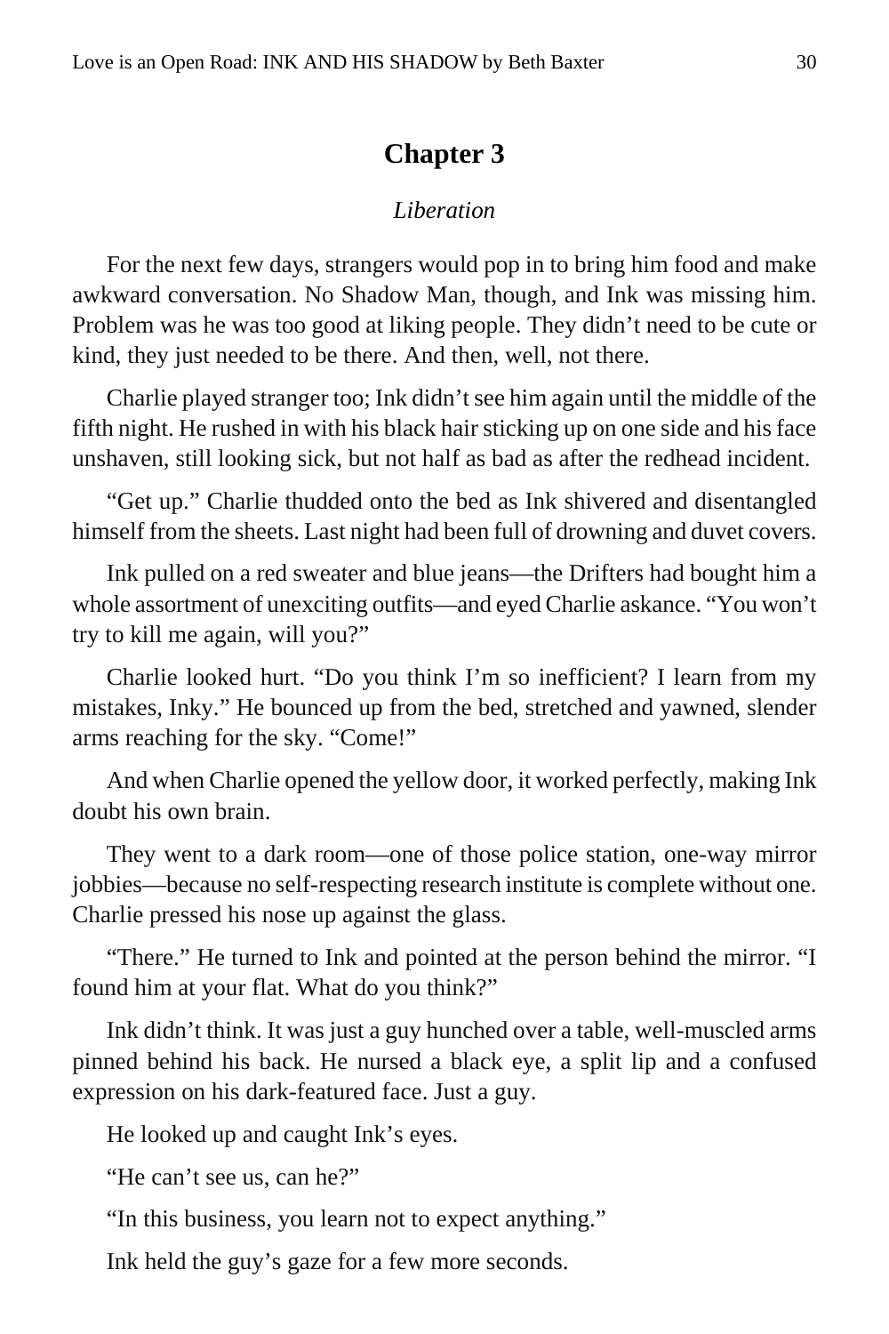## Chapter 3

*Liberation*

For the next few days, strangers would pop in to bring him food and make awkward conversation. No Shadow Man, though, and Ink was missing him. Problem was he was too good at liking people. They didn't need to be cute or kind, they just needed to be there. And then, well, not there.

Charlie played stranger too; Ink didn't see him again until the middle of the fifth night. He rushed in with his black hair sticking up on one side and his face unshaven, still looking sick, but not half as bad as after the redhead incident.

"Get up." Charlie thudded onto the bed as Ink shivered and disentangled himself from the sheets. Last night had been full of drowning and duvet covers.

Ink pulled on a red sweater and blue jeans—the Drifters had bought him a whole assortment of unexciting outfits—and eyed Charlie askance. "You won't try to kill me again, will you?"

Charlie looked hurt. "Do you think I'm so inefficient? I learn from my mistakes, Inky." He bounced up from the bed, stretched and yawned, slender arms reaching for the sky. "Come!"

And when Charlie opened the yellow door, it worked perfectly, making Ink doubt his own brain.

They went to a dark room—one of those police station, one-way mirror jobbies—because no self-respecting research institute is complete without one. Charlie pressed his nose up against the glass.

"There." He turned to Ink and pointed at the person behind the mirror. "I found him at your flat. What do you think?"

Ink didn't think. It was just a guy hunched over a table, well-muscled arms pinned behind his back. He nursed a black eye, a split lip and a confused expression on his dark-featured face. Just a guy.

He looked up and caught Ink's eyes.

"He can't see us, can he?"

"In this business, you learn not to expect anything."

Ink held the guy's gaze for a few more seconds.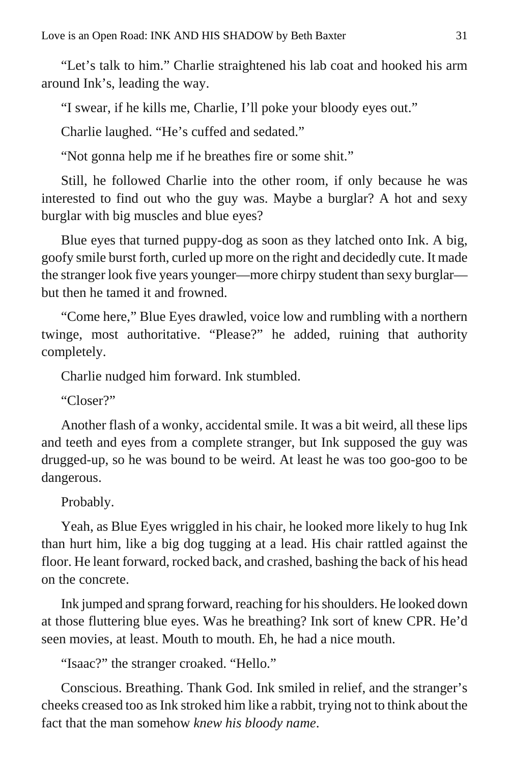"Let's talk to him." Charlie straightened his lab coat and hooked his arm around Ink's, leading the way.

"I swear, if he kills me, Charlie, I'll poke your bloody eyes out."

Charlie laughed. "He's cuffed and sedated."

"Not gonna help me if he breathes fire or some shit."

Still, he followed Charlie into the other room, if only because he was interested to find out who the guy was. Maybe a burglar? A hot and sexy burglar with big muscles and blue eyes?

Blue eyes that turned puppy-dog as soon as they latched onto Ink. A big, goofy smile burst forth, curled up more on the right and decidedly cute. It made the stranger look five years younger—more chirpy student than sexy burglar—but then he tamed it and frowned.

"Come here," Blue Eyes drawled, voice low and rumbling with a northern twinge, most authoritative. "Please?" he added, ruining that authority completely.

Charlie nudged him forward. Ink stumbled.

"Closer?"

Another flash of a wonky, accidental smile. It was a bit weird, all these lips and teeth and eyes from a complete stranger, but Ink supposed the guy was drugged-up, so he was bound to be weird. At least he was too goo-goo to be dangerous.

Probably.

Yeah, as Blue Eyes wriggled in his chair, he looked more likely to hug Ink than hurt him, like a big dog tugging at a lead. His chair rattled against the floor. He leant forward, rocked back, and crashed, bashing the back of his head on the concrete.

Ink jumped and sprang forward, reaching for his shoulders. He looked down at those fluttering blue eyes. Was he breathing? Ink sort of knew CPR. He'd seen movies, at least. Mouth to mouth. Eh, he had a nice mouth.

"Isaac?" the stranger croaked. "Hello."

Conscious. Breathing. Thank God. Ink smiled in relief, and the stranger's cheeks creased too as Ink stroked him like a rabbit, trying not to think about the fact that the man somehow *knew his bloody name*.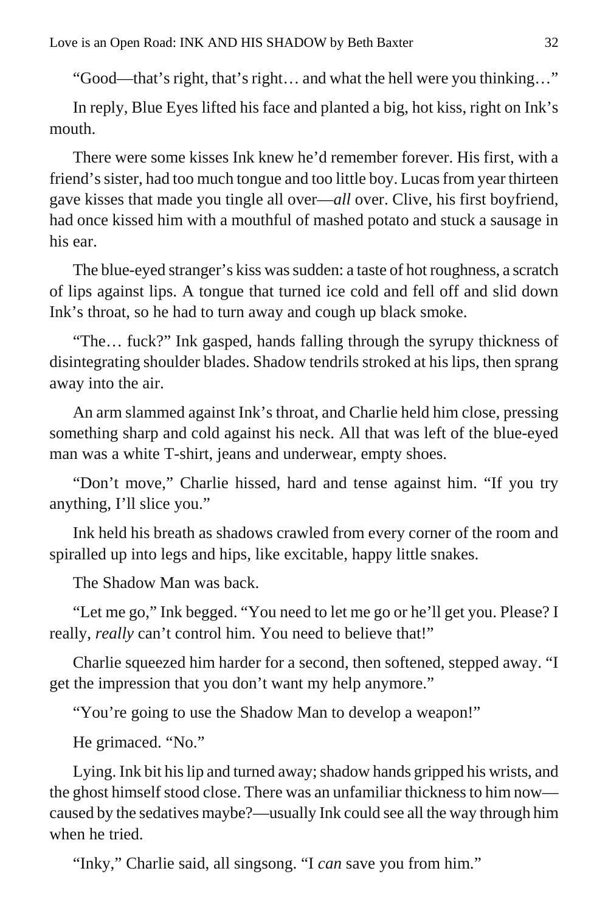"Good—that's right, that's right… and what the hell were you thinking…"

In reply, Blue Eyes lifted his face and planted a big, hot kiss, right on Ink's mouth.

There were some kisses Ink knew he'd remember forever. His first, with a friend's sister, had too much tongue and too little boy. Lucas from year thirteen gave kisses that made you tingle all over—*all* over. Clive, his first boyfriend, had once kissed him with a mouthful of mashed potato and stuck a sausage in his ear.

The blue-eyed stranger's kiss was sudden: a taste of hot roughness, a scratch of lips against lips. A tongue that turned ice cold and fell off and slid down Ink's throat, so he had to turn away and cough up black smoke.

"The… fuck?" Ink gasped, hands falling through the syrupy thickness of disintegrating shoulder blades. Shadow tendrils stroked at his lips, then sprang away into the air.

An arm slammed against Ink's throat, and Charlie held him close, pressing something sharp and cold against his neck. All that was left of the blue-eyed man was a white T-shirt, jeans and underwear, empty shoes.

"Don't move," Charlie hissed, hard and tense against him. "If you try anything, I'll slice you."

Ink held his breath as shadows crawled from every corner of the room and spiralled up into legs and hips, like excitable, happy little snakes.

The Shadow Man was back.

"Let me go," Ink begged. "You need to let me go or he'll get you. Please? I really, *really* can't control him. You need to believe that!"

Charlie squeezed him harder for a second, then softened, stepped away. "I get the impression that you don't want my help anymore."

"You're going to use the Shadow Man to develop a weapon!"

He grimaced. "No."

Lying. Ink bit his lip and turned away; shadow hands gripped his wrists, and the ghost himself stood close. There was an unfamiliar thickness to him now—caused by the sedatives maybe?—usually Ink could see all the way through him when he tried.

"Inky," Charlie said, all singsong. "I *can* save you from him."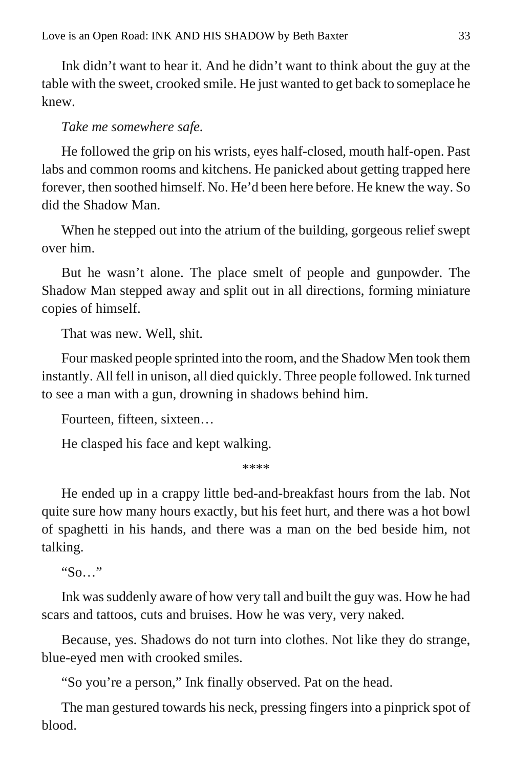Ink didn't want to hear it. And he didn't want to think about the guy at the table with the sweet, crooked smile. He just wanted to get back to someplace he knew.

*Take me somewhere safe.*

He followed the grip on his wrists, eyes half-closed, mouth half-open. Past labs and common rooms and kitchens. He panicked about getting trapped here forever, then soothed himself. No. He'd been here before. He knew the way. So did the Shadow Man.

When he stepped out into the atrium of the building, gorgeous relief swept over him.

But he wasn't alone. The place smelt of people and gunpowder. The Shadow Man stepped away and split out in all directions, forming miniature copies of himself.

That was new. Well, shit.

Four masked people sprinted into the room, and the Shadow Men took them instantly. All fell in unison, all died quickly. Three people followed. Ink turned to see a man with a gun, drowning in shadows behind him.

Fourteen, fifteen, sixteen…

He clasped his face and kept walking.

****

He ended up in a crappy little bed-and-breakfast hours from the lab. Not quite sure how many hours exactly, but his feet hurt, and there was a hot bowl of spaghetti in his hands, and there was a man on the bed beside him, not talking.

"So…"

Ink was suddenly aware of how very tall and built the guy was. How he had scars and tattoos, cuts and bruises. How he was very, very naked.

Because, yes. Shadows do not turn into clothes. Not like they do strange, blue-eyed men with crooked smiles.

"So you're a person," Ink finally observed. Pat on the head.

The man gestured towards his neck, pressing fingers into a pinprick spot of blood.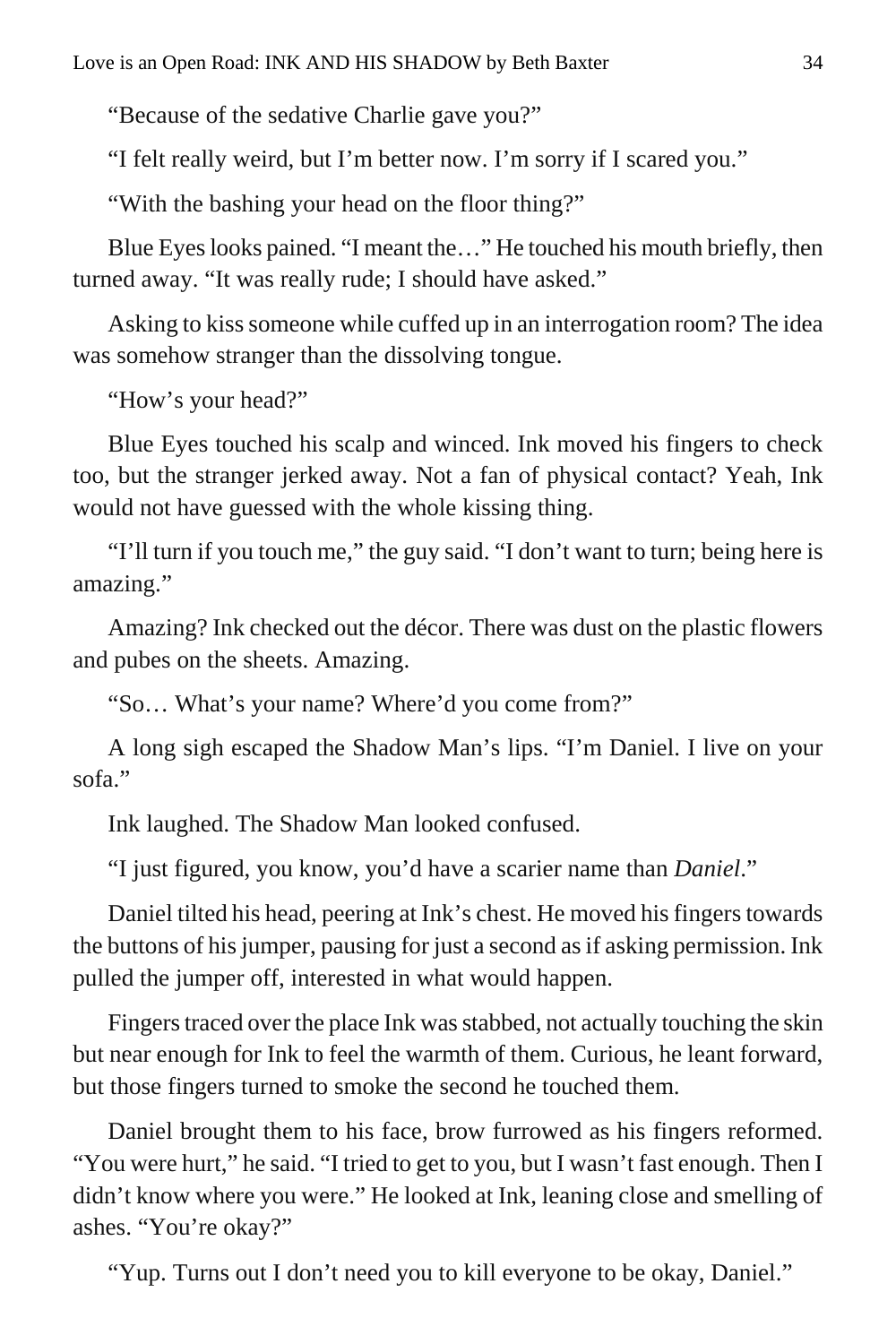"Because of the sedative Charlie gave you?"

"I felt really weird, but I'm better now. I'm sorry if I scared you."

"With the bashing your head on the floor thing?"

Blue Eyes looks pained. "I meant the…" He touched his mouth briefly, then turned away. "It was really rude; I should have asked."

Asking to kiss someone while cuffed up in an interrogation room? The idea was somehow stranger than the dissolving tongue.

"How's your head?"

Blue Eyes touched his scalp and winced. Ink moved his fingers to check too, but the stranger jerked away. Not a fan of physical contact? Yeah, Ink would not have guessed with the whole kissing thing.

"I'll turn if you touch me," the guy said. "I don't want to turn; being here is amazing."

Amazing? Ink checked out the décor. There was dust on the plastic flowers and pubes on the sheets. Amazing.

"So… What's your name? Where'd you come from?"

A long sigh escaped the Shadow Man's lips. "I'm Daniel. I live on your sofa."

Ink laughed. The Shadow Man looked confused.

"I just figured, you know, you'd have a scarier name than *Daniel*."

Daniel tilted his head, peering at Ink's chest. He moved his fingers towards the buttons of his jumper, pausing for just a second as if asking permission. Ink pulled the jumper off, interested in what would happen.

Fingers traced over the place Ink was stabbed, not actually touching the skin but near enough for Ink to feel the warmth of them. Curious, he leant forward, but those fingers turned to smoke the second he touched them.

Daniel brought them to his face, brow furrowed as his fingers reformed. "You were hurt," he said. "I tried to get to you, but I wasn't fast enough. Then I didn't know where you were." He looked at Ink, leaning close and smelling of ashes. "You're okay?"

"Yup. Turns out I don't need you to kill everyone to be okay, Daniel."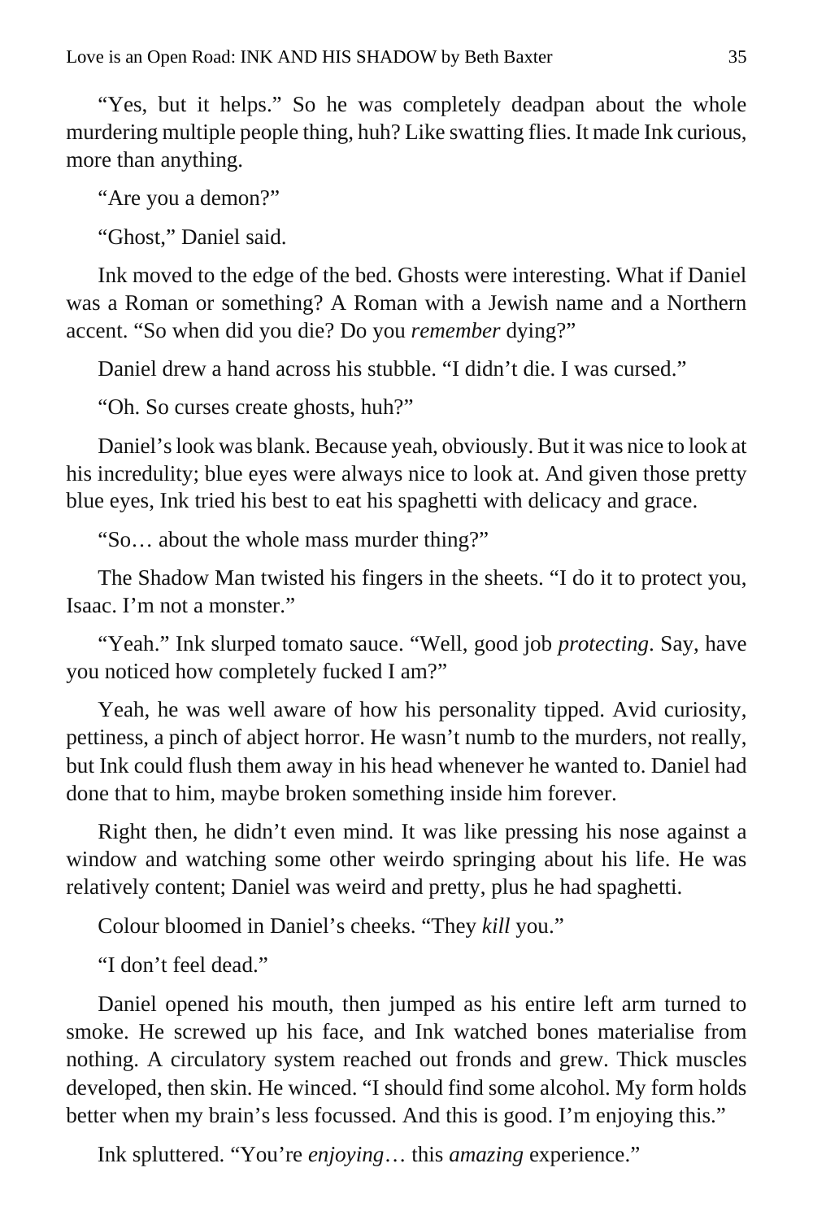"Yes, but it helps." So he was completely deadpan about the whole murdering multiple people thing, huh? Like swatting flies. It made Ink curious, more than anything.

"Are you a demon?"

"Ghost," Daniel said.

Ink moved to the edge of the bed. Ghosts were interesting. What if Daniel was a Roman or something? A Roman with a Jewish name and a Northern accent. "So when did you die? Do you *remember* dying?"

Daniel drew a hand across his stubble. "I didn't die. I was cursed."

"Oh. So curses create ghosts, huh?"

Daniel's look was blank. Because yeah, obviously. But it was nice to look at his incredulity; blue eyes were always nice to look at. And given those pretty blue eyes, Ink tried his best to eat his spaghetti with delicacy and grace.

"So… about the whole mass murder thing?"

The Shadow Man twisted his fingers in the sheets. "I do it to protect you, Isaac. I'm not a monster."

"Yeah." Ink slurped tomato sauce. "Well, good job *protecting*. Say, have you noticed how completely fucked I am?"

Yeah, he was well aware of how his personality tipped. Avid curiosity, pettiness, a pinch of abject horror. He wasn't numb to the murders, not really, but Ink could flush them away in his head whenever he wanted to. Daniel had done that to him, maybe broken something inside him forever.

Right then, he didn't even mind. It was like pressing his nose against a window and watching some other weirdo springing about his life. He was relatively content; Daniel was weird and pretty, plus he had spaghetti.

Colour bloomed in Daniel's cheeks. "They *kill* you."

"I don't feel dead."

Daniel opened his mouth, then jumped as his entire left arm turned to smoke. He screwed up his face, and Ink watched bones materialise from nothing. A circulatory system reached out fronds and grew. Thick muscles developed, then skin. He winced. "I should find some alcohol. My form holds better when my brain's less focussed. And this is good. I'm enjoying this."

Ink spluttered. "You're *enjoying*… this *amazing* experience."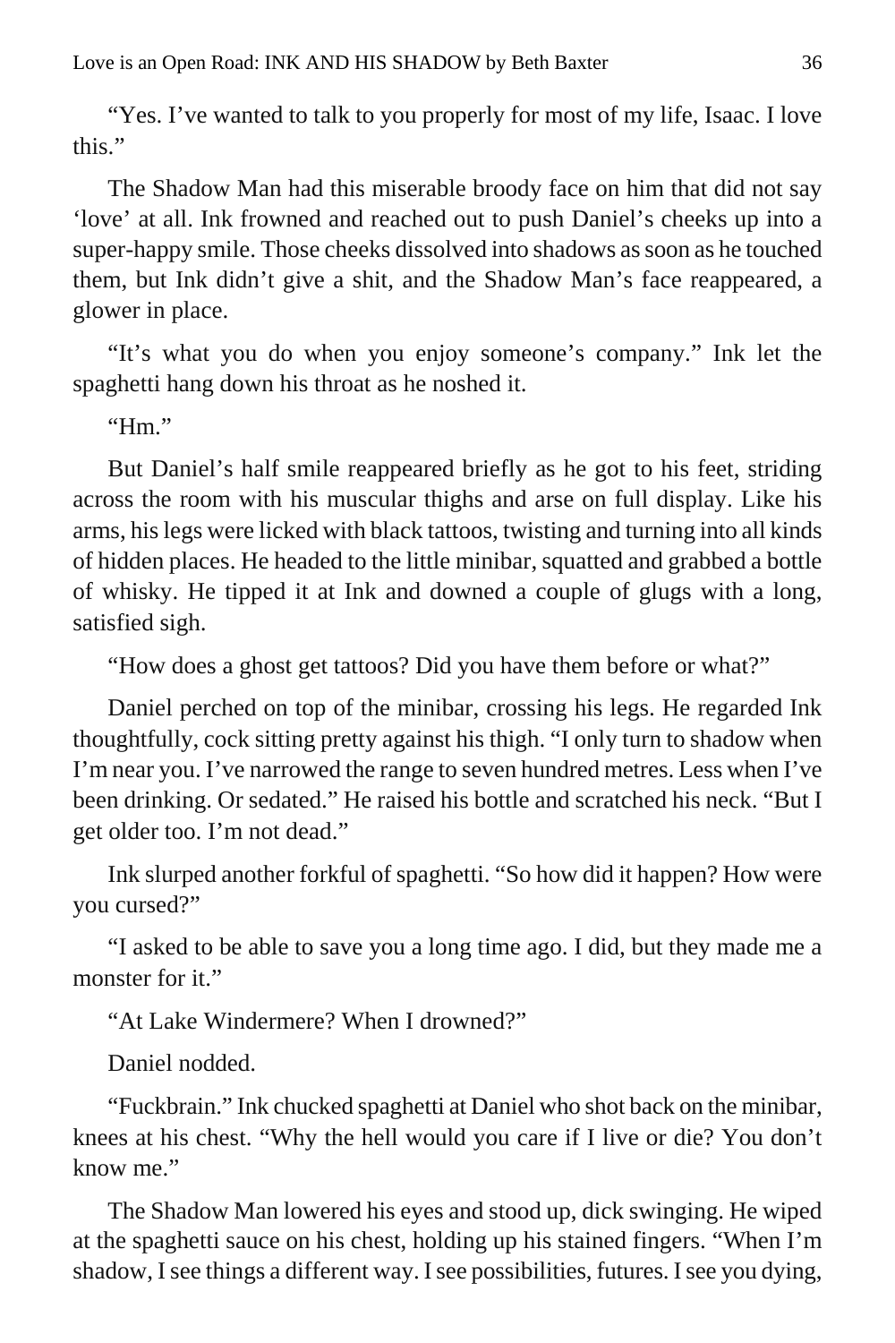"Yes. I've wanted to talk to you properly for most of my life, Isaac. I love this."

The Shadow Man had this miserable broody face on him that did not say 'love' at all. Ink frowned and reached out to push Daniel's cheeks up into a super-happy smile. Those cheeks dissolved into shadows as soon as he touched them, but Ink didn't give a shit, and the Shadow Man's face reappeared, a glower in place.

"It's what you do when you enjoy someone's company." Ink let the spaghetti hang down his throat as he noshed it.

"Hm."

But Daniel's half smile reappeared briefly as he got to his feet, striding across the room with his muscular thighs and arse on full display. Like his arms, his legs were licked with black tattoos, twisting and turning into all kinds of hidden places. He headed to the little minibar, squatted and grabbed a bottle of whisky. He tipped it at Ink and downed a couple of glugs with a long, satisfied sigh.

"How does a ghost get tattoos? Did you have them before or what?"

Daniel perched on top of the minibar, crossing his legs. He regarded Ink thoughtfully, cock sitting pretty against his thigh. "I only turn to shadow when I'm near you. I've narrowed the range to seven hundred metres. Less when I've been drinking. Or sedated." He raised his bottle and scratched his neck. "But I get older too. I'm not dead."

Ink slurped another forkful of spaghetti. "So how did it happen? How were you cursed?"

"I asked to be able to save you a long time ago. I did, but they made me a monster for it."

"At Lake Windermere? When I drowned?"

Daniel nodded.

"Fuckbrain." Ink chucked spaghetti at Daniel who shot back on the minibar, knees at his chest. "Why the hell would you care if I live or die? You don't know me."

The Shadow Man lowered his eyes and stood up, dick swinging. He wiped at the spaghetti sauce on his chest, holding up his stained fingers. "When I'm shadow, I see things a different way. I see possibilities, futures. I see you dying,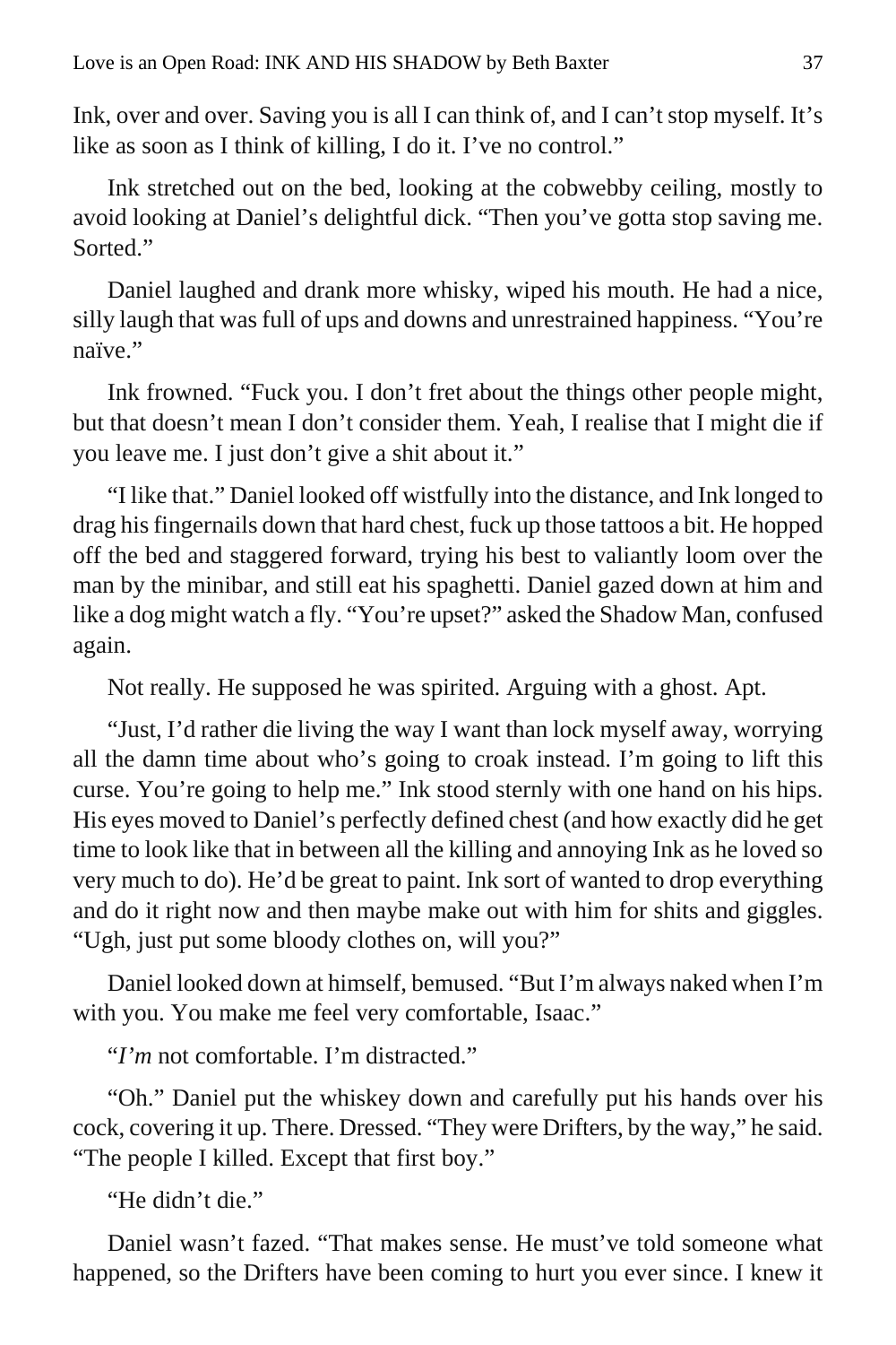Ink, over and over. Saving you is all I can think of, and I can't stop myself. It's like as soon as I think of killing, I do it. I've no control."

Ink stretched out on the bed, looking at the cobwebby ceiling, mostly to avoid looking at Daniel's delightful dick. "Then you've gotta stop saving me. Sorted."

Daniel laughed and drank more whisky, wiped his mouth. He had a nice, silly laugh that was full of ups and downs and unrestrained happiness. "You're naïve."

Ink frowned. "Fuck you. I don't fret about the things other people might, but that doesn't mean I don't consider them. Yeah, I realise that I might die if you leave me. I just don't give a shit about it."

"I like that." Daniel looked off wistfully into the distance, and Ink longed to drag his fingernails down that hard chest, fuck up those tattoos a bit. He hopped off the bed and staggered forward, trying his best to valiantly loom over the man by the minibar, and still eat his spaghetti. Daniel gazed down at him and like a dog might watch a fly. "You're upset?" asked the Shadow Man, confused again.

Not really. He supposed he was spirited. Arguing with a ghost. Apt.

"Just, I'd rather die living the way I want than lock myself away, worrying all the damn time about who's going to croak instead. I'm going to lift this curse. You're going to help me." Ink stood sternly with one hand on his hips. His eyes moved to Daniel's perfectly defined chest (and how exactly did he get time to look like that in between all the killing and annoying Ink as he loved so very much to do). He'd be great to paint. Ink sort of wanted to drop everything and do it right now and then maybe make out with him for shits and giggles. "Ugh, just put some bloody clothes on, will you?"

Daniel looked down at himself, bemused. "But I'm always naked when I'm with you. You make me feel very comfortable, Isaac."

"*I'm* not comfortable. I'm distracted."

"Oh." Daniel put the whiskey down and carefully put his hands over his cock, covering it up. There. Dressed. "They were Drifters, by the way," he said. "The people I killed. Except that first boy."

"He didn't die."

Daniel wasn't fazed. "That makes sense. He must've told someone what happened, so the Drifters have been coming to hurt you ever since. I knew it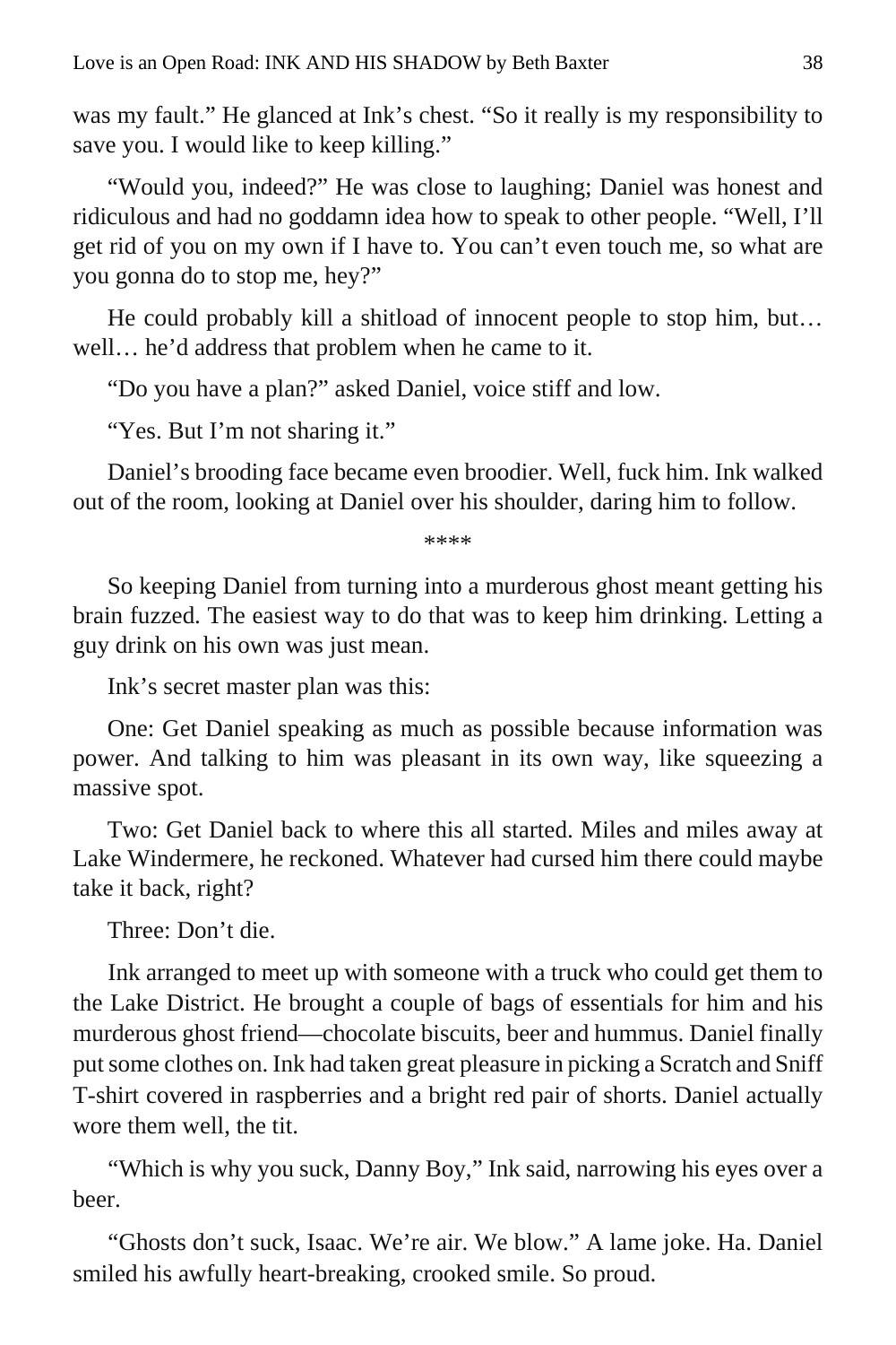was my fault." He glanced at Ink's chest. "So it really is my responsibility to save you. I would like to keep killing."

"Would you, indeed?" He was close to laughing; Daniel was honest and ridiculous and had no goddamn idea how to speak to other people. "Well, I'll get rid of you on my own if I have to. You can't even touch me, so what are you gonna do to stop me, hey?"

He could probably kill a shitload of innocent people to stop him, but… well… he'd address that problem when he came to it.

"Do you have a plan?" asked Daniel, voice stiff and low.

"Yes. But I'm not sharing it."

Daniel's brooding face became even broodier. Well, fuck him. Ink walked out of the room, looking at Daniel over his shoulder, daring him to follow.

\*\*\*\*

So keeping Daniel from turning into a murderous ghost meant getting his brain fuzzed. The easiest way to do that was to keep him drinking. Letting a guy drink on his own was just mean.

Ink's secret master plan was this:

One: Get Daniel speaking as much as possible because information was power. And talking to him was pleasant in its own way, like squeezing a massive spot.

Two: Get Daniel back to where this all started. Miles and miles away at Lake Windermere, he reckoned. Whatever had cursed him there could maybe take it back, right?

Three: Don't die.

Ink arranged to meet up with someone with a truck who could get them to the Lake District. He brought a couple of bags of essentials for him and his murderous ghost friend—chocolate biscuits, beer and hummus. Daniel finally put some clothes on. Ink had taken great pleasure in picking a Scratch and Sniff T-shirt covered in raspberries and a bright red pair of shorts. Daniel actually wore them well, the tit.

"Which is why you suck, Danny Boy," Ink said, narrowing his eyes over a beer.

"Ghosts don't suck, Isaac. We're air. We blow." A lame joke. Ha. Daniel smiled his awfully heart-breaking, crooked smile. So proud.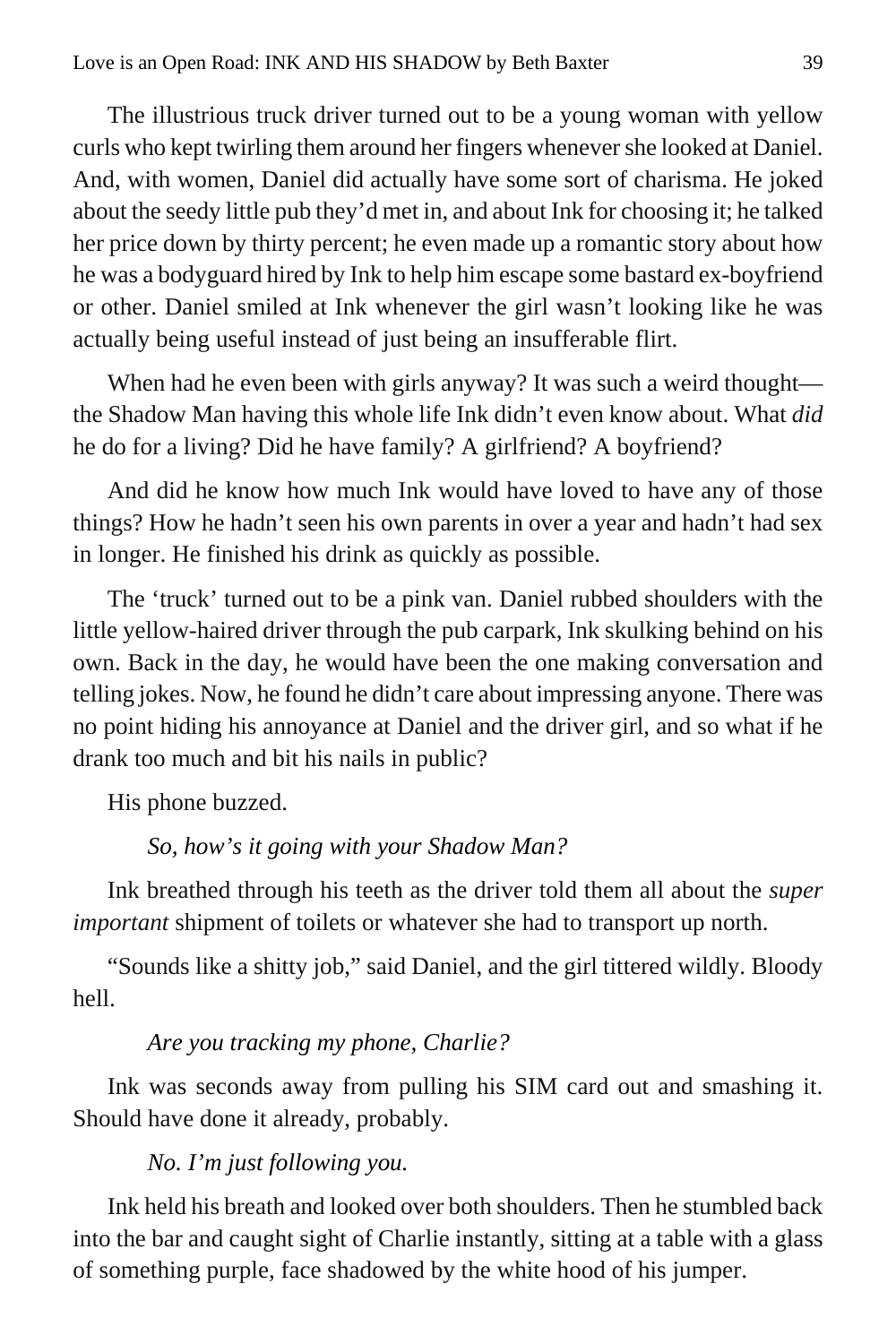The illustrious truck driver turned out to be a young woman with yellow curls who kept twirling them around her fingers whenever she looked at Daniel. And, with women, Daniel did actually have some sort of charisma. He joked about the seedy little pub they'd met in, and about Ink for choosing it; he talked her price down by thirty percent; he even made up a romantic story about how he was a bodyguard hired by Ink to help him escape some bastard ex-boyfriend or other. Daniel smiled at Ink whenever the girl wasn't looking like he was actually being useful instead of just being an insufferable flirt.

When had he even been with girls anyway? It was such a weird thought—the Shadow Man having this whole life Ink didn't even know about. What *did* he do for a living? Did he have family? A girlfriend? A boyfriend?

And did he know how much Ink would have loved to have any of those things? How he hadn't seen his own parents in over a year and hadn't had sex in longer. He finished his drink as quickly as possible.

The 'truck' turned out to be a pink van. Daniel rubbed shoulders with the little yellow-haired driver through the pub carpark, Ink skulking behind on his own. Back in the day, he would have been the one making conversation and telling jokes. Now, he found he didn't care about impressing anyone. There was no point hiding his annoyance at Daniel and the driver girl, and so what if he drank too much and bit his nails in public?

His phone buzzed.

*So, how's it going with your Shadow Man?*

Ink breathed through his teeth as the driver told them all about the *super important* shipment of toilets or whatever she had to transport up north.

"Sounds like a shitty job," said Daniel, and the girl tittered wildly. Bloody hell.

*Are you tracking my phone, Charlie?*

Ink was seconds away from pulling his SIM card out and smashing it. Should have done it already, probably.

*No. I'm just following you.*

Ink held his breath and looked over both shoulders. Then he stumbled back into the bar and caught sight of Charlie instantly, sitting at a table with a glass of something purple, face shadowed by the white hood of his jumper.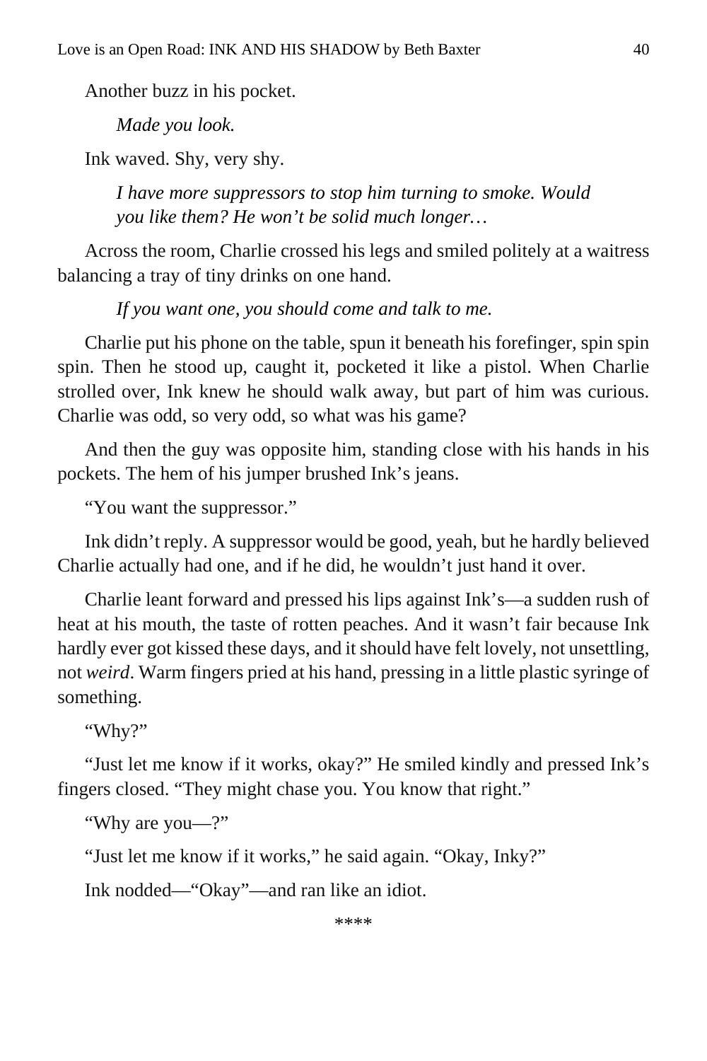Another buzz in his pocket.

*Made you look.*

Ink waved. Shy, very shy.

*I have more suppressors to stop him turning to smoke. Would you like them? He won't be solid much longer…*

Across the room, Charlie crossed his legs and smiled politely at a waitress balancing a tray of tiny drinks on one hand.

*If you want one, you should come and talk to me.*

Charlie put his phone on the table, spun it beneath his forefinger, spin spin spin. Then he stood up, caught it, pocketed it like a pistol. When Charlie strolled over, Ink knew he should walk away, but part of him was curious. Charlie was odd, so very odd, so what was his game?

And then the guy was opposite him, standing close with his hands in his pockets. The hem of his jumper brushed Ink's jeans.

"You want the suppressor."

Ink didn't reply. A suppressor would be good, yeah, but he hardly believed Charlie actually had one, and if he did, he wouldn't just hand it over.

Charlie leant forward and pressed his lips against Ink's—a sudden rush of heat at his mouth, the taste of rotten peaches. And it wasn't fair because Ink hardly ever got kissed these days, and it should have felt lovely, not unsettling, not *weird*. Warm fingers pried at his hand, pressing in a little plastic syringe of something.

"Why?"

"Just let me know if it works, okay?" He smiled kindly and pressed Ink's fingers closed. "They might chase you. You know that right."

"Why are you—?"

"Just let me know if it works," he said again. "Okay, Inky?"

Ink nodded—"Okay"—and ran like an idiot.

****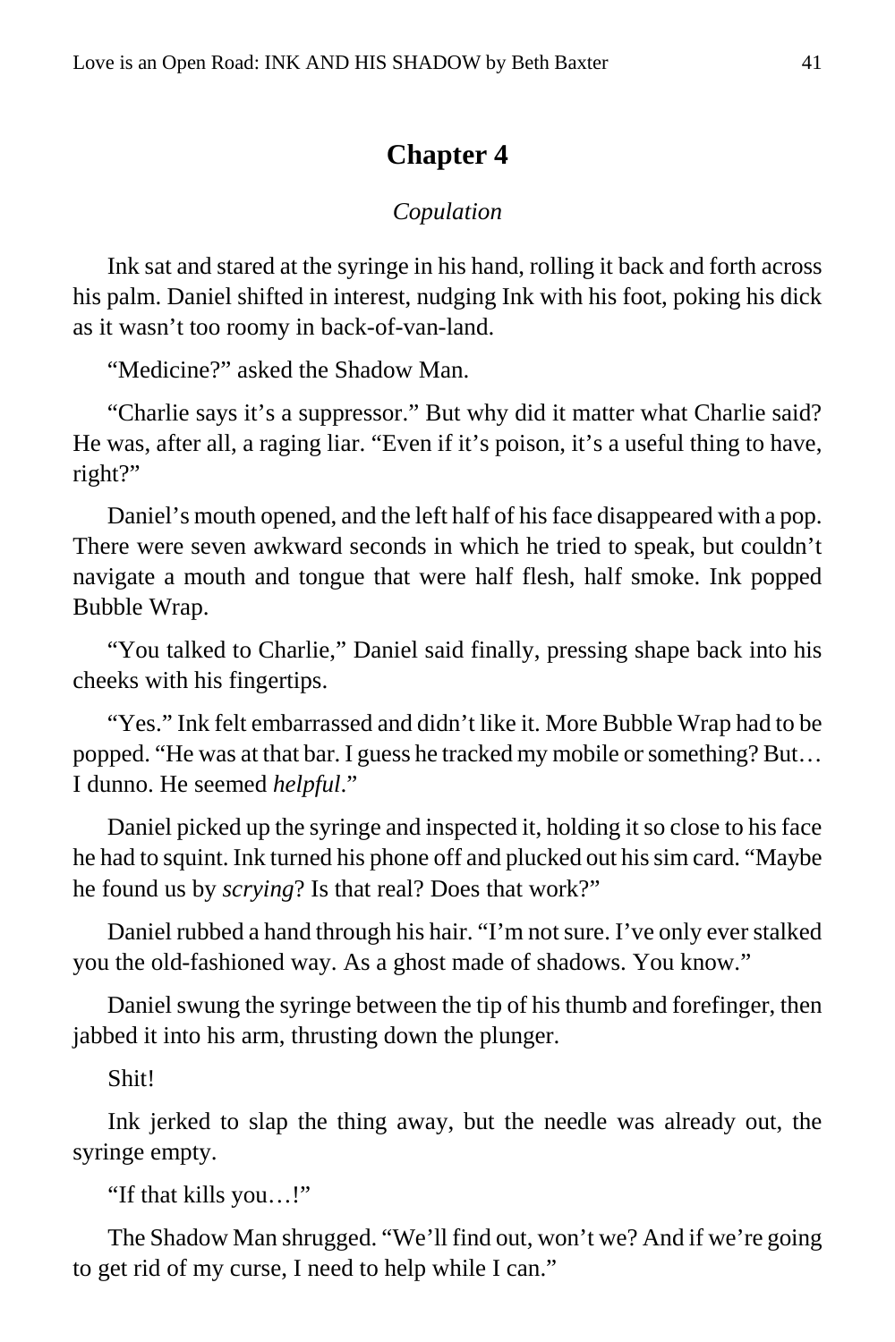## Chapter 4

*Copulation*

Ink sat and stared at the syringe in his hand, rolling it back and forth across his palm. Daniel shifted in interest, nudging Ink with his foot, poking his dick as it wasn't too roomy in back-of-van-land.

"Medicine?" asked the Shadow Man.

"Charlie says it's a suppressor." But why did it matter what Charlie said? He was, after all, a raging liar. "Even if it's poison, it's a useful thing to have, right?"

Daniel's mouth opened, and the left half of his face disappeared with a pop. There were seven awkward seconds in which he tried to speak, but couldn't navigate a mouth and tongue that were half flesh, half smoke. Ink popped Bubble Wrap.

"You talked to Charlie," Daniel said finally, pressing shape back into his cheeks with his fingertips.

"Yes." Ink felt embarrassed and didn't like it. More Bubble Wrap had to be popped. "He was at that bar. I guess he tracked my mobile or something? But… I dunno. He seemed *helpful*."

Daniel picked up the syringe and inspected it, holding it so close to his face he had to squint. Ink turned his phone off and plucked out his sim card. "Maybe he found us by *scrying*? Is that real? Does that work?"

Daniel rubbed a hand through his hair. "I'm not sure. I've only ever stalked you the old-fashioned way. As a ghost made of shadows. You know."

Daniel swung the syringe between the tip of his thumb and forefinger, then jabbed it into his arm, thrusting down the plunger.

Shit!

Ink jerked to slap the thing away, but the needle was already out, the syringe empty.

"If that kills you…!"

The Shadow Man shrugged. "We'll find out, won't we? And if we're going to get rid of my curse, I need to help while I can."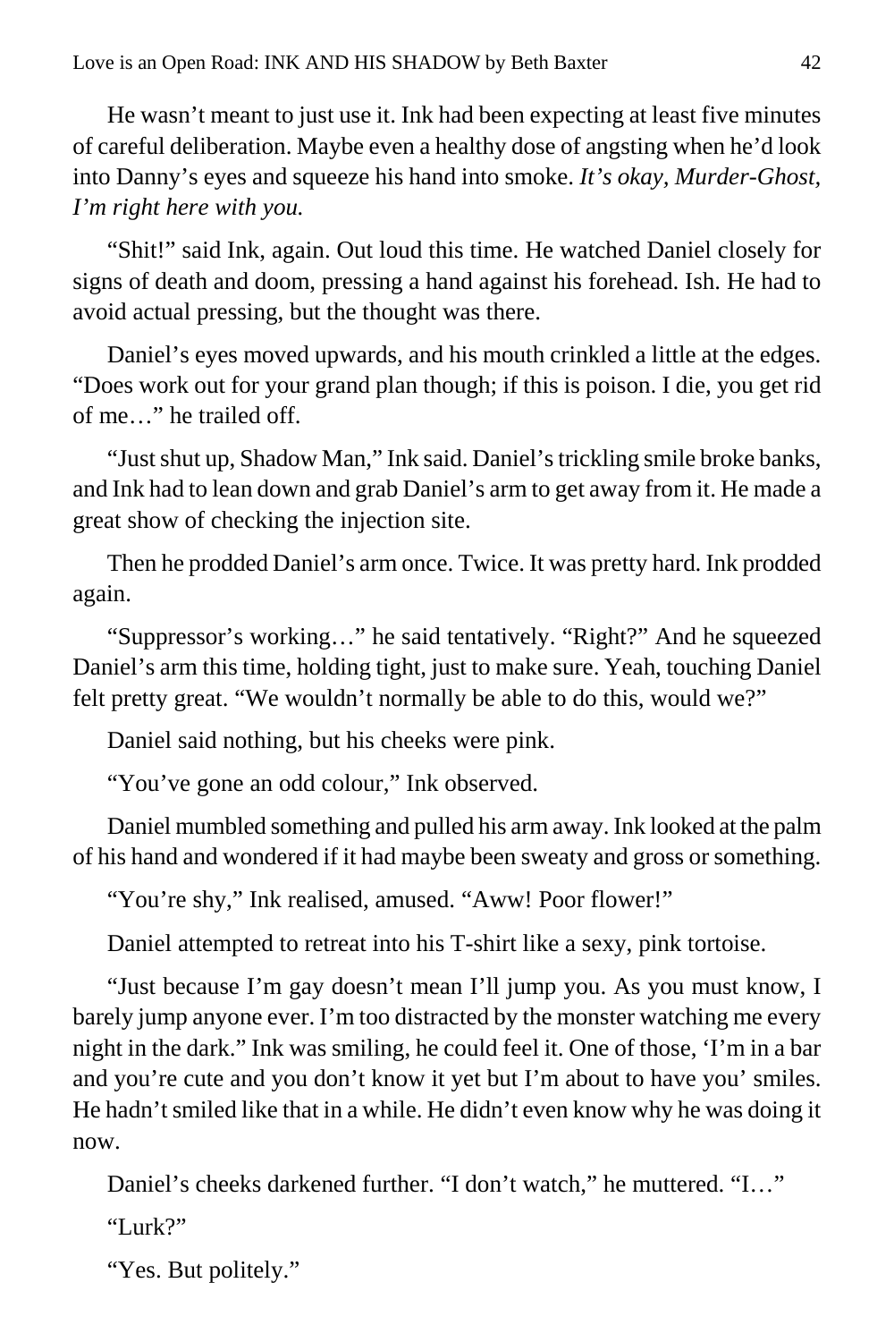He wasn’t meant to just use it. Ink had been expecting at least five minutes of careful deliberation. Maybe even a healthy dose of angsting when he’d look into Danny’s eyes and squeeze his hand into smoke. *It’s okay, Murder-Ghost, I’m right here with you.*

“Shit!” said Ink, again. Out loud this time. He watched Daniel closely for signs of death and doom, pressing a hand against his forehead. Ish. He had to avoid actual pressing, but the thought was there.

Daniel’s eyes moved upwards, and his mouth crinkled a little at the edges. “Does work out for your grand plan though; if this is poison. I die, you get rid of me…” he trailed off.

“Just shut up, Shadow Man,” Ink said. Daniel’s trickling smile broke banks, and Ink had to lean down and grab Daniel’s arm to get away from it. He made a great show of checking the injection site.

Then he prodded Daniel’s arm once. Twice. It was pretty hard. Ink prodded again.

“Suppressor’s working…” he said tentatively. “Right?” And he squeezed Daniel’s arm this time, holding tight, just to make sure. Yeah, touching Daniel felt pretty great. “We wouldn’t normally be able to do this, would we?”

Daniel said nothing, but his cheeks were pink.

“You’ve gone an odd colour,” Ink observed.

Daniel mumbled something and pulled his arm away. Ink looked at the palm of his hand and wondered if it had maybe been sweaty and gross or something.

“You’re shy,” Ink realised, amused. “Aww! Poor flower!”

Daniel attempted to retreat into his T-shirt like a sexy, pink tortoise.

“Just because I’m gay doesn’t mean I’ll jump you. As you must know, I barely jump anyone ever. I’m too distracted by the monster watching me every night in the dark.” Ink was smiling, he could feel it. One of those, ‘I’m in a bar and you’re cute and you don’t know it yet but I’m about to have you’ smiles. He hadn’t smiled like that in a while. He didn’t even know why he was doing it now.

Daniel’s cheeks darkened further. “I don’t watch,” he muttered. “I…”

“Lurk?”

“Yes. But politely.”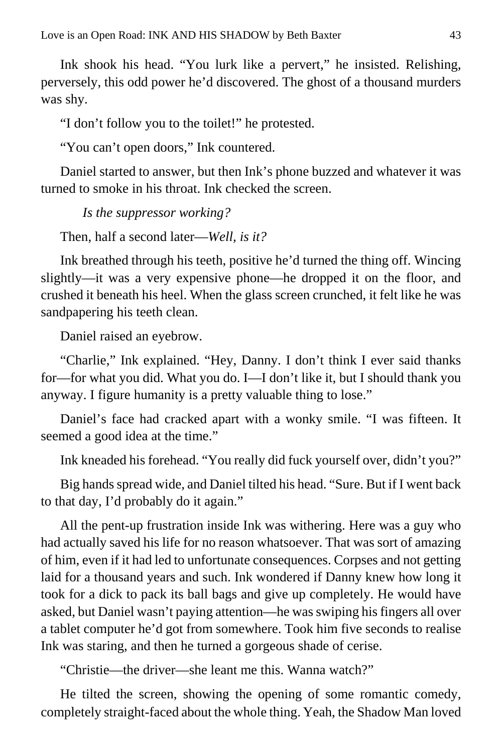Ink shook his head. “You lurk like a pervert,” he insisted. Relishing, perversely, this odd power he’d discovered. The ghost of a thousand murders was shy.

“I don’t follow you to the toilet!” he protested.

“You can’t open doors,” Ink countered.

Daniel started to answer, but then Ink’s phone buzzed and whatever it was turned to smoke in his throat. Ink checked the screen.

*Is the suppressor working?*

Then, half a second later—*Well, is it?*

Ink breathed through his teeth, positive he’d turned the thing off. Wincing slightly—it was a very expensive phone—he dropped it on the floor, and crushed it beneath his heel. When the glass screen crunched, it felt like he was sandpapering his teeth clean.

Daniel raised an eyebrow.

“Charlie,” Ink explained. “Hey, Danny. I don’t think I ever said thanks for—for what you did. What you do. I—I don’t like it, but I should thank you anyway. I figure humanity is a pretty valuable thing to lose.”

Daniel’s face had cracked apart with a wonky smile. “I was fifteen. It seemed a good idea at the time.”

Ink kneaded his forehead. “You really did fuck yourself over, didn’t you?”

Big hands spread wide, and Daniel tilted his head. “Sure. But if I went back to that day, I’d probably do it again.”

All the pent-up frustration inside Ink was withering. Here was a guy who had actually saved his life for no reason whatsoever. That was sort of amazing of him, even if it had led to unfortunate consequences. Corpses and not getting laid for a thousand years and such. Ink wondered if Danny knew how long it took for a dick to pack its ball bags and give up completely. He would have asked, but Daniel wasn’t paying attention—he was swiping his fingers all over a tablet computer he’d got from somewhere. Took him five seconds to realise Ink was staring, and then he turned a gorgeous shade of cerise.

“Christie—the driver—she leant me this. Wanna watch?”

He tilted the screen, showing the opening of some romantic comedy, completely straight-faced about the whole thing. Yeah, the Shadow Man loved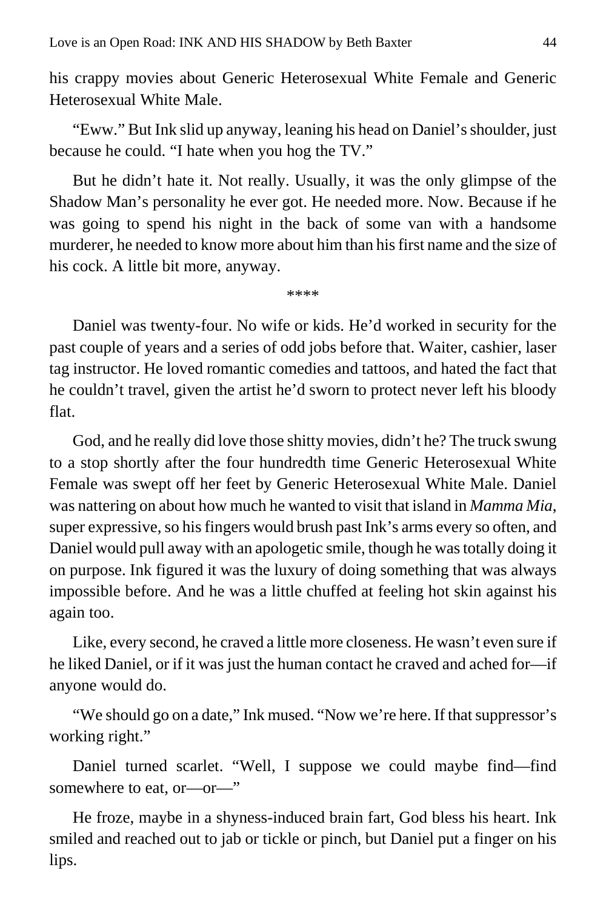his crappy movies about Generic Heterosexual White Female and Generic Heterosexual White Male.

"Eww." But Ink slid up anyway, leaning his head on Daniel's shoulder, just because he could. "I hate when you hog the TV."

But he didn't hate it. Not really. Usually, it was the only glimpse of the Shadow Man's personality he ever got. He needed more. Now. Because if he was going to spend his night in the back of some van with a handsome murderer, he needed to know more about him than his first name and the size of his cock. A little bit more, anyway.

\*\*\*\*

Daniel was twenty-four. No wife or kids. He'd worked in security for the past couple of years and a series of odd jobs before that. Waiter, cashier, laser tag instructor. He loved romantic comedies and tattoos, and hated the fact that he couldn't travel, given the artist he'd sworn to protect never left his bloody flat.

God, and he really did love those shitty movies, didn't he? The truck swung to a stop shortly after the four hundredth time Generic Heterosexual White Female was swept off her feet by Generic Heterosexual White Male. Daniel was nattering on about how much he wanted to visit that island in *Mamma Mia*, super expressive, so his fingers would brush past Ink's arms every so often, and Daniel would pull away with an apologetic smile, though he was totally doing it on purpose. Ink figured it was the luxury of doing something that was always impossible before. And he was a little chuffed at feeling hot skin against his again too.

Like, every second, he craved a little more closeness. He wasn't even sure if he liked Daniel, or if it was just the human contact he craved and ached for—if anyone would do.

"We should go on a date," Ink mused. "Now we're here. If that suppressor's working right."

Daniel turned scarlet. "Well, I suppose we could maybe find—find somewhere to eat, or—or—"

He froze, maybe in a shyness-induced brain fart, God bless his heart. Ink smiled and reached out to jab or tickle or pinch, but Daniel put a finger on his lips.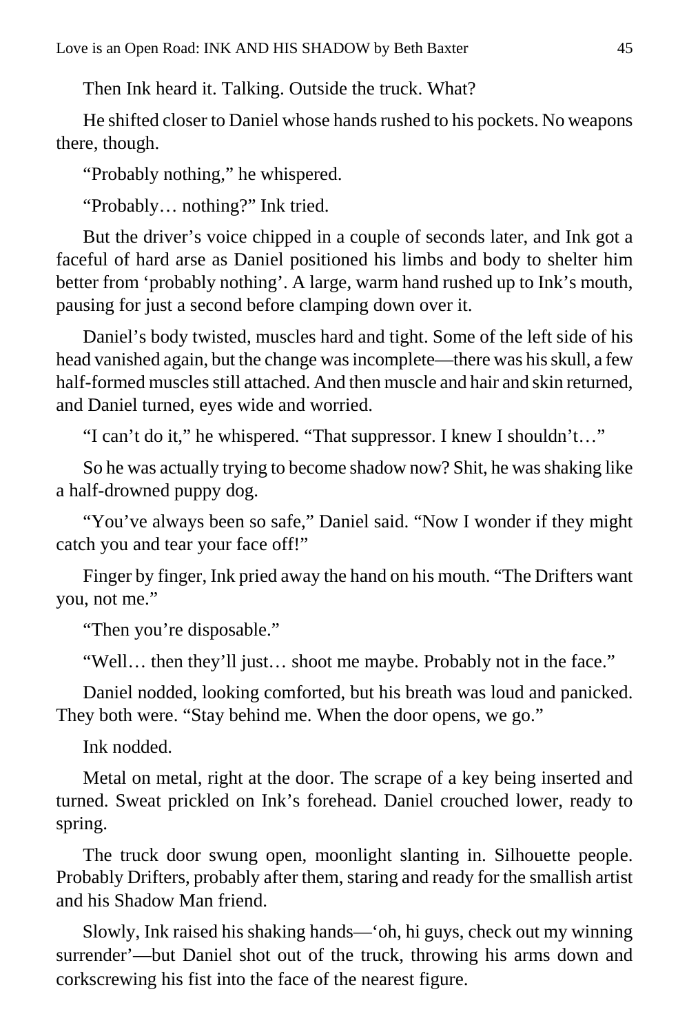Then Ink heard it. Talking. Outside the truck. What?

He shifted closer to Daniel whose hands rushed to his pockets. No weapons there, though.

"Probably nothing," he whispered.

"Probably… nothing?" Ink tried.

But the driver's voice chipped in a couple of seconds later, and Ink got a faceful of hard arse as Daniel positioned his limbs and body to shelter him better from 'probably nothing'. A large, warm hand rushed up to Ink's mouth, pausing for just a second before clamping down over it.

Daniel's body twisted, muscles hard and tight. Some of the left side of his head vanished again, but the change was incomplete—there was his skull, a few half-formed muscles still attached. And then muscle and hair and skin returned, and Daniel turned, eyes wide and worried.

"I can't do it," he whispered. "That suppressor. I knew I shouldn't…"

So he was actually trying to become shadow now? Shit, he was shaking like a half-drowned puppy dog.

"You've always been so safe," Daniel said. "Now I wonder if they might catch you and tear your face off!"

Finger by finger, Ink pried away the hand on his mouth. "The Drifters want you, not me."

"Then you're disposable."

"Well… then they'll just… shoot me maybe. Probably not in the face."

Daniel nodded, looking comforted, but his breath was loud and panicked. They both were. "Stay behind me. When the door opens, we go."

Ink nodded.

Metal on metal, right at the door. The scrape of a key being inserted and turned. Sweat prickled on Ink's forehead. Daniel crouched lower, ready to spring.

The truck door swung open, moonlight slanting in. Silhouette people. Probably Drifters, probably after them, staring and ready for the smallish artist and his Shadow Man friend.

Slowly, Ink raised his shaking hands—'oh, hi guys, check out my winning surrender'—but Daniel shot out of the truck, throwing his arms down and corkscrewing his fist into the face of the nearest figure.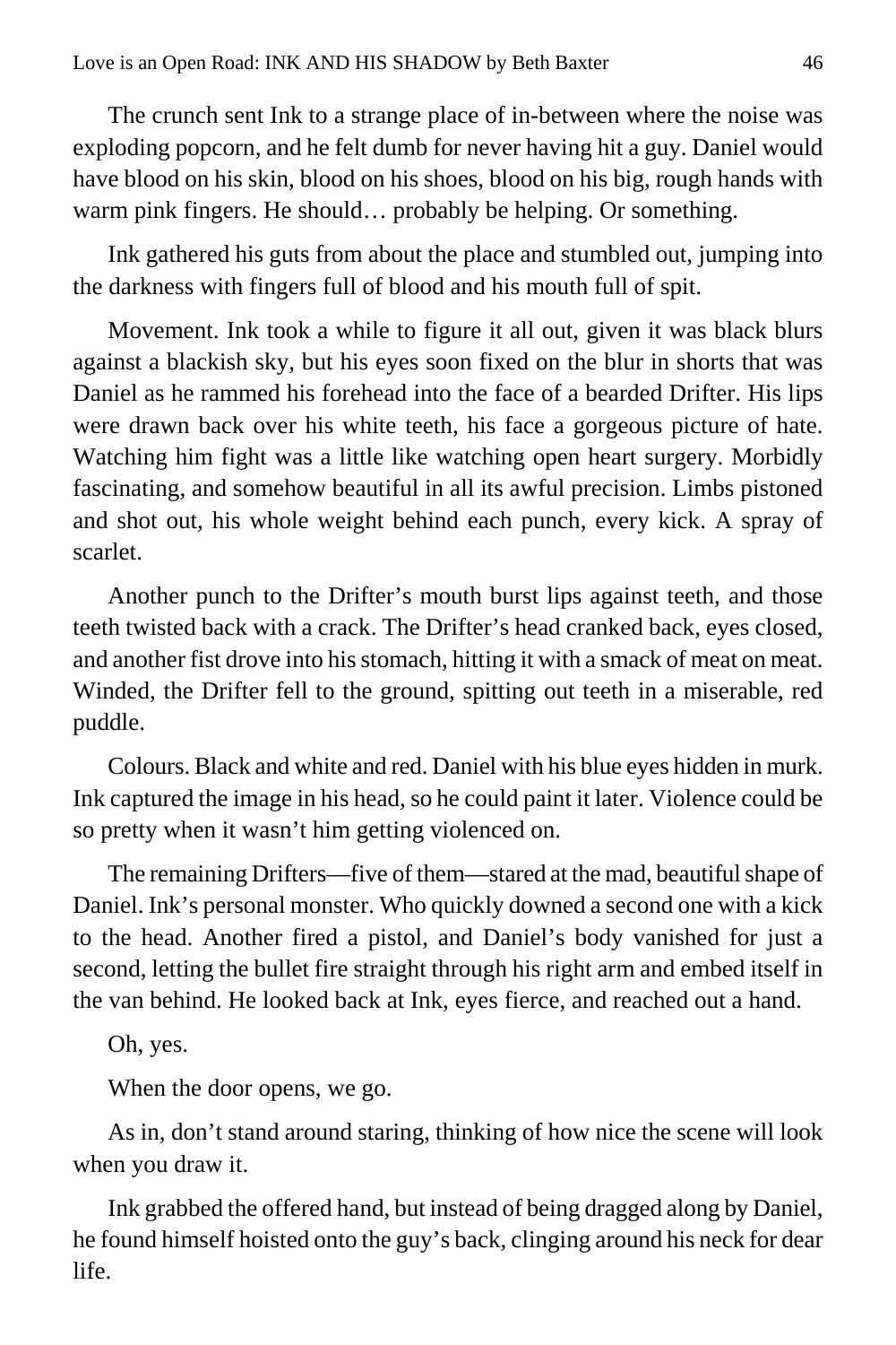The crunch sent Ink to a strange place of in-between where the noise was exploding popcorn, and he felt dumb for never having hit a guy. Daniel would have blood on his skin, blood on his shoes, blood on his big, rough hands with warm pink fingers. He should… probably be helping. Or something.

Ink gathered his guts from about the place and stumbled out, jumping into the darkness with fingers full of blood and his mouth full of spit.

Movement. Ink took a while to figure it all out, given it was black blurs against a blackish sky, but his eyes soon fixed on the blur in shorts that was Daniel as he rammed his forehead into the face of a bearded Drifter. His lips were drawn back over his white teeth, his face a gorgeous picture of hate. Watching him fight was a little like watching open heart surgery. Morbidly fascinating, and somehow beautiful in all its awful precision. Limbs pistoned and shot out, his whole weight behind each punch, every kick. A spray of scarlet.

Another punch to the Drifter's mouth burst lips against teeth, and those teeth twisted back with a crack. The Drifter's head cranked back, eyes closed, and another fist drove into his stomach, hitting it with a smack of meat on meat. Winded, the Drifter fell to the ground, spitting out teeth in a miserable, red puddle.

Colours. Black and white and red. Daniel with his blue eyes hidden in murk. Ink captured the image in his head, so he could paint it later. Violence could be so pretty when it wasn't him getting violenced on.

The remaining Drifters—five of them—stared at the mad, beautiful shape of Daniel. Ink's personal monster. Who quickly downed a second one with a kick to the head. Another fired a pistol, and Daniel's body vanished for just a second, letting the bullet fire straight through his right arm and embed itself in the van behind. He looked back at Ink, eyes fierce, and reached out a hand.

Oh, yes.

When the door opens, we go.

As in, don't stand around staring, thinking of how nice the scene will look when you draw it.

Ink grabbed the offered hand, but instead of being dragged along by Daniel, he found himself hoisted onto the guy's back, clinging around his neck for dear life.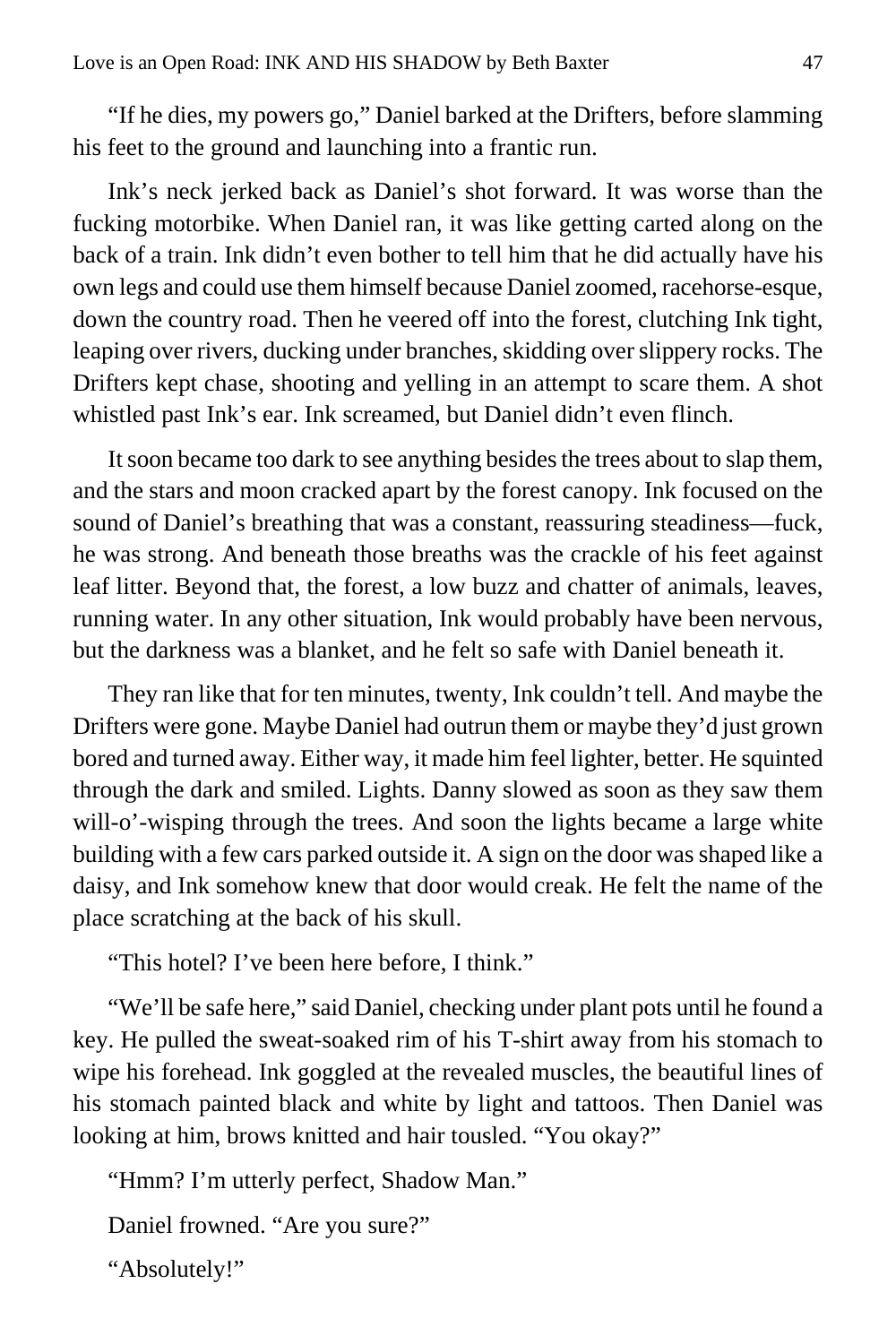"If he dies, my powers go," Daniel barked at the Drifters, before slamming his feet to the ground and launching into a frantic run.

Ink's neck jerked back as Daniel's shot forward. It was worse than the fucking motorbike. When Daniel ran, it was like getting carted along on the back of a train. Ink didn't even bother to tell him that he did actually have his own legs and could use them himself because Daniel zoomed, racehorse-esque, down the country road. Then he veered off into the forest, clutching Ink tight, leaping over rivers, ducking under branches, skidding over slippery rocks. The Drifters kept chase, shooting and yelling in an attempt to scare them. A shot whistled past Ink's ear. Ink screamed, but Daniel didn't even flinch.

It soon became too dark to see anything besides the trees about to slap them, and the stars and moon cracked apart by the forest canopy. Ink focused on the sound of Daniel's breathing that was a constant, reassuring steadiness—fuck, he was strong. And beneath those breaths was the crackle of his feet against leaf litter. Beyond that, the forest, a low buzz and chatter of animals, leaves, running water. In any other situation, Ink would probably have been nervous, but the darkness was a blanket, and he felt so safe with Daniel beneath it.

They ran like that for ten minutes, twenty, Ink couldn't tell. And maybe the Drifters were gone. Maybe Daniel had outrun them or maybe they'd just grown bored and turned away. Either way, it made him feel lighter, better. He squinted through the dark and smiled. Lights. Danny slowed as soon as they saw them will-o'-wisping through the trees. And soon the lights became a large white building with a few cars parked outside it. A sign on the door was shaped like a daisy, and Ink somehow knew that door would creak. He felt the name of the place scratching at the back of his skull.

"This hotel? I've been here before, I think."

"We'll be safe here," said Daniel, checking under plant pots until he found a key. He pulled the sweat-soaked rim of his T-shirt away from his stomach to wipe his forehead. Ink goggled at the revealed muscles, the beautiful lines of his stomach painted black and white by light and tattoos. Then Daniel was looking at him, brows knitted and hair tousled. "You okay?"

"Hmm? I'm utterly perfect, Shadow Man."

Daniel frowned. "Are you sure?"

"Absolutely!"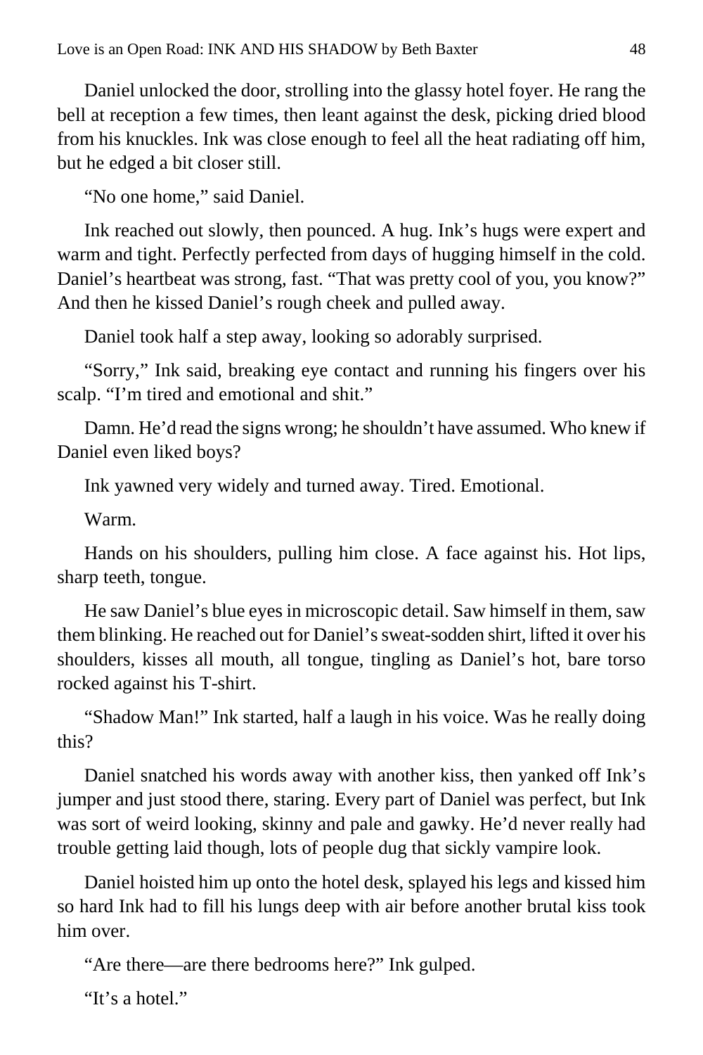Daniel unlocked the door, strolling into the glassy hotel foyer. He rang the bell at reception a few times, then leant against the desk, picking dried blood from his knuckles. Ink was close enough to feel all the heat radiating off him, but he edged a bit closer still.

"No one home," said Daniel.

Ink reached out slowly, then pounced. A hug. Ink's hugs were expert and warm and tight. Perfectly perfected from days of hugging himself in the cold. Daniel's heartbeat was strong, fast. "That was pretty cool of you, you know?" And then he kissed Daniel's rough cheek and pulled away.

Daniel took half a step away, looking so adorably surprised.

"Sorry," Ink said, breaking eye contact and running his fingers over his scalp. "I'm tired and emotional and shit."

Damn. He'd read the signs wrong; he shouldn't have assumed. Who knew if Daniel even liked boys?

Ink yawned very widely and turned away. Tired. Emotional.

Warm.

Hands on his shoulders, pulling him close. A face against his. Hot lips, sharp teeth, tongue.

He saw Daniel's blue eyes in microscopic detail. Saw himself in them, saw them blinking. He reached out for Daniel's sweat-sodden shirt, lifted it over his shoulders, kisses all mouth, all tongue, tingling as Daniel's hot, bare torso rocked against his T-shirt.

"Shadow Man!" Ink started, half a laugh in his voice. Was he really doing this?

Daniel snatched his words away with another kiss, then yanked off Ink's jumper and just stood there, staring. Every part of Daniel was perfect, but Ink was sort of weird looking, skinny and pale and gawky. He'd never really had trouble getting laid though, lots of people dug that sickly vampire look.

Daniel hoisted him up onto the hotel desk, splayed his legs and kissed him so hard Ink had to fill his lungs deep with air before another brutal kiss took him over.

"Are there—are there bedrooms here?" Ink gulped.

"It's a hotel."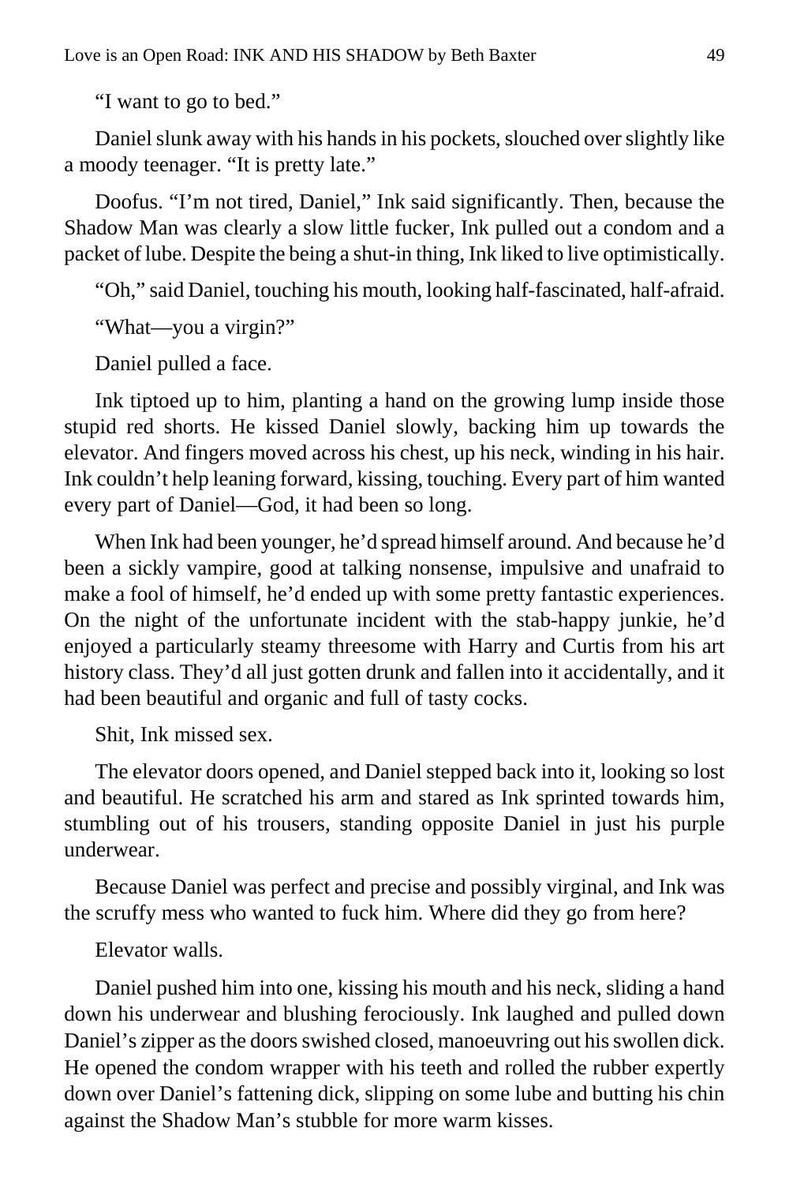"I want to go to bed."

Daniel slunk away with his hands in his pockets, slouched over slightly like a moody teenager. "It is pretty late."

Doofus. "I'm not tired, Daniel," Ink said significantly. Then, because the Shadow Man was clearly a slow little fucker, Ink pulled out a condom and a packet of lube. Despite the being a shut-in thing, Ink liked to live optimistically.

"Oh," said Daniel, touching his mouth, looking half-fascinated, half-afraid.

"What—you a virgin?"

Daniel pulled a face.

Ink tiptoed up to him, planting a hand on the growing lump inside those stupid red shorts. He kissed Daniel slowly, backing him up towards the elevator. And fingers moved across his chest, up his neck, winding in his hair. Ink couldn't help leaning forward, kissing, touching. Every part of him wanted every part of Daniel—God, it had been so long.

When Ink had been younger, he'd spread himself around. And because he'd been a sickly vampire, good at talking nonsense, impulsive and unafraid to make a fool of himself, he'd ended up with some pretty fantastic experiences. On the night of the unfortunate incident with the stab-happy junkie, he'd enjoyed a particularly steamy threesome with Harry and Curtis from his art history class. They'd all just gotten drunk and fallen into it accidentally, and it had been beautiful and organic and full of tasty cocks.

Shit, Ink missed sex.

The elevator doors opened, and Daniel stepped back into it, looking so lost and beautiful. He scratched his arm and stared as Ink sprinted towards him, stumbling out of his trousers, standing opposite Daniel in just his purple underwear.

Because Daniel was perfect and precise and possibly virginal, and Ink was the scruffy mess who wanted to fuck him. Where did they go from here?

Elevator walls.

Daniel pushed him into one, kissing his mouth and his neck, sliding a hand down his underwear and blushing ferociously. Ink laughed and pulled down Daniel's zipper as the doors swished closed, manoeuvring out his swollen dick. He opened the condom wrapper with his teeth and rolled the rubber expertly down over Daniel's fattening dick, slipping on some lube and butting his chin against the Shadow Man's stubble for more warm kisses.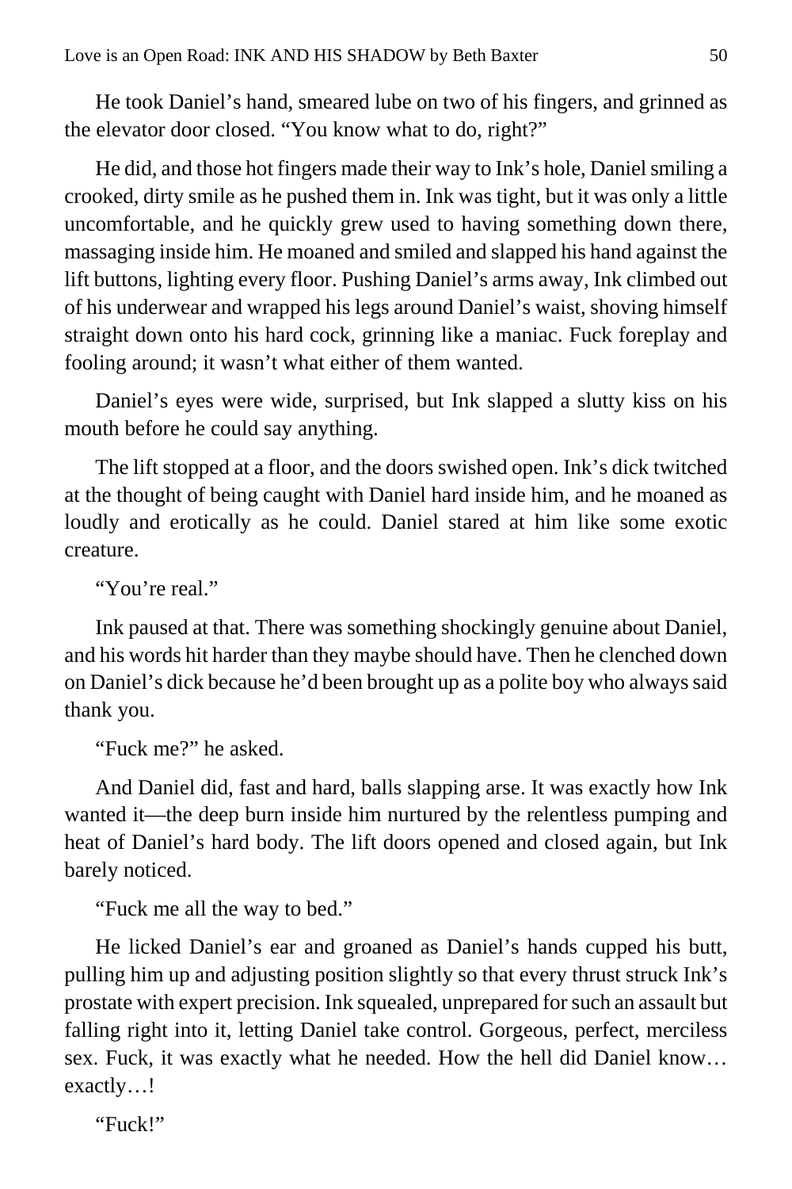He took Daniel's hand, smeared lube on two of his fingers, and grinned as the elevator door closed. "You know what to do, right?"

He did, and those hot fingers made their way to Ink's hole, Daniel smiling a crooked, dirty smile as he pushed them in. Ink was tight, but it was only a little uncomfortable, and he quickly grew used to having something down there, massaging inside him. He moaned and smiled and slapped his hand against the lift buttons, lighting every floor. Pushing Daniel's arms away, Ink climbed out of his underwear and wrapped his legs around Daniel's waist, shoving himself straight down onto his hard cock, grinning like a maniac. Fuck foreplay and fooling around; it wasn't what either of them wanted.

Daniel's eyes were wide, surprised, but Ink slapped a slutty kiss on his mouth before he could say anything.

The lift stopped at a floor, and the doors swished open. Ink's dick twitched at the thought of being caught with Daniel hard inside him, and he moaned as loudly and erotically as he could. Daniel stared at him like some exotic creature.

"You're real."

Ink paused at that. There was something shockingly genuine about Daniel, and his words hit harder than they maybe should have. Then he clenched down on Daniel's dick because he'd been brought up as a polite boy who always said thank you.

"Fuck me?" he asked.

And Daniel did, fast and hard, balls slapping arse. It was exactly how Ink wanted it—the deep burn inside him nurtured by the relentless pumping and heat of Daniel's hard body. The lift doors opened and closed again, but Ink barely noticed.

"Fuck me all the way to bed."

He licked Daniel's ear and groaned as Daniel's hands cupped his butt, pulling him up and adjusting position slightly so that every thrust struck Ink's prostate with expert precision. Ink squealed, unprepared for such an assault but falling right into it, letting Daniel take control. Gorgeous, perfect, merciless sex. Fuck, it was exactly what he needed. How the hell did Daniel know… exactly…!

"Fuck!"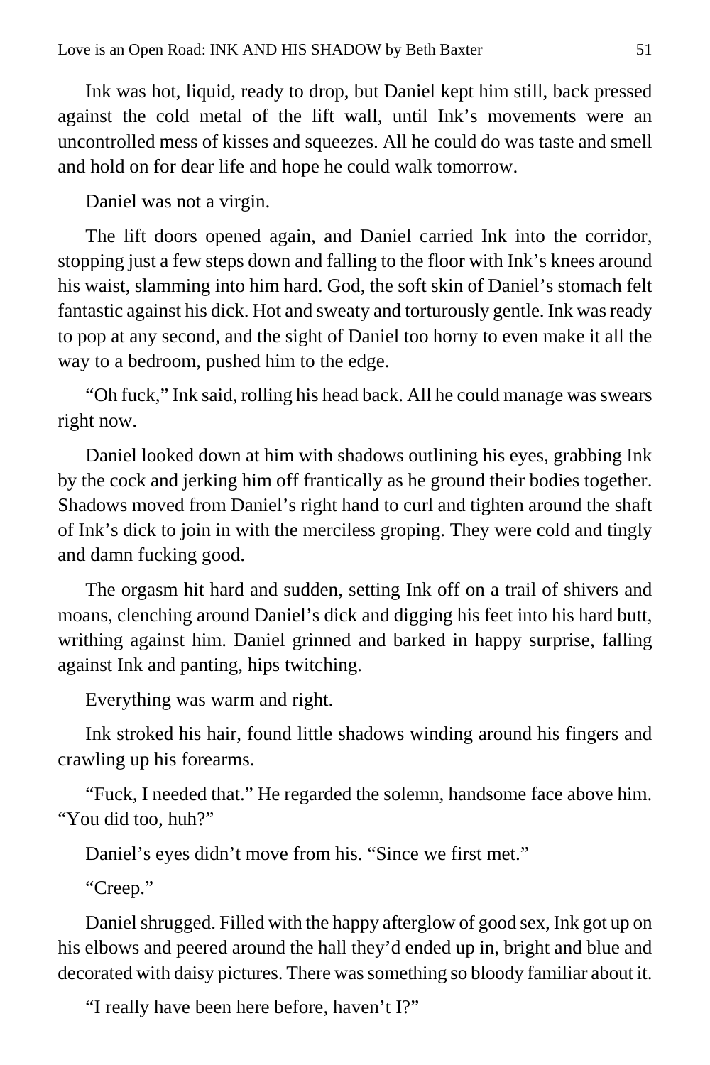Ink was hot, liquid, ready to drop, but Daniel kept him still, back pressed against the cold metal of the lift wall, until Ink's movements were an uncontrolled mess of kisses and squeezes. All he could do was taste and smell and hold on for dear life and hope he could walk tomorrow.

Daniel was not a virgin.

The lift doors opened again, and Daniel carried Ink into the corridor, stopping just a few steps down and falling to the floor with Ink's knees around his waist, slamming into him hard. God, the soft skin of Daniel's stomach felt fantastic against his dick. Hot and sweaty and torturously gentle. Ink was ready to pop at any second, and the sight of Daniel too horny to even make it all the way to a bedroom, pushed him to the edge.

"Oh fuck," Ink said, rolling his head back. All he could manage was swears right now.

Daniel looked down at him with shadows outlining his eyes, grabbing Ink by the cock and jerking him off frantically as he ground their bodies together. Shadows moved from Daniel's right hand to curl and tighten around the shaft of Ink's dick to join in with the merciless groping. They were cold and tingly and damn fucking good.

The orgasm hit hard and sudden, setting Ink off on a trail of shivers and moans, clenching around Daniel's dick and digging his feet into his hard butt, writhing against him. Daniel grinned and barked in happy surprise, falling against Ink and panting, hips twitching.

Everything was warm and right.

Ink stroked his hair, found little shadows winding around his fingers and crawling up his forearms.

"Fuck, I needed that." He regarded the solemn, handsome face above him. "You did too, huh?"

Daniel's eyes didn't move from his. "Since we first met."

"Creep."

Daniel shrugged. Filled with the happy afterglow of good sex, Ink got up on his elbows and peered around the hall they'd ended up in, bright and blue and decorated with daisy pictures. There was something so bloody familiar about it.

"I really have been here before, haven't I?"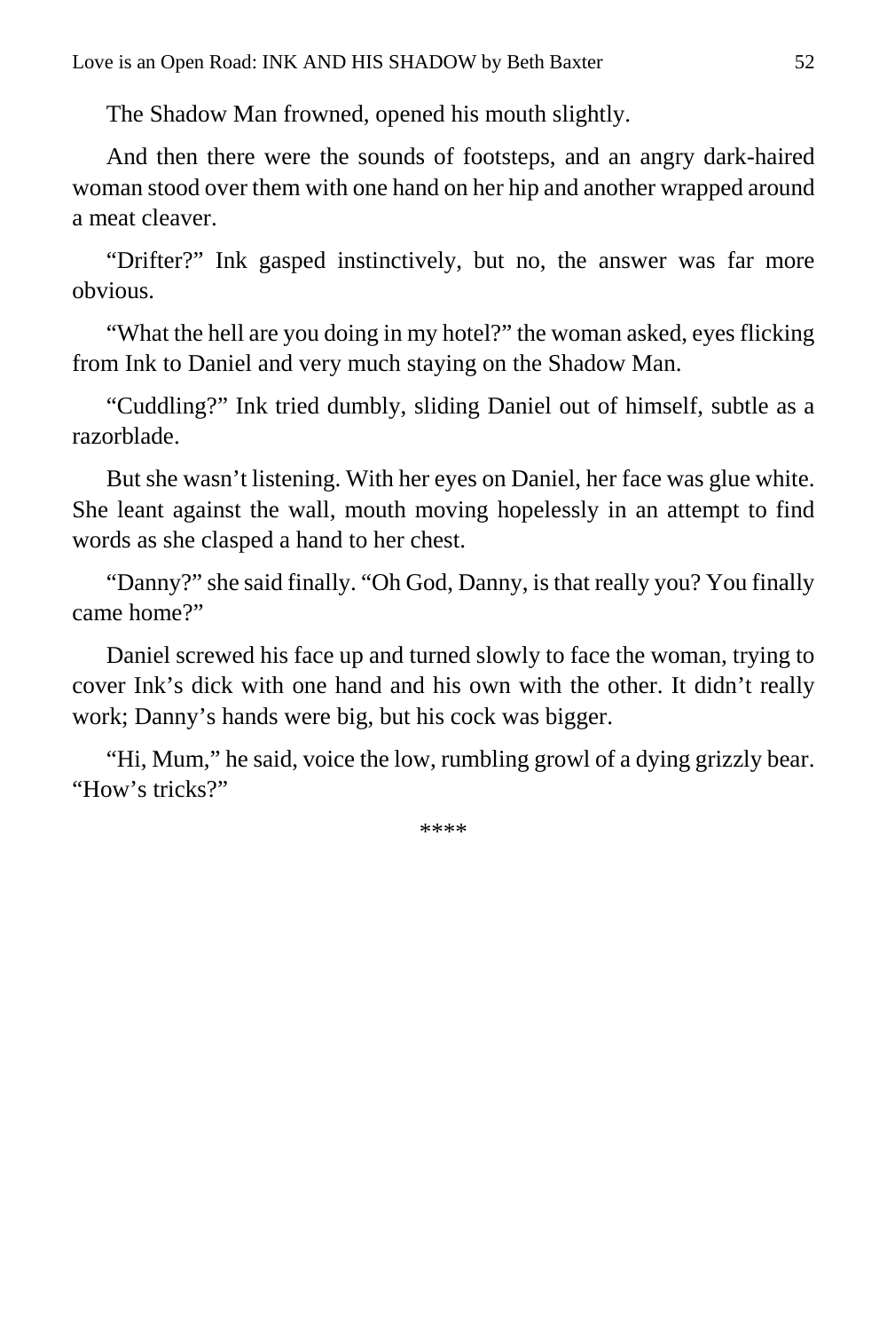The Shadow Man frowned, opened his mouth slightly.

And then there were the sounds of footsteps, and an angry dark-haired woman stood over them with one hand on her hip and another wrapped around a meat cleaver.

"Drifter?" Ink gasped instinctively, but no, the answer was far more obvious.

"What the hell are you doing in my hotel?" the woman asked, eyes flicking from Ink to Daniel and very much staying on the Shadow Man.

"Cuddling?" Ink tried dumbly, sliding Daniel out of himself, subtle as a razorblade.

But she wasn't listening. With her eyes on Daniel, her face was glue white. She leant against the wall, mouth moving hopelessly in an attempt to find words as she clasped a hand to her chest.

"Danny?" she said finally. "Oh God, Danny, is that really you? You finally came home?"

Daniel screwed his face up and turned slowly to face the woman, trying to cover Ink's dick with one hand and his own with the other. It didn't really work; Danny's hands were big, but his cock was bigger.

"Hi, Mum," he said, voice the low, rumbling growl of a dying grizzly bear. "How's tricks?"

****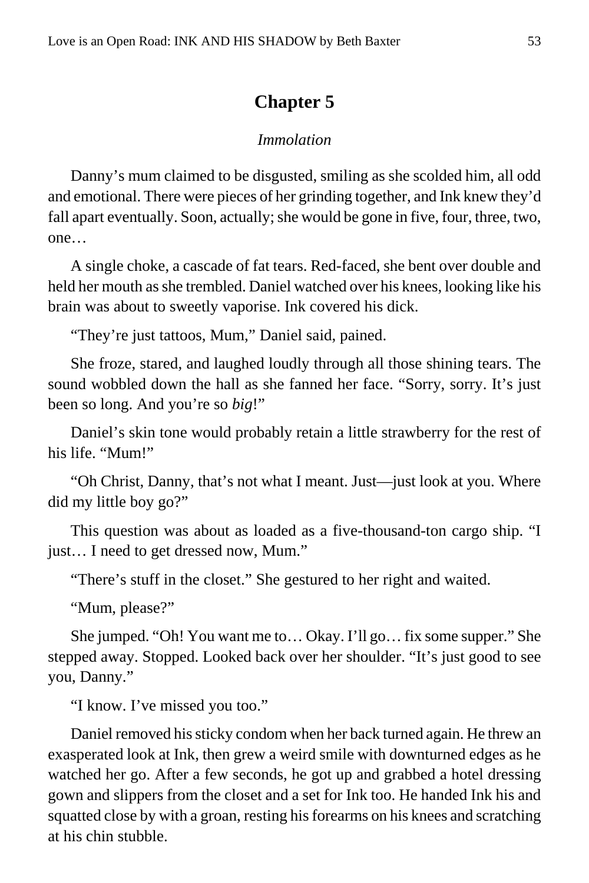# Chapter 5

*Immolation*

Danny's mum claimed to be disgusted, smiling as she scolded him, all odd and emotional. There were pieces of her grinding together, and Ink knew they'd fall apart eventually. Soon, actually; she would be gone in five, four, three, two, one…

A single choke, a cascade of fat tears. Red-faced, she bent over double and held her mouth as she trembled. Daniel watched over his knees, looking like his brain was about to sweetly vaporise. Ink covered his dick.

"They're just tattoos, Mum," Daniel said, pained.

She froze, stared, and laughed loudly through all those shining tears. The sound wobbled down the hall as she fanned her face. "Sorry, sorry. It's just been so long. And you're so *big*!"

Daniel's skin tone would probably retain a little strawberry for the rest of his life. "Mum!"

"Oh Christ, Danny, that's not what I meant. Just—just look at you. Where did my little boy go?"

This question was about as loaded as a five-thousand-ton cargo ship. "I just… I need to get dressed now, Mum."

"There's stuff in the closet." She gestured to her right and waited.

"Mum, please?"

She jumped. "Oh! You want me to… Okay. I'll go… fix some supper." She stepped away. Stopped. Looked back over her shoulder. "It's just good to see you, Danny."

"I know. I've missed you too."

Daniel removed his sticky condom when her back turned again. He threw an exasperated look at Ink, then grew a weird smile with downturned edges as he watched her go. After a few seconds, he got up and grabbed a hotel dressing gown and slippers from the closet and a set for Ink too. He handed Ink his and squatted close by with a groan, resting his forearms on his knees and scratching at his chin stubble.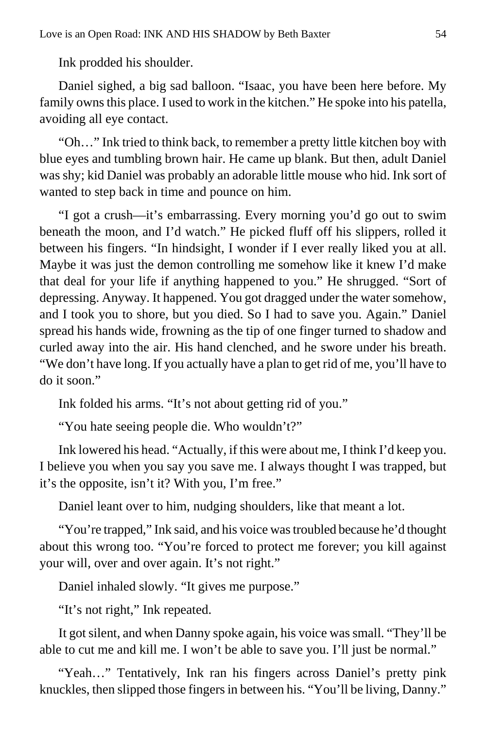Ink prodded his shoulder.

Daniel sighed, a big sad balloon. “Isaac, you have been here before. My family owns this place. I used to work in the kitchen.” He spoke into his patella, avoiding all eye contact.

“Oh…” Ink tried to think back, to remember a pretty little kitchen boy with blue eyes and tumbling brown hair. He came up blank. But then, adult Daniel was shy; kid Daniel was probably an adorable little mouse who hid. Ink sort of wanted to step back in time and pounce on him.

“I got a crush—it’s embarrassing. Every morning you’d go out to swim beneath the moon, and I’d watch.” He picked fluff off his slippers, rolled it between his fingers. “In hindsight, I wonder if I ever really liked you at all. Maybe it was just the demon controlling me somehow like it knew I’d make that deal for your life if anything happened to you.” He shrugged. “Sort of depressing. Anyway. It happened. You got dragged under the water somehow, and I took you to shore, but you died. So I had to save you. Again.” Daniel spread his hands wide, frowning as the tip of one finger turned to shadow and curled away into the air. His hand clenched, and he swore under his breath. “We don’t have long. If you actually have a plan to get rid of me, you’ll have to do it soon.”

Ink folded his arms. “It’s not about getting rid of you.”

“You hate seeing people die. Who wouldn’t?”

Ink lowered his head. “Actually, if this were about me, I think I’d keep you. I believe you when you say you save me. I always thought I was trapped, but it’s the opposite, isn’t it? With you, I’m free.”

Daniel leant over to him, nudging shoulders, like that meant a lot.

“You’re trapped,” Ink said, and his voice was troubled because he’d thought about this wrong too. “You’re forced to protect me forever; you kill against your will, over and over again. It’s not right.”

Daniel inhaled slowly. “It gives me purpose.”

“It’s not right,” Ink repeated.

It got silent, and when Danny spoke again, his voice was small. “They’ll be able to cut me and kill me. I won’t be able to save you. I’ll just be normal.”

“Yeah…” Tentatively, Ink ran his fingers across Daniel’s pretty pink knuckles, then slipped those fingers in between his. “You’ll be living, Danny.”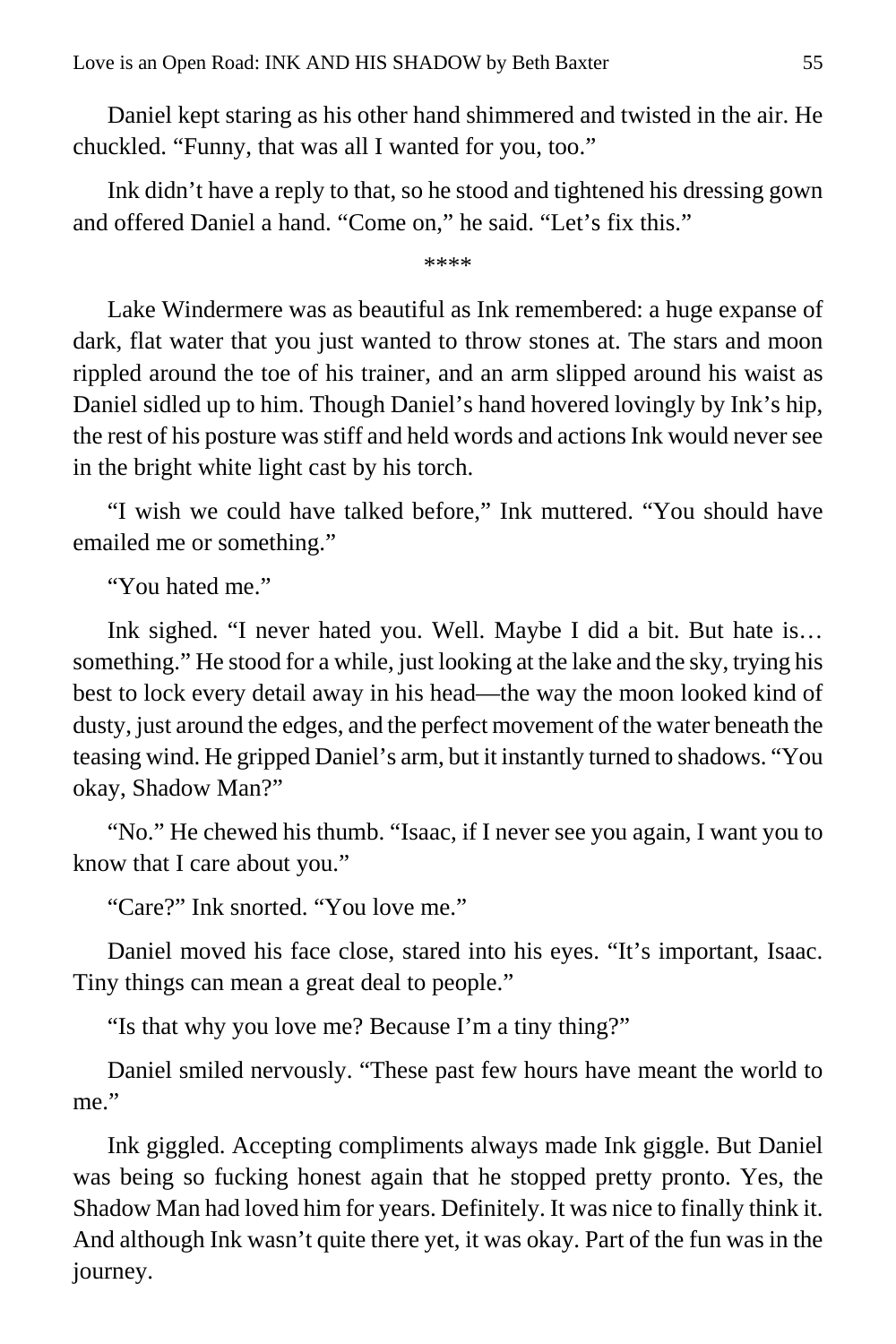Daniel kept staring as his other hand shimmered and twisted in the air. He chuckled. "Funny, that was all I wanted for you, too."

Ink didn't have a reply to that, so he stood and tightened his dressing gown and offered Daniel a hand. "Come on," he said. "Let's fix this."

****

Lake Windermere was as beautiful as Ink remembered: a huge expanse of dark, flat water that you just wanted to throw stones at. The stars and moon rippled around the toe of his trainer, and an arm slipped around his waist as Daniel sidled up to him. Though Daniel's hand hovered lovingly by Ink's hip, the rest of his posture was stiff and held words and actions Ink would never see in the bright white light cast by his torch.

"I wish we could have talked before," Ink muttered. "You should have emailed me or something."

"You hated me."

Ink sighed. "I never hated you. Well. Maybe I did a bit. But hate is… something." He stood for a while, just looking at the lake and the sky, trying his best to lock every detail away in his head—the way the moon looked kind of dusty, just around the edges, and the perfect movement of the water beneath the teasing wind. He gripped Daniel's arm, but it instantly turned to shadows. "You okay, Shadow Man?"

"No." He chewed his thumb. "Isaac, if I never see you again, I want you to know that I care about you."

"Care?" Ink snorted. "You love me."

Daniel moved his face close, stared into his eyes. "It's important, Isaac. Tiny things can mean a great deal to people."

"Is that why you love me? Because I'm a tiny thing?"

Daniel smiled nervously. "These past few hours have meant the world to me."

Ink giggled. Accepting compliments always made Ink giggle. But Daniel was being so fucking honest again that he stopped pretty pronto. Yes, the Shadow Man had loved him for years. Definitely. It was nice to finally think it. And although Ink wasn't quite there yet, it was okay. Part of the fun was in the journey.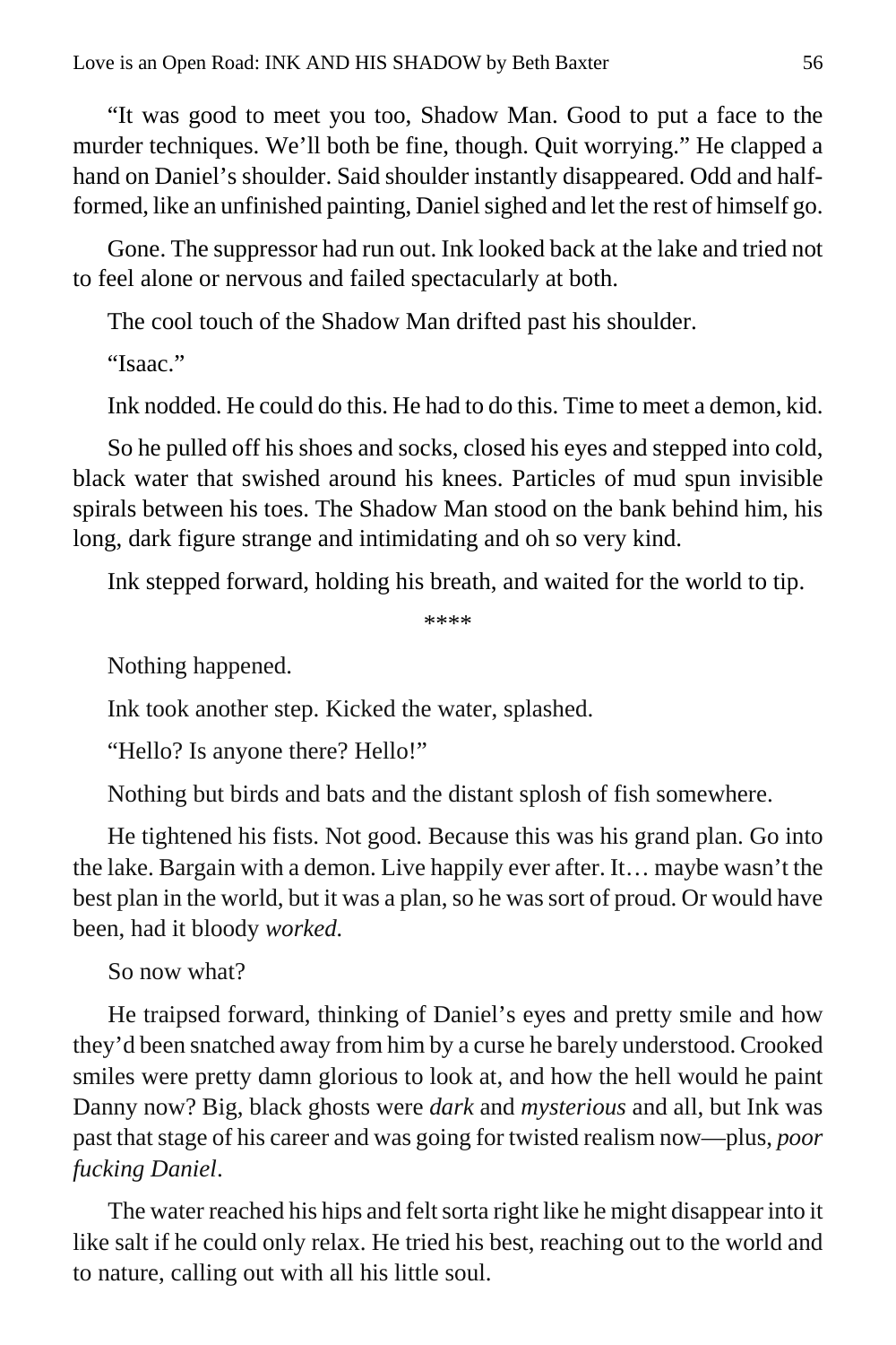"It was good to meet you too, Shadow Man. Good to put a face to the murder techniques. We'll both be fine, though. Quit worrying." He clapped a hand on Daniel's shoulder. Said shoulder instantly disappeared. Odd and half-formed, like an unfinished painting, Daniel sighed and let the rest of himself go.

Gone. The suppressor had run out. Ink looked back at the lake and tried not to feel alone or nervous and failed spectacularly at both.

The cool touch of the Shadow Man drifted past his shoulder.

"Isaac."

Ink nodded. He could do this. He had to do this. Time to meet a demon, kid.

So he pulled off his shoes and socks, closed his eyes and stepped into cold, black water that swished around his knees. Particles of mud spun invisible spirals between his toes. The Shadow Man stood on the bank behind him, his long, dark figure strange and intimidating and oh so very kind.

Ink stepped forward, holding his breath, and waited for the world to tip.

****

Nothing happened.

Ink took another step. Kicked the water, splashed.

"Hello? Is anyone there? Hello!"

Nothing but birds and bats and the distant splosh of fish somewhere.

He tightened his fists. Not good. Because this was his grand plan. Go into the lake. Bargain with a demon. Live happily ever after. It… maybe wasn't the best plan in the world, but it was a plan, so he was sort of proud. Or would have been, had it bloody *worked.*

So now what?

He traipsed forward, thinking of Daniel's eyes and pretty smile and how they'd been snatched away from him by a curse he barely understood. Crooked smiles were pretty damn glorious to look at, and how the hell would he paint Danny now? Big, black ghosts were *dark* and *mysterious* and all, but Ink was past that stage of his career and was going for twisted realism now—plus, *poor fucking Daniel*.

The water reached his hips and felt sorta right like he might disappear into it like salt if he could only relax. He tried his best, reaching out to the world and to nature, calling out with all his little soul.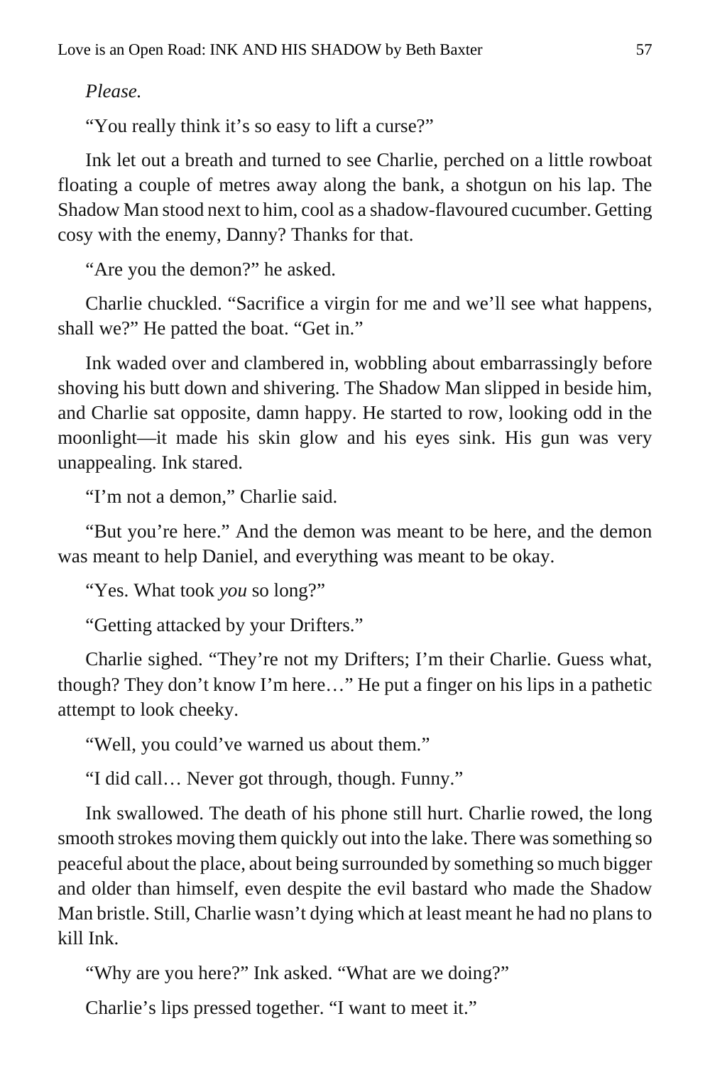*Please.*

"You really think it's so easy to lift a curse?"

Ink let out a breath and turned to see Charlie, perched on a little rowboat floating a couple of metres away along the bank, a shotgun on his lap. The Shadow Man stood next to him, cool as a shadow-flavoured cucumber. Getting cosy with the enemy, Danny? Thanks for that.

"Are you the demon?" he asked.

Charlie chuckled. "Sacrifice a virgin for me and we'll see what happens, shall we?" He patted the boat. "Get in."

Ink waded over and clambered in, wobbling about embarrassingly before shoving his butt down and shivering. The Shadow Man slipped in beside him, and Charlie sat opposite, damn happy. He started to row, looking odd in the moonlight—it made his skin glow and his eyes sink. His gun was very unappealing. Ink stared.

"I'm not a demon," Charlie said.

"But you're here." And the demon was meant to be here, and the demon was meant to help Daniel, and everything was meant to be okay.

"Yes. What took *you* so long?"

"Getting attacked by your Drifters."

Charlie sighed. "They're not my Drifters; I'm their Charlie. Guess what, though? They don't know I'm here…" He put a finger on his lips in a pathetic attempt to look cheeky.

"Well, you could've warned us about them."

"I did call… Never got through, though. Funny."

Ink swallowed. The death of his phone still hurt. Charlie rowed, the long smooth strokes moving them quickly out into the lake. There was something so peaceful about the place, about being surrounded by something so much bigger and older than himself, even despite the evil bastard who made the Shadow Man bristle. Still, Charlie wasn't dying which at least meant he had no plans to kill Ink.

"Why are you here?" Ink asked. "What are we doing?"

Charlie's lips pressed together. "I want to meet it."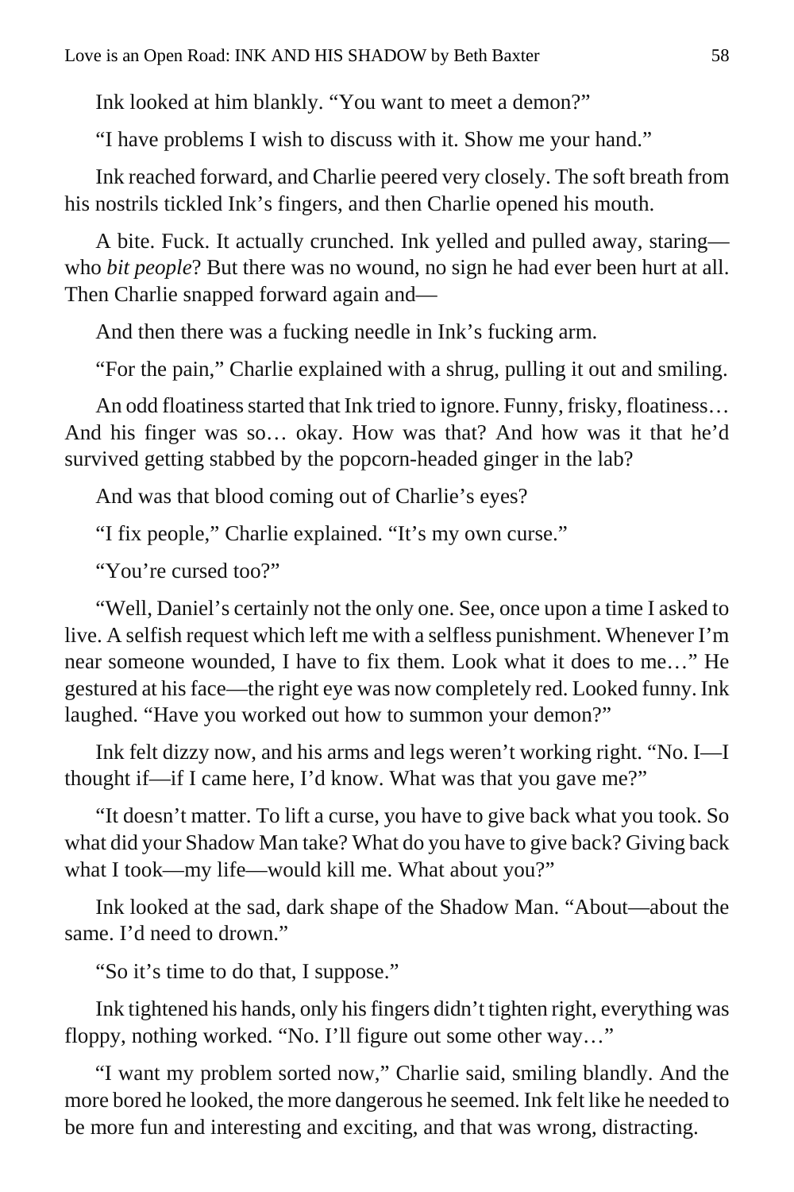Ink looked at him blankly. "You want to meet a demon?"

"I have problems I wish to discuss with it. Show me your hand."

Ink reached forward, and Charlie peered very closely. The soft breath from his nostrils tickled Ink's fingers, and then Charlie opened his mouth.

A bite. Fuck. It actually crunched. Ink yelled and pulled away, staring—who *bit people*? But there was no wound, no sign he had ever been hurt at all. Then Charlie snapped forward again and—

And then there was a fucking needle in Ink's fucking arm.

"For the pain," Charlie explained with a shrug, pulling it out and smiling.

An odd floatiness started that Ink tried to ignore. Funny, frisky, floatiness… And his finger was so… okay. How was that? And how was it that he'd survived getting stabbed by the popcorn-headed ginger in the lab?

And was that blood coming out of Charlie's eyes?

"I fix people," Charlie explained. "It's my own curse."

"You're cursed too?"

"Well, Daniel's certainly not the only one. See, once upon a time I asked to live. A selfish request which left me with a selfless punishment. Whenever I'm near someone wounded, I have to fix them. Look what it does to me…" He gestured at his face—the right eye was now completely red. Looked funny. Ink laughed. "Have you worked out how to summon your demon?"

Ink felt dizzy now, and his arms and legs weren't working right. "No. I—I thought if—if I came here, I'd know. What was that you gave me?"

"It doesn't matter. To lift a curse, you have to give back what you took. So what did your Shadow Man take? What do you have to give back? Giving back what I took—my life—would kill me. What about you?"

Ink looked at the sad, dark shape of the Shadow Man. "About—about the same. I'd need to drown."

"So it's time to do that, I suppose."

Ink tightened his hands, only his fingers didn't tighten right, everything was floppy, nothing worked. "No. I'll figure out some other way…"

"I want my problem sorted now," Charlie said, smiling blandly. And the more bored he looked, the more dangerous he seemed. Ink felt like he needed to be more fun and interesting and exciting, and that was wrong, distracting.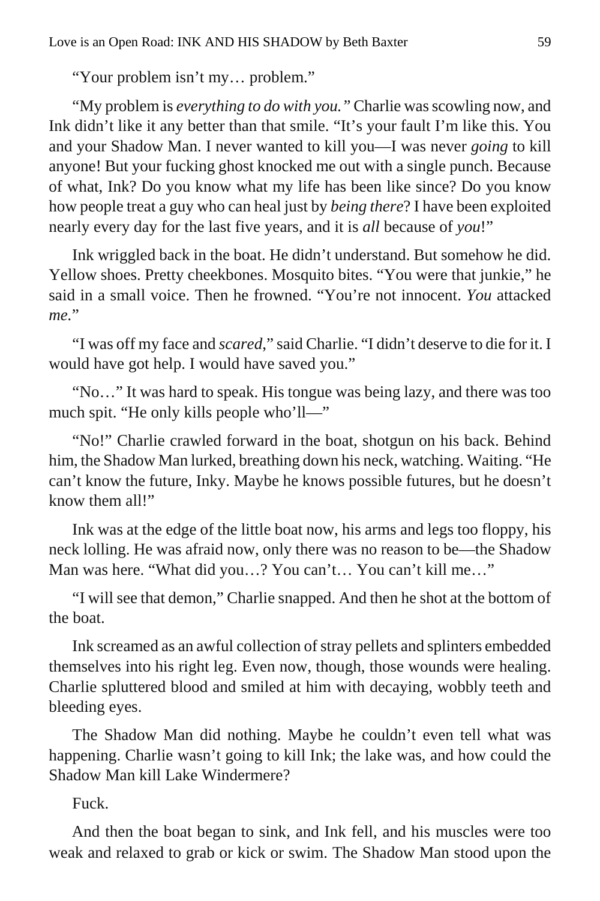"Your problem isn't my… problem."

"My problem is *everything to do with you."* Charlie was scowling now, and Ink didn't like it any better than that smile. "It's your fault I'm like this. You and your Shadow Man. I never wanted to kill you—I was never *going* to kill anyone! But your fucking ghost knocked me out with a single punch. Because of what, Ink? Do you know what my life has been like since? Do you know how people treat a guy who can heal just by *being there*? I have been exploited nearly every day for the last five years, and it is *all* because of *you*!"

Ink wriggled back in the boat. He didn't understand. But somehow he did. Yellow shoes. Pretty cheekbones. Mosquito bites. "You were that junkie," he said in a small voice. Then he frowned. "You're not innocent. *You* attacked *me*."

"I was off my face and *scared*," said Charlie. "I didn't deserve to die for it. I would have got help. I would have saved you."

"No…" It was hard to speak. His tongue was being lazy, and there was too much spit. "He only kills people who'll—"

"No!" Charlie crawled forward in the boat, shotgun on his back. Behind him, the Shadow Man lurked, breathing down his neck, watching. Waiting. "He can't know the future, Inky. Maybe he knows possible futures, but he doesn't know them all!"

Ink was at the edge of the little boat now, his arms and legs too floppy, his neck lolling. He was afraid now, only there was no reason to be—the Shadow Man was here. "What did you…? You can't… You can't kill me…"

"I will see that demon," Charlie snapped. And then he shot at the bottom of the boat.

Ink screamed as an awful collection of stray pellets and splinters embedded themselves into his right leg. Even now, though, those wounds were healing. Charlie spluttered blood and smiled at him with decaying, wobbly teeth and bleeding eyes.

The Shadow Man did nothing. Maybe he couldn't even tell what was happening. Charlie wasn't going to kill Ink; the lake was, and how could the Shadow Man kill Lake Windermere?

Fuck.

And then the boat began to sink, and Ink fell, and his muscles were too weak and relaxed to grab or kick or swim. The Shadow Man stood upon the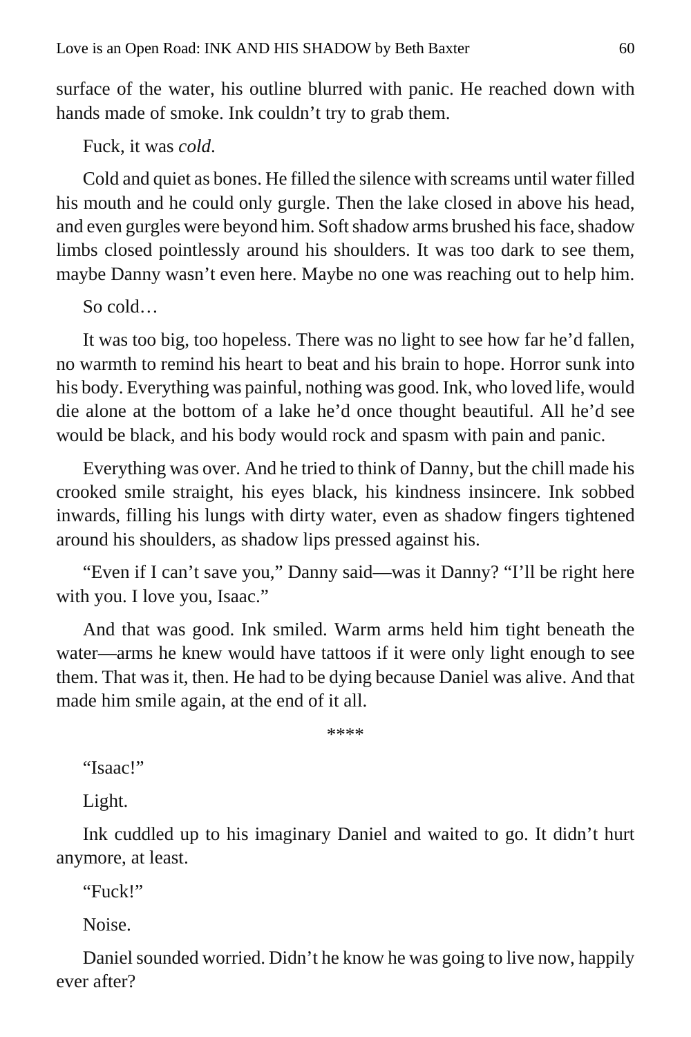surface of the water, his outline blurred with panic. He reached down with hands made of smoke. Ink couldn't try to grab them.

Fuck, it was *cold*.

Cold and quiet as bones. He filled the silence with screams until water filled his mouth and he could only gurgle. Then the lake closed in above his head, and even gurgles were beyond him. Soft shadow arms brushed his face, shadow limbs closed pointlessly around his shoulders. It was too dark to see them, maybe Danny wasn't even here. Maybe no one was reaching out to help him.

So cold…

It was too big, too hopeless. There was no light to see how far he'd fallen, no warmth to remind his heart to beat and his brain to hope. Horror sunk into his body. Everything was painful, nothing was good. Ink, who loved life, would die alone at the bottom of a lake he'd once thought beautiful. All he'd see would be black, and his body would rock and spasm with pain and panic.

Everything was over. And he tried to think of Danny, but the chill made his crooked smile straight, his eyes black, his kindness insincere. Ink sobbed inwards, filling his lungs with dirty water, even as shadow fingers tightened around his shoulders, as shadow lips pressed against his.

"Even if I can't save you," Danny said—was it Danny? "I'll be right here with you. I love you, Isaac."

And that was good. Ink smiled. Warm arms held him tight beneath the water—arms he knew would have tattoos if it were only light enough to see them. That was it, then. He had to be dying because Daniel was alive. And that made him smile again, at the end of it all.

****

"Isaac!"

Light.

Ink cuddled up to his imaginary Daniel and waited to go. It didn't hurt anymore, at least.

"Fuck!"

Noise.

Daniel sounded worried. Didn't he know he was going to live now, happily ever after?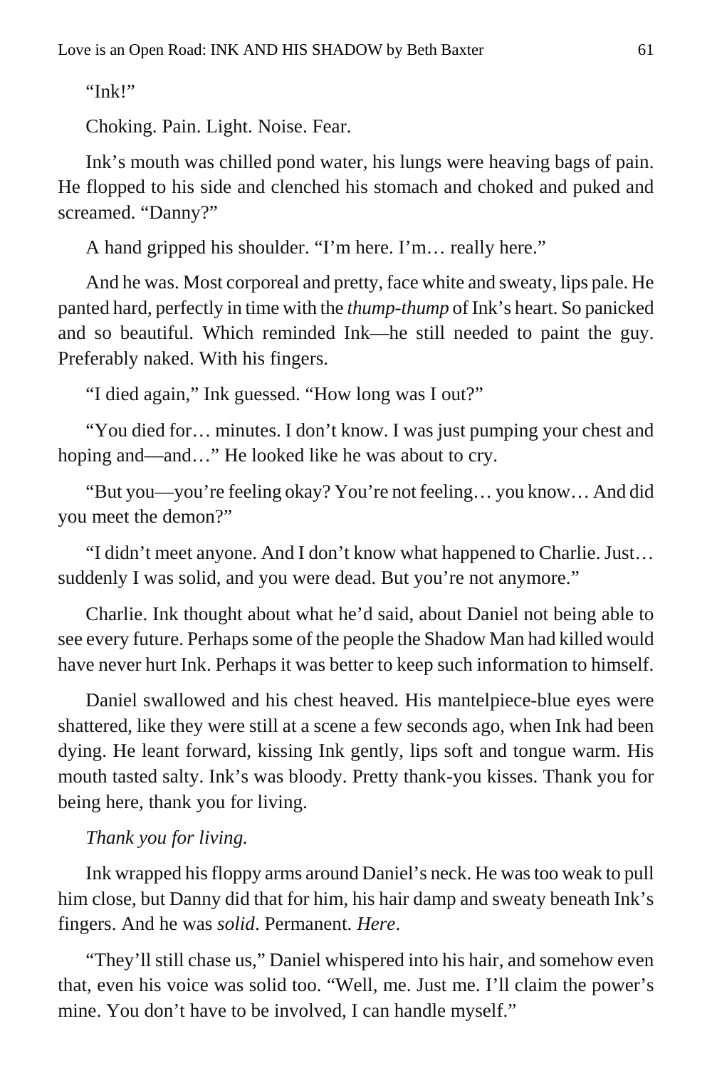"Ink!"

Choking. Pain. Light. Noise. Fear.

Ink's mouth was chilled pond water, his lungs were heaving bags of pain. He flopped to his side and clenched his stomach and choked and puked and screamed. "Danny?"

A hand gripped his shoulder. "I'm here. I'm… really here."

And he was. Most corporeal and pretty, face white and sweaty, lips pale. He panted hard, perfectly in time with the *thump-thump* of Ink's heart. So panicked and so beautiful. Which reminded Ink—he still needed to paint the guy. Preferably naked. With his fingers.

"I died again," Ink guessed. "How long was I out?"

"You died for… minutes. I don't know. I was just pumping your chest and hoping and—and…" He looked like he was about to cry.

"But you—you're feeling okay? You're not feeling… you know… And did you meet the demon?"

"I didn't meet anyone. And I don't know what happened to Charlie. Just… suddenly I was solid, and you were dead. But you're not anymore."

Charlie. Ink thought about what he'd said, about Daniel not being able to see every future. Perhaps some of the people the Shadow Man had killed would have never hurt Ink. Perhaps it was better to keep such information to himself.

Daniel swallowed and his chest heaved. His mantelpiece-blue eyes were shattered, like they were still at a scene a few seconds ago, when Ink had been dying. He leant forward, kissing Ink gently, lips soft and tongue warm. His mouth tasted salty. Ink's was bloody. Pretty thank-you kisses. Thank you for being here, thank you for living.

*Thank you for living.*

Ink wrapped his floppy arms around Daniel's neck. He was too weak to pull him close, but Danny did that for him, his hair damp and sweaty beneath Ink's fingers. And he was *solid*. Permanent. *Here*.

"They'll still chase us," Daniel whispered into his hair, and somehow even that, even his voice was solid too. "Well, me. Just me. I'll claim the power's mine. You don't have to be involved, I can handle myself."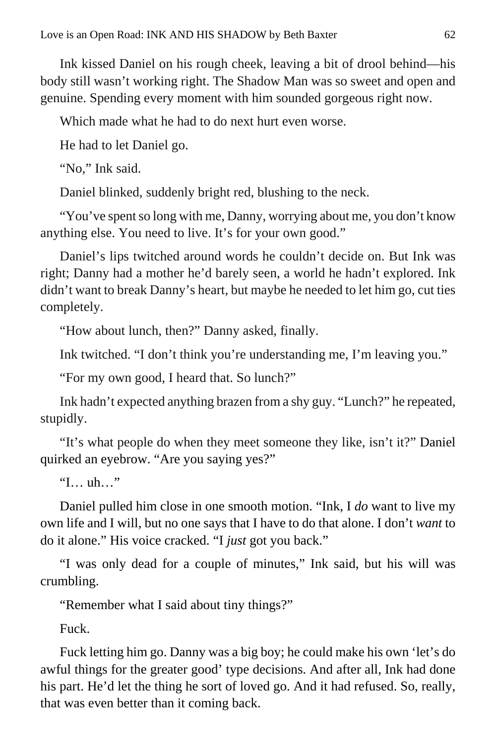Ink kissed Daniel on his rough cheek, leaving a bit of drool behind—his body still wasn't working right. The Shadow Man was so sweet and open and genuine. Spending every moment with him sounded gorgeous right now.

Which made what he had to do next hurt even worse.

He had to let Daniel go.

"No," Ink said.

Daniel blinked, suddenly bright red, blushing to the neck.

"You've spent so long with me, Danny, worrying about me, you don't know anything else. You need to live. It's for your own good."

Daniel's lips twitched around words he couldn't decide on. But Ink was right; Danny had a mother he'd barely seen, a world he hadn't explored. Ink didn't want to break Danny's heart, but maybe he needed to let him go, cut ties completely.

"How about lunch, then?" Danny asked, finally.

Ink twitched. "I don't think you're understanding me, I'm leaving you."

"For my own good, I heard that. So lunch?"

Ink hadn't expected anything brazen from a shy guy. "Lunch?" he repeated, stupidly.

"It's what people do when they meet someone they like, isn't it?" Daniel quirked an eyebrow. "Are you saying yes?"

"I… uh…"

Daniel pulled him close in one smooth motion. "Ink, I *do* want to live my own life and I will, but no one says that I have to do that alone. I don't *want* to do it alone." His voice cracked. "I *just* got you back."

"I was only dead for a couple of minutes," Ink said, but his will was crumbling.

"Remember what I said about tiny things?"

Fuck.

Fuck letting him go. Danny was a big boy; he could make his own 'let's do awful things for the greater good' type decisions. And after all, Ink had done his part. He'd let the thing he sort of loved go. And it had refused. So, really, that was even better than it coming back.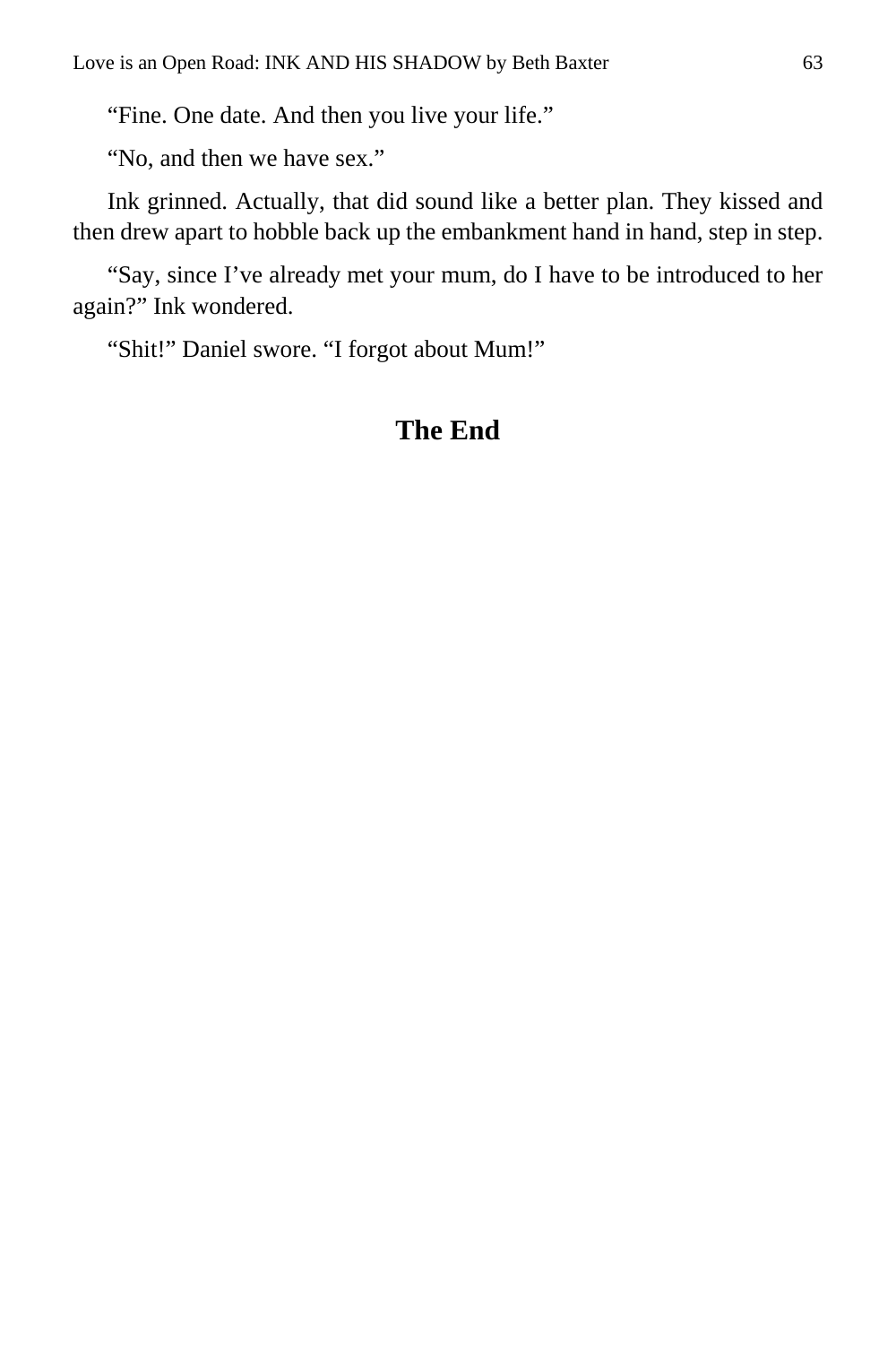"Fine. One date. And then you live your life."

"No, and then we have sex."

Ink grinned. Actually, that did sound like a better plan. They kissed and then drew apart to hobble back up the embankment hand in hand, step in step.

"Say, since I've already met your mum, do I have to be introduced to her again?" Ink wondered.

"Shit!" Daniel swore. "I forgot about Mum!"

## The End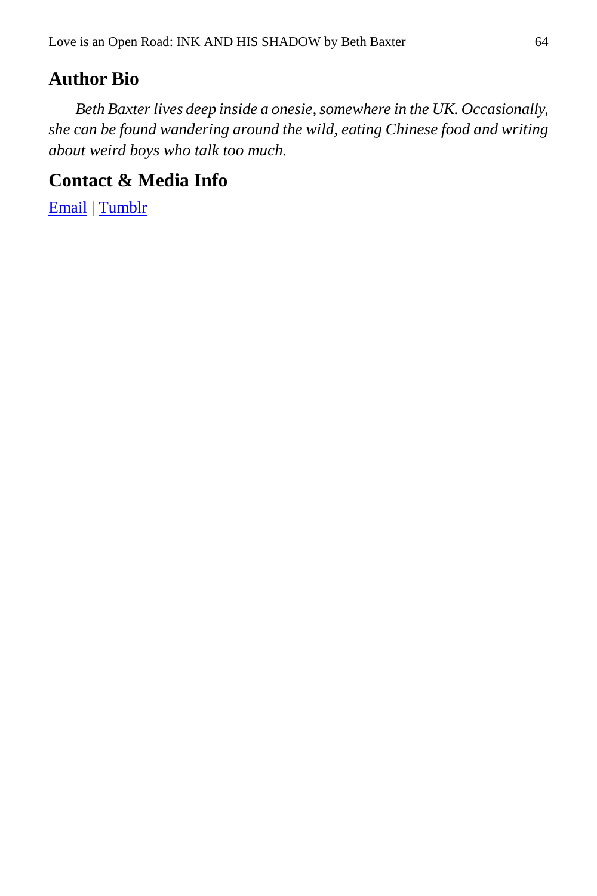## Author Bio

*Beth Baxter lives deep inside a onesie, somewhere in the UK. Occasionally, she can be found wandering around the wild, eating Chinese food and writing about weird boys who talk too much.*

## Contact & Media Info

Email | Tumblr